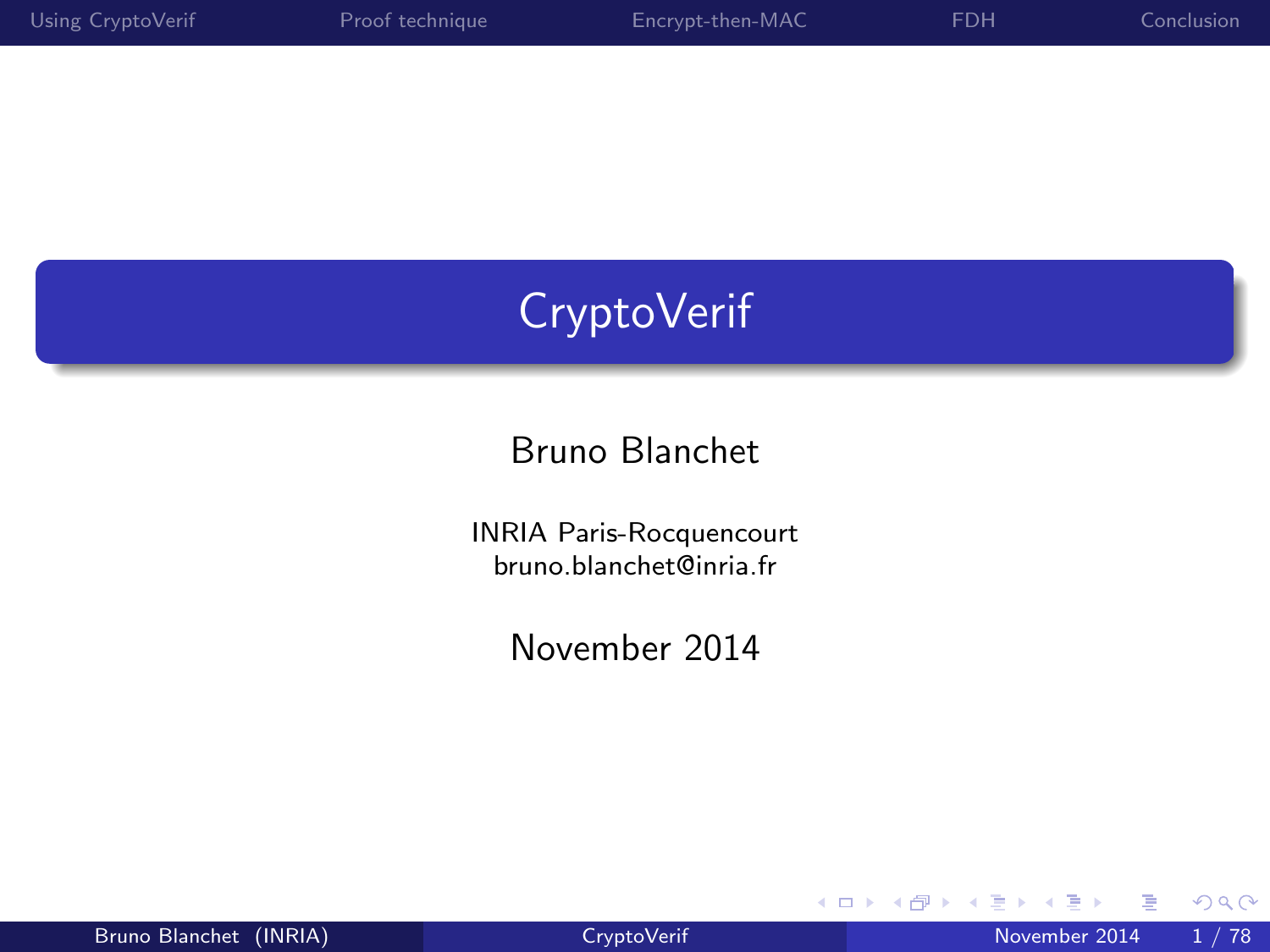# CryptoVerif

Bruno Blanchet

INRIA Paris-Rocquencourt
bruno.blanchet@inria.fr

November 2014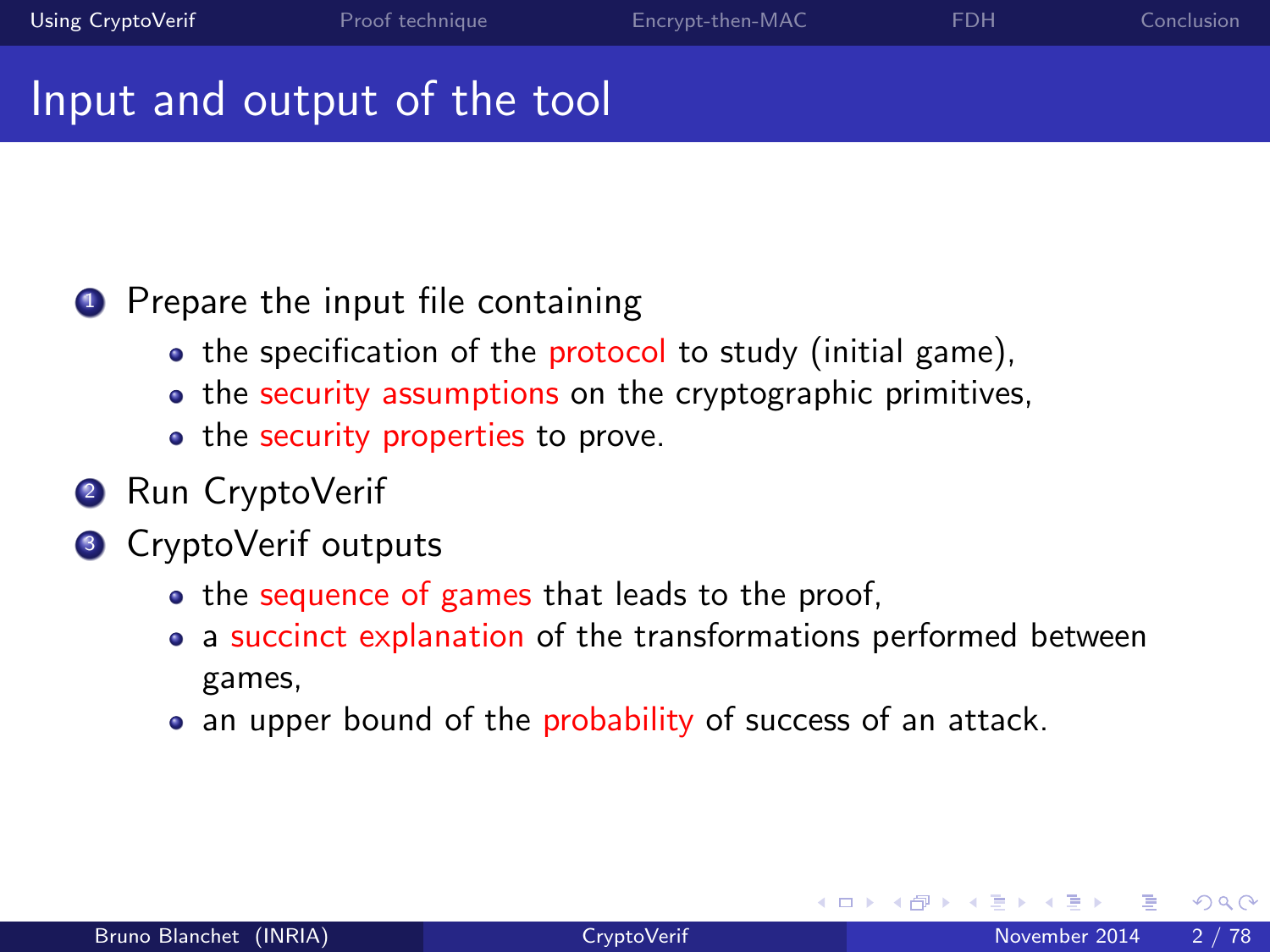# Input and output of the tool

1. Prepare the input file containing
   - the specification of the protocol to study (initial game),
   - the security assumptions on the cryptographic primitives,
   - the security properties to prove.
2. Run CryptoVerif
3. CryptoVerif outputs
   - the sequence of games that leads to the proof,
   - a succinct explanation of the transformations performed between games,
   - an upper bound of the probability of success of an attack.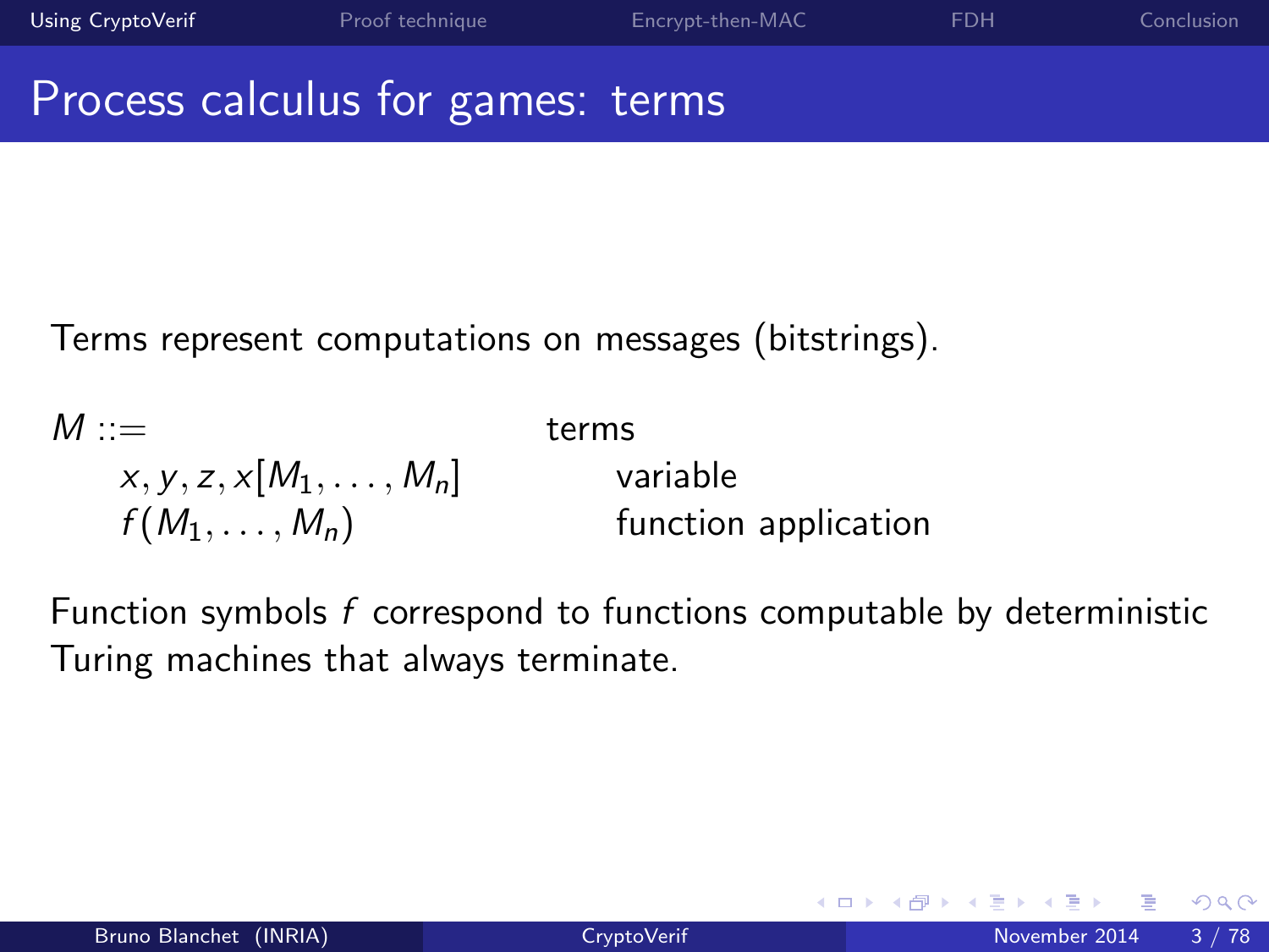# Process calculus for games: terms

Terms represent computations on messages (bitstrings).

| | |
|---|---|
| $M ::=$ | terms |
| $\quad x, y, z, x[M_1, \ldots, M_n]$ | variable |
| $\quad f(M_1, \ldots, M_n)$ | function application |

Function symbols $f$ correspond to functions computable by deterministic Turing machines that always terminate.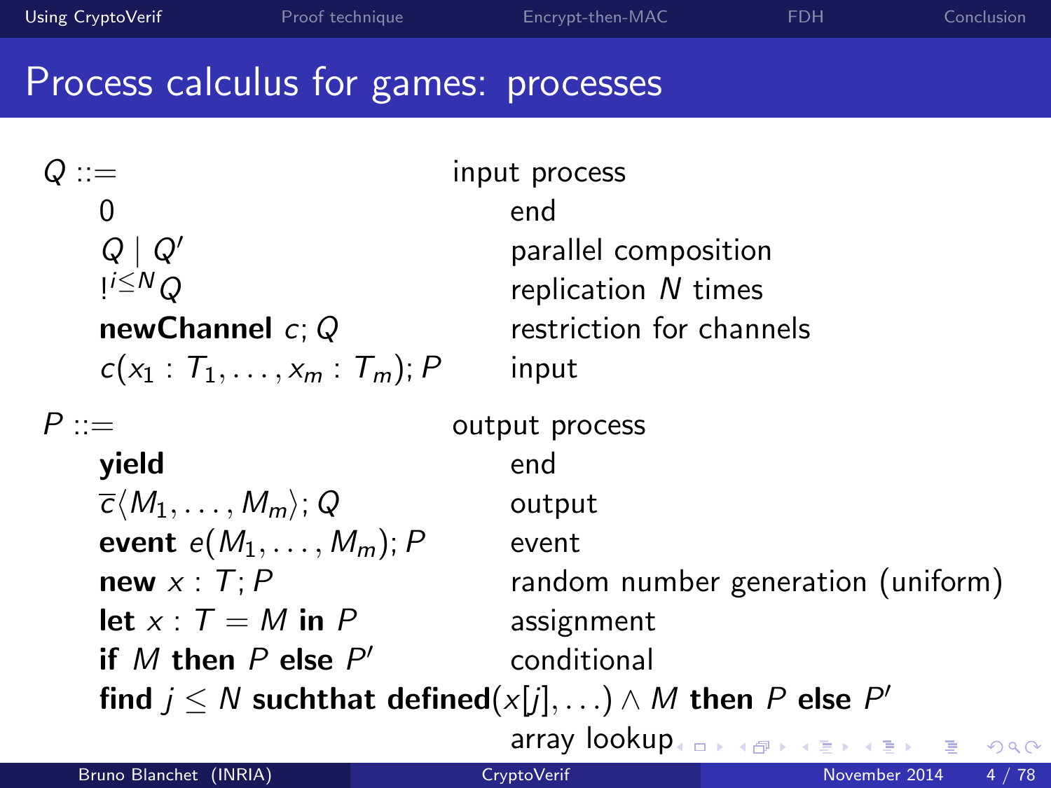# Process calculus for games: processes

| | |
|---|---|
| $Q ::=$ | input process |
| $\quad 0$ | end |
| $\quad Q \mid Q'$ | parallel composition |
| $\quad !^{i \leq N} Q$ | replication $N$ times |
| $\quad$ **newChannel** $c; Q$ | restriction for channels |
| $\quad c(x_1 : T_1, \dots, x_m : T_m); P$ | input |
| $P ::=$ | output process |
| $\quad$ **yield** | end |
| $\quad \overline{c}\langle M_1, \dots, M_m \rangle; Q$ | output |
| $\quad$ **event** $e(M_1, \dots, M_m); P$ | event |
| $\quad$ **new** $x : T; P$ | random number generation (uniform) |
| $\quad$ **let** $x : T = M$ **in** $P$ | assignment |
| $\quad$ **if** $M$ **then** $P$ **else** $P'$ | conditional |
| $\quad$ **find** $j \leq N$ **suchthat defined**$(x[j], \dots) \wedge M$ **then** $P$ **else** $P'$ | array lookup |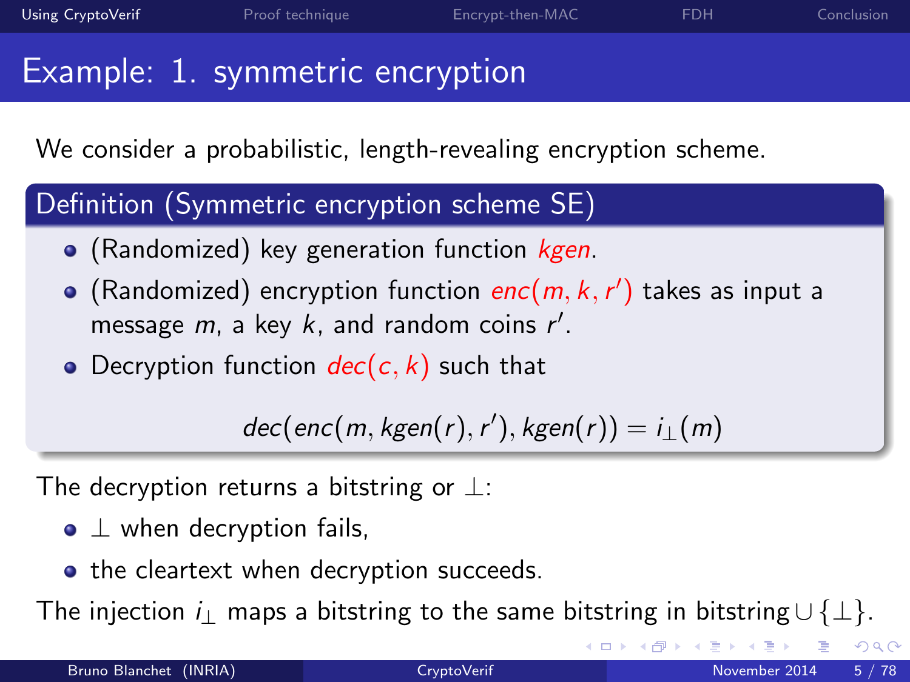# Example: 1. symmetric encryption

We consider a probabilistic, length-revealing encryption scheme.

**Definition (Symmetric encryption scheme SE)**

- (Randomized) key generation function *kgen*.
- (Randomized) encryption function $enc(m, k, r')$ takes as input a message $m$, a key $k$, and random coins $r'$.
- Decryption function $dec(c, k)$ such that

$$dec(enc(m, kgen(r), r'), kgen(r)) = i_\perp(m)$$

The decryption returns a bitstring or $\perp$:

- $\perp$ when decryption fails,
- the cleartext when decryption succeeds.

The injection $i_\perp$ maps a bitstring to the same bitstring in bitstring $\cup \{\perp\}$.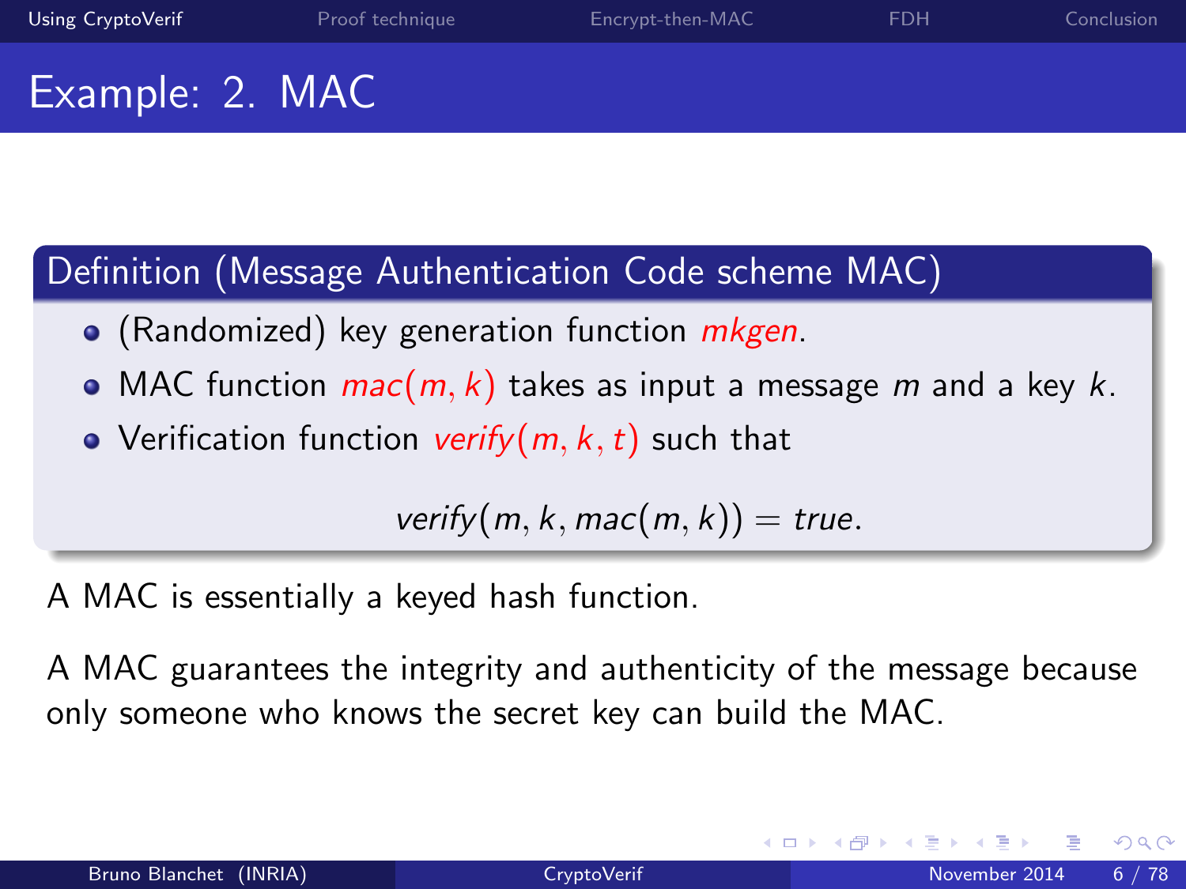# Example: 2. MAC

**Definition (Message Authentication Code scheme MAC)**

- (Randomized) key generation function *mkgen*.
- MAC function $mac(m, k)$ takes as input a message $m$ and a key $k$.
- Verification function $verify(m, k, t)$ such that

$$verify(m, k, mac(m, k)) = true.$$

A MAC is essentially a keyed hash function.

A MAC guarantees the integrity and authenticity of the message because only someone who knows the secret key can build the MAC.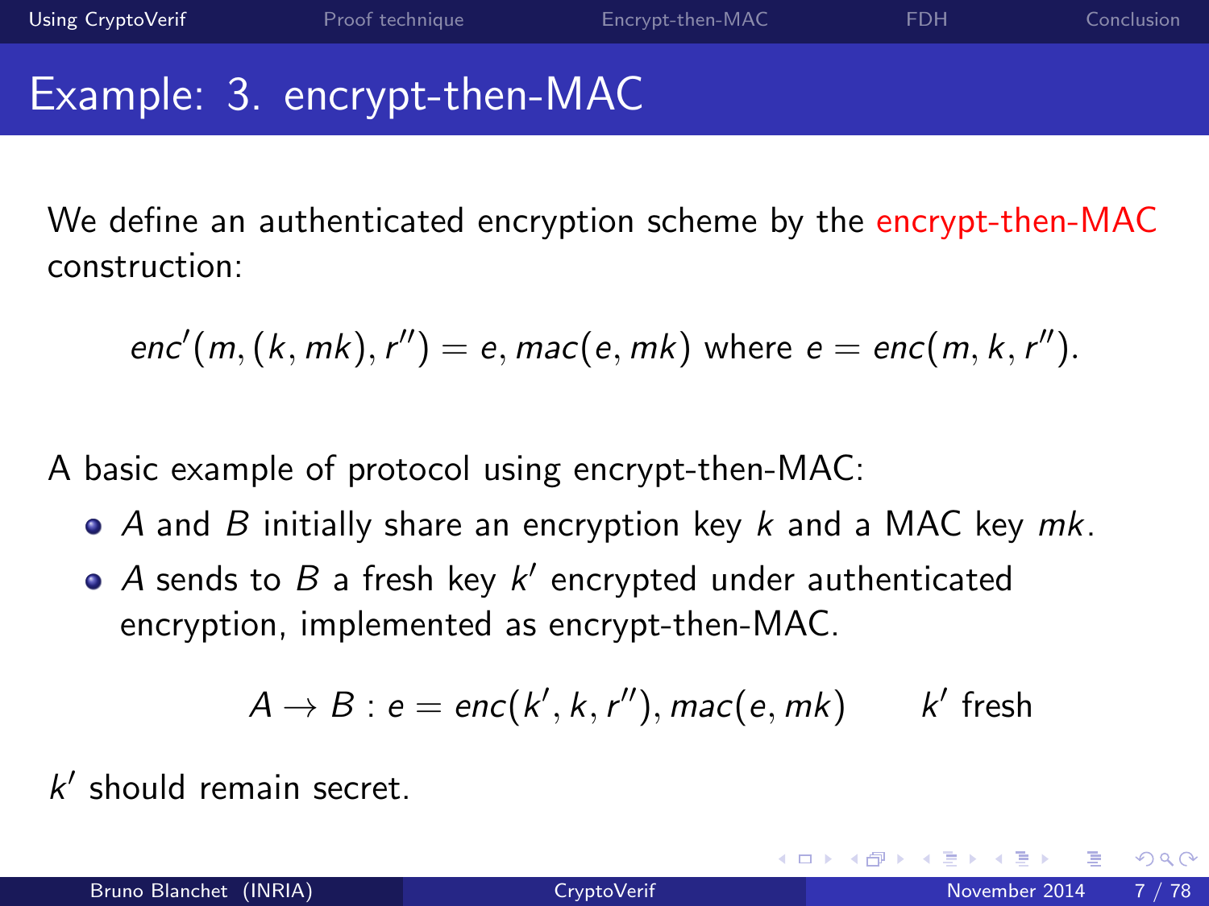# Example: 3. encrypt-then-MAC

We define an authenticated encryption scheme by the encrypt-then-MAC construction:

$$enc'(m, (k, mk), r'') = e, mac(e, mk) \text{ where } e = enc(m, k, r'').$$

A basic example of protocol using encrypt-then-MAC:

- $A$ and $B$ initially share an encryption key $k$ and a MAC key $mk$.
- $A$ sends to $B$ a fresh key $k'$ encrypted under authenticated encryption, implemented as encrypt-then-MAC.

$$A \rightarrow B : e = enc(k', k, r''), mac(e, mk) \qquad k' \text{ fresh}$$

$k'$ should remain secret.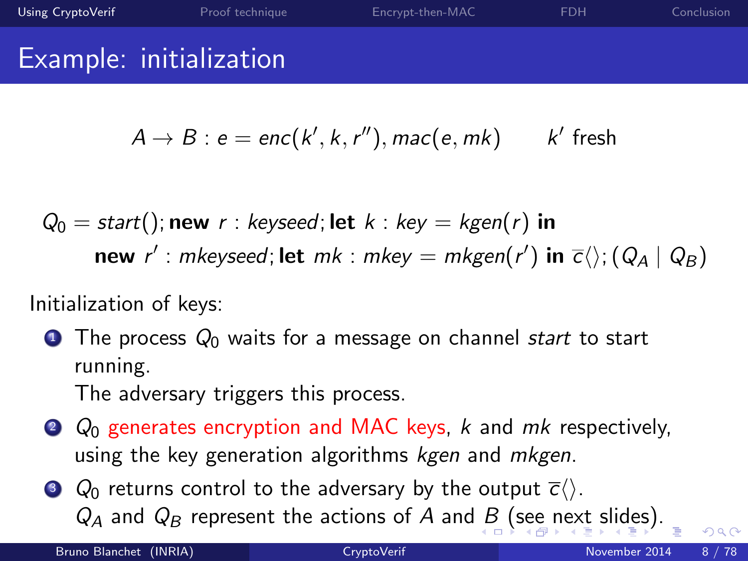# Example: initialization

$$A \rightarrow B : e = enc(k', k, r''), mac(e, mk) \qquad k' \text{ fresh}$$

$$Q_0 = start(); \textbf{new } r : keyseed; \textbf{let } k : key = kgen(r) \textbf{ in}$$
$$\textbf{new } r' : mkeyseed; \textbf{let } mk : mkey = mkgen(r') \textbf{ in } \overline{c}\langle\rangle; (Q_A \mid Q_B)$$

Initialization of keys:

1. The process $Q_0$ waits for a message on channel *start* to start running.
   The adversary triggers this process.
2. $Q_0$ generates encryption and MAC keys, $k$ and $mk$ respectively, using the key generation algorithms *kgen* and *mkgen*.
3. $Q_0$ returns control to the adversary by the output $\overline{c}\langle\rangle$.
   $Q_A$ and $Q_B$ represent the actions of $A$ and $B$ (see next slides).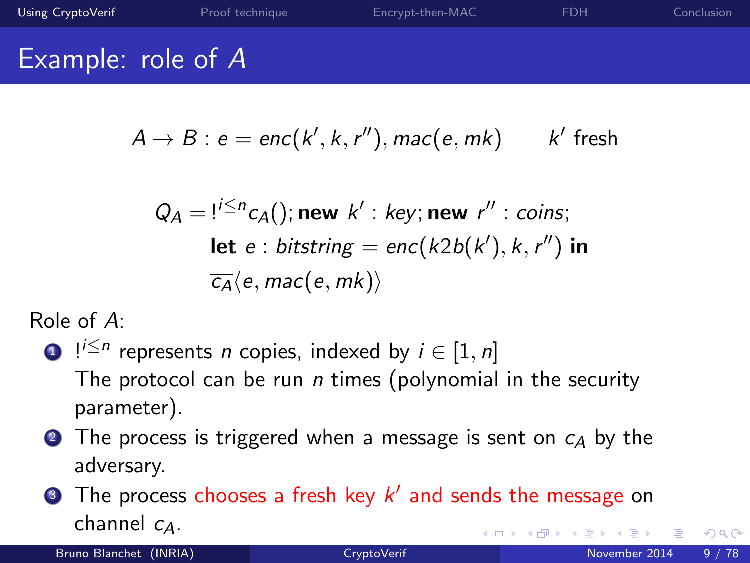# Example: role of $A$

$$A \to B : e = enc(k', k, r''), mac(e, mk) \qquad k' \text{ fresh}$$

$$\begin{aligned} Q_A = \,!^{i \le n} c_A(); &\textbf{new } k' : key; \textbf{new } r'' : coins; \\ &\textbf{let } e : bitstring = enc(k2b(k'), k, r'') \textbf{ in} \\ &\overline{c_A}\langle e, mac(e, mk)\rangle \end{aligned}$$

Role of $A$:

1. $!^{i \le n}$ represents $n$ copies, indexed by $i \in [1, n]$
   The protocol can be run $n$ times (polynomial in the security parameter).
2. The process is triggered when a message is sent on $c_A$ by the adversary.
3. The process chooses a fresh key $k'$ and sends the message on channel $c_A$.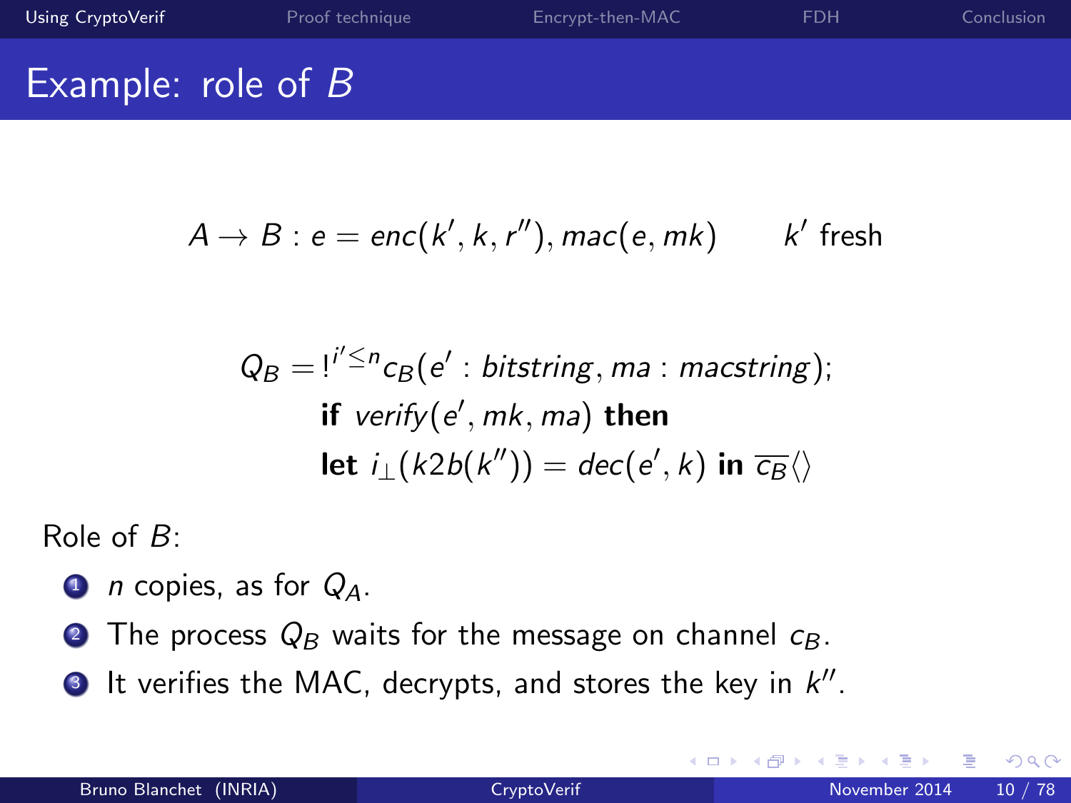# Example: role of $B$

$$A \rightarrow B : e = enc(k', k, r''), mac(e, mk) \qquad k' \text{ fresh}$$

$$\begin{aligned} Q_B = \,&!^{i' \leq n} c_B(e' : bitstring, ma : macstring); \\ &\textbf{if } verify(e', mk, ma) \textbf{ then} \\ &\textbf{let } i_\perp(k2b(k'')) = dec(e', k) \textbf{ in } \overline{c_B}\langle\rangle \end{aligned}$$

Role of $B$:

1. $n$ copies, as for $Q_A$.
2. The process $Q_B$ waits for the message on channel $c_B$.
3. It verifies the MAC, decrypts, and stores the key in $k''$.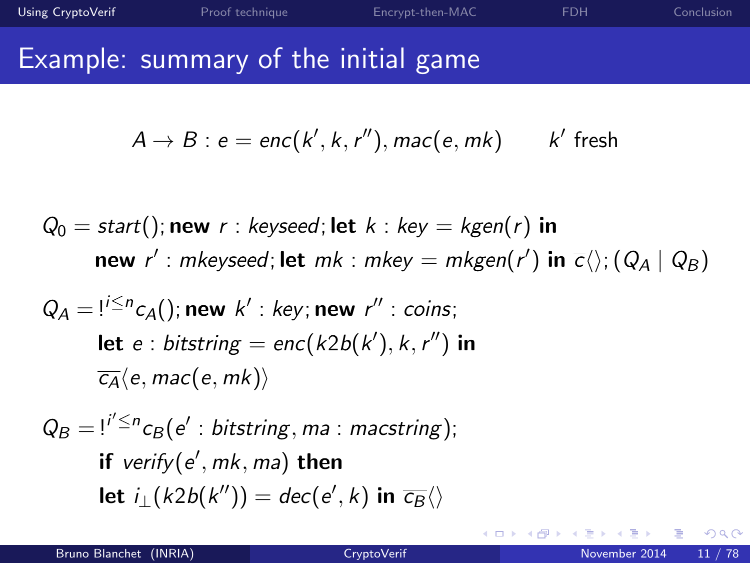# Example: summary of the initial game

$$A \rightarrow B : e = enc(k', k, r''), mac(e, mk) \qquad k' \text{ fresh}$$

$Q_0 = start(); \mathbf{new}\ r : keyseed; \mathbf{let}\ k : key = kgen(r)\ \mathbf{in}$
$\quad \mathbf{new}\ r' : mkeyseed; \mathbf{let}\ mk : mkey = mkgen(r')\ \mathbf{in}\ \overline{c}\langle\rangle; (Q_A \mid Q_B)$

$Q_A = !^{i \leq n} c_A(); \mathbf{new}\ k' : key; \mathbf{new}\ r'' : coins;$
$\quad \mathbf{let}\ e : bitstring = enc(k2b(k'), k, r'')\ \mathbf{in}$
$\quad \overline{c_A}\langle e, mac(e, mk)\rangle$

$Q_B = !^{i' \leq n} c_B(e' : bitstring, ma : macstring);$
$\quad \mathbf{if}\ verify(e', mk, ma)\ \mathbf{then}$
$\quad \mathbf{let}\ i_\perp(k2b(k'')) = dec(e', k)\ \mathbf{in}\ \overline{c_B}\langle\rangle$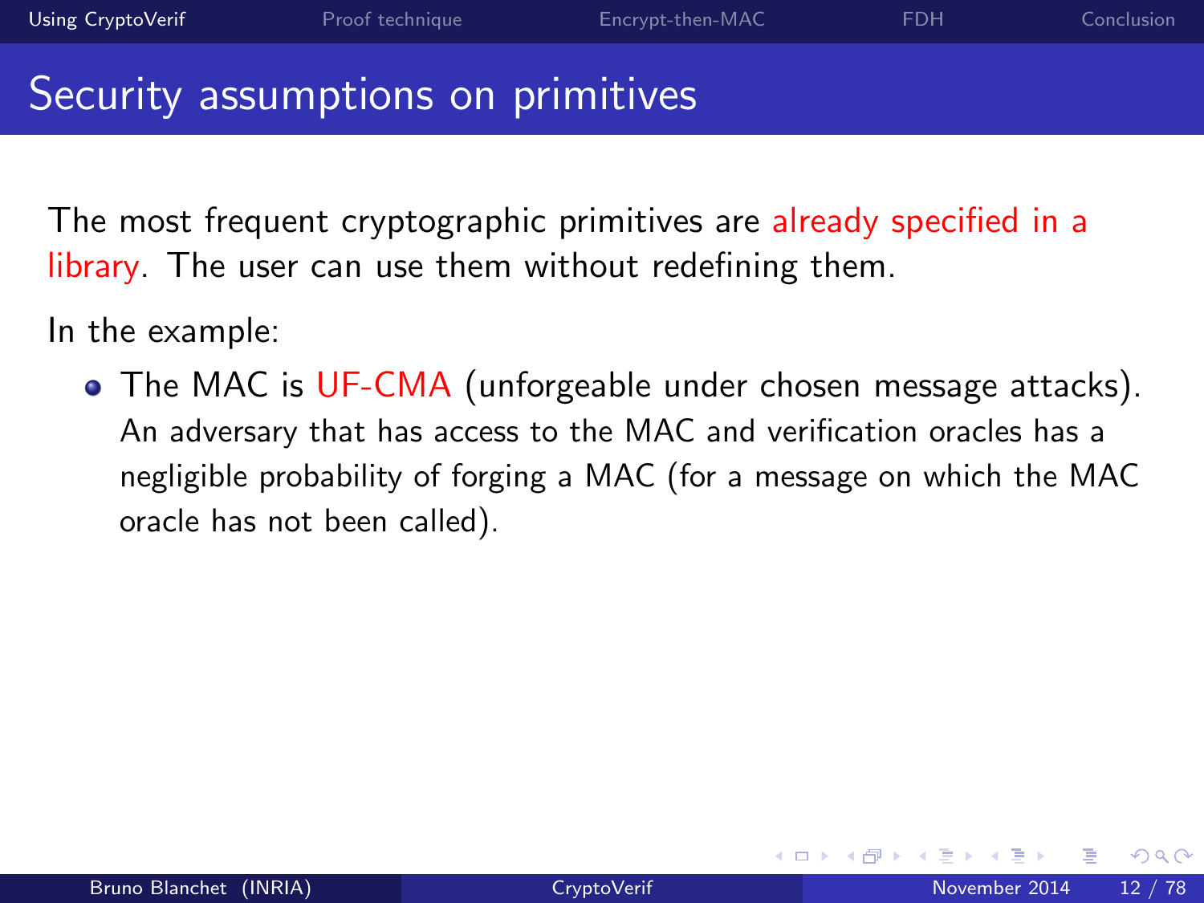# Security assumptions on primitives

The most frequent cryptographic primitives are already specified in a library. The user can use them without redefining them.

In the example:

- The MAC is UF-CMA (unforgeable under chosen message attacks).
  An adversary that has access to the MAC and verification oracles has a negligible probability of forging a MAC (for a message on which the MAC oracle has not been called).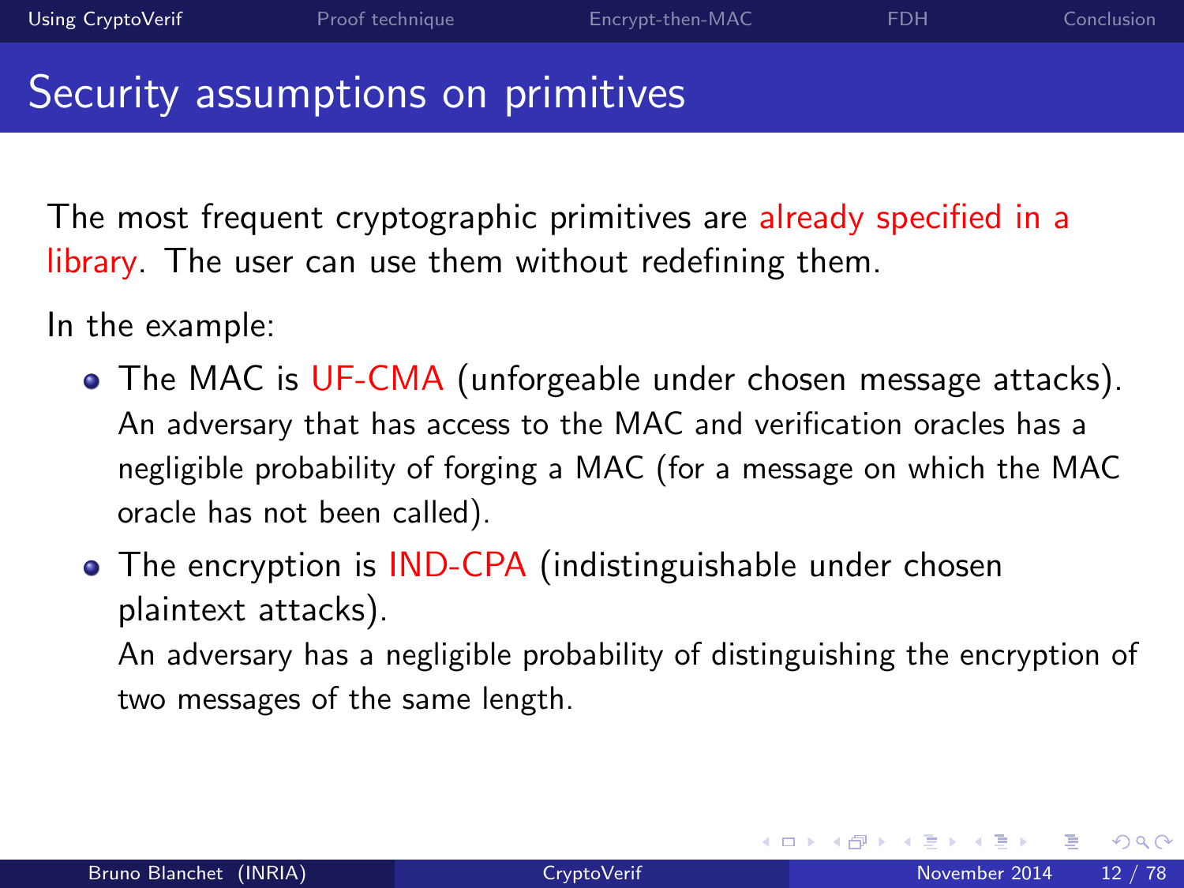# Security assumptions on primitives

The most frequent cryptographic primitives are already specified in a library. The user can use them without redefining them.

In the example:

- The MAC is UF-CMA (unforgeable under chosen message attacks).
  An adversary that has access to the MAC and verification oracles has a negligible probability of forging a MAC (for a message on which the MAC oracle has not been called).
- The encryption is IND-CPA (indistinguishable under chosen plaintext attacks).
  An adversary has a negligible probability of distinguishing the encryption of two messages of the same length.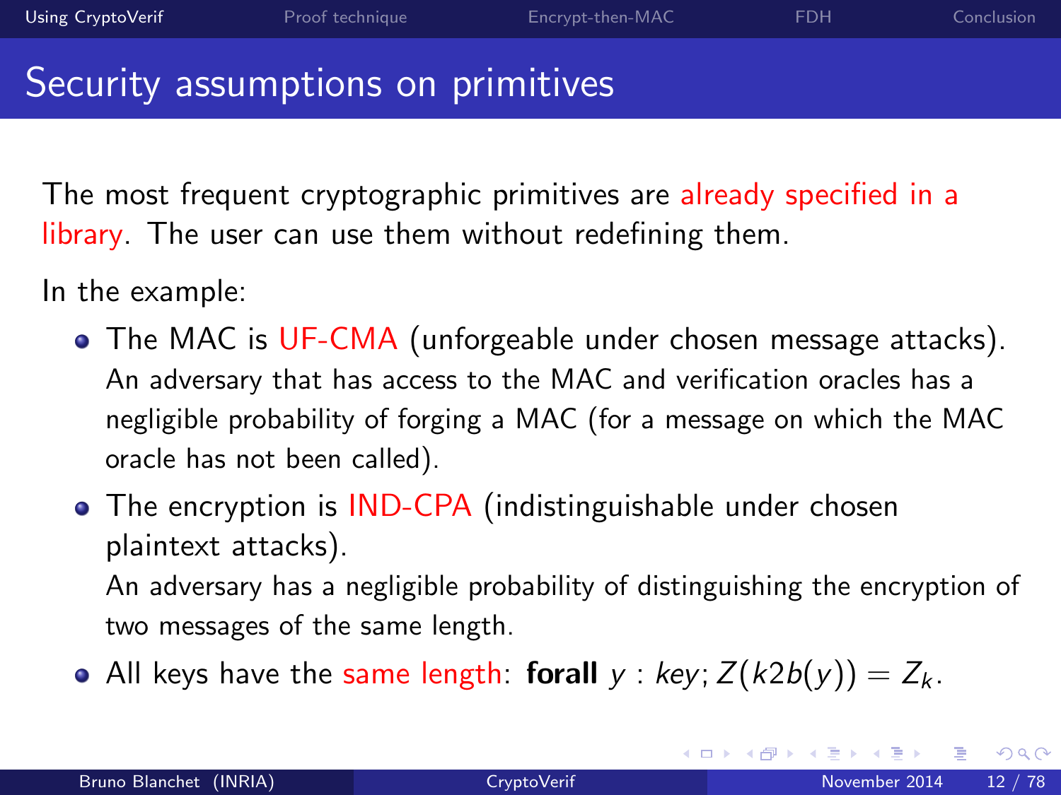# Security assumptions on primitives

The most frequent cryptographic primitives are already specified in a library. The user can use them without redefining them.

In the example:

- The MAC is UF-CMA (unforgeable under chosen message attacks). An adversary that has access to the MAC and verification oracles has a negligible probability of forging a MAC (for a message on which the MAC oracle has not been called).
- The encryption is IND-CPA (indistinguishable under chosen plaintext attacks). An adversary has a negligible probability of distinguishing the encryption of two messages of the same length.
- All keys have the same length: **forall** $y : key; Z(k2b(y)) = Z_k$.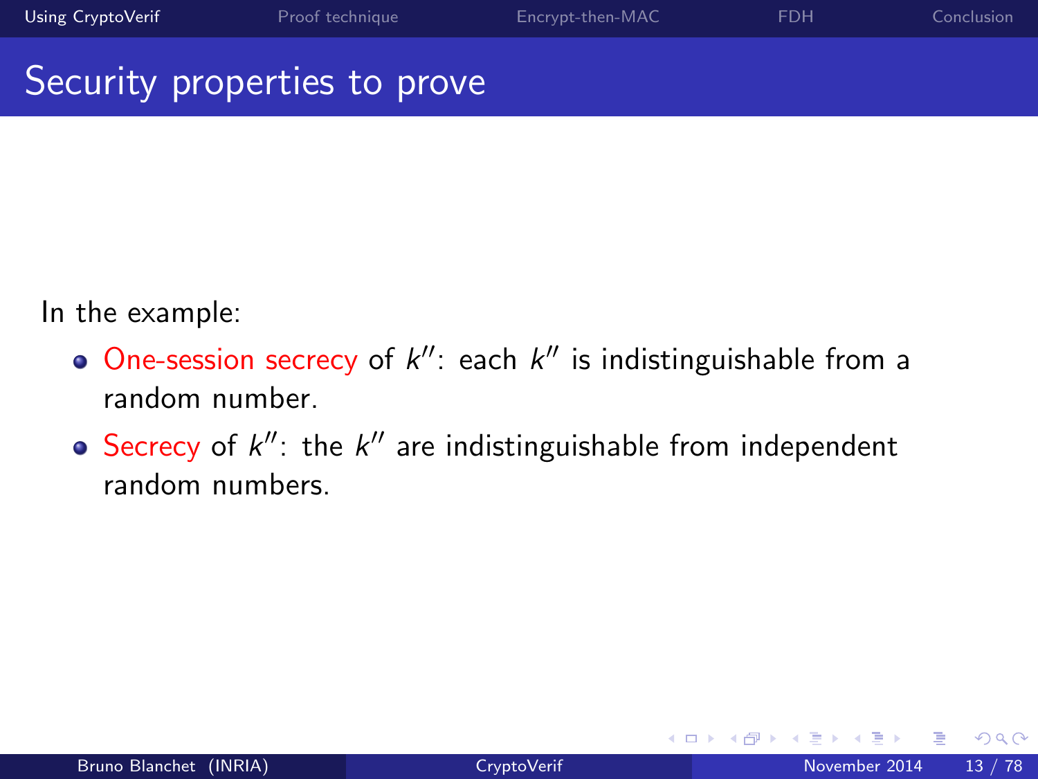# Security properties to prove

In the example:

- One-session secrecy of $k''$: each $k''$ is indistinguishable from a random number.
- Secrecy of $k''$: the $k''$ are indistinguishable from independent random numbers.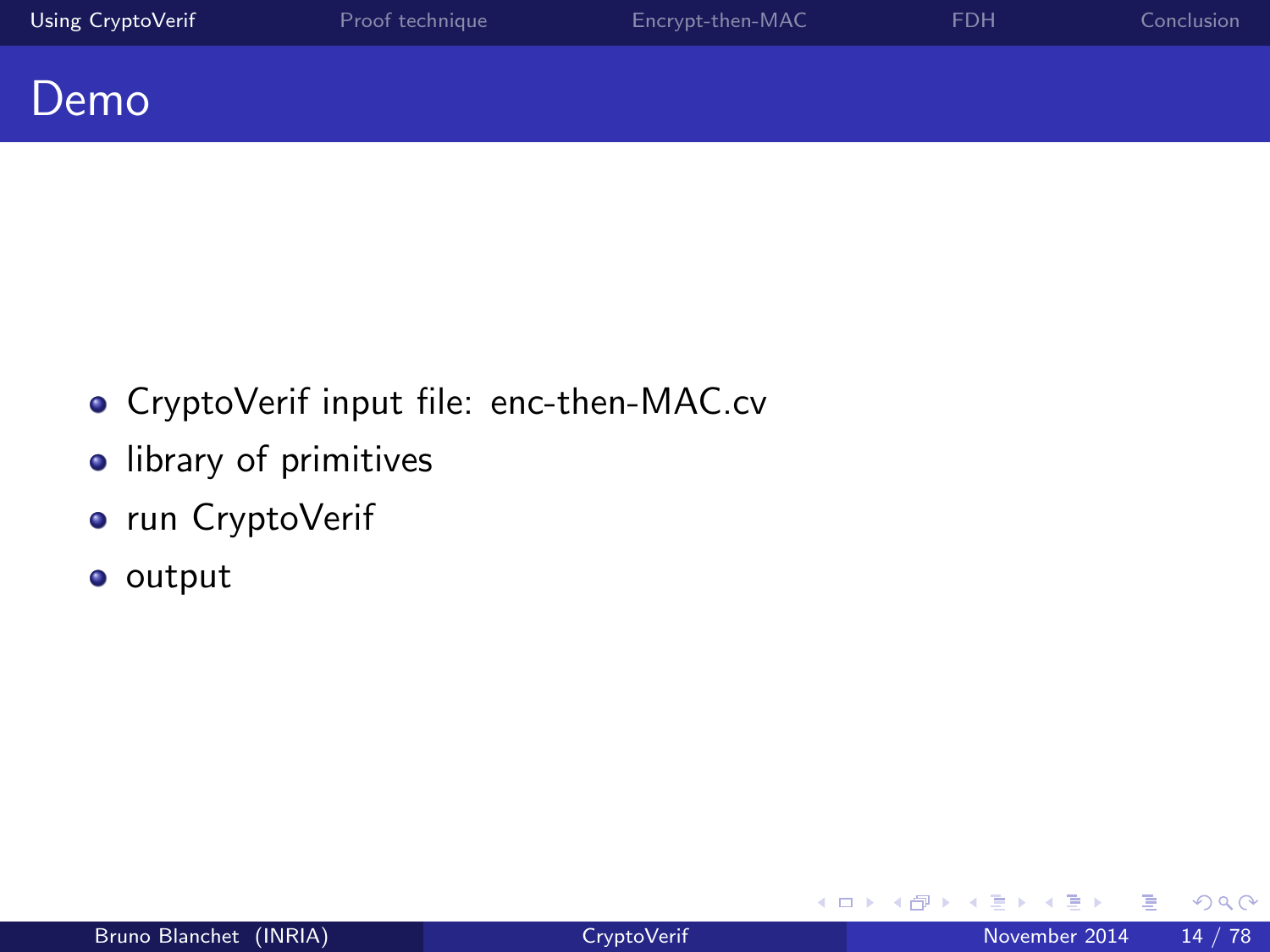# Demo

- CryptoVerif input file: enc-then-MAC.cv
- library of primitives
- run CryptoVerif
- output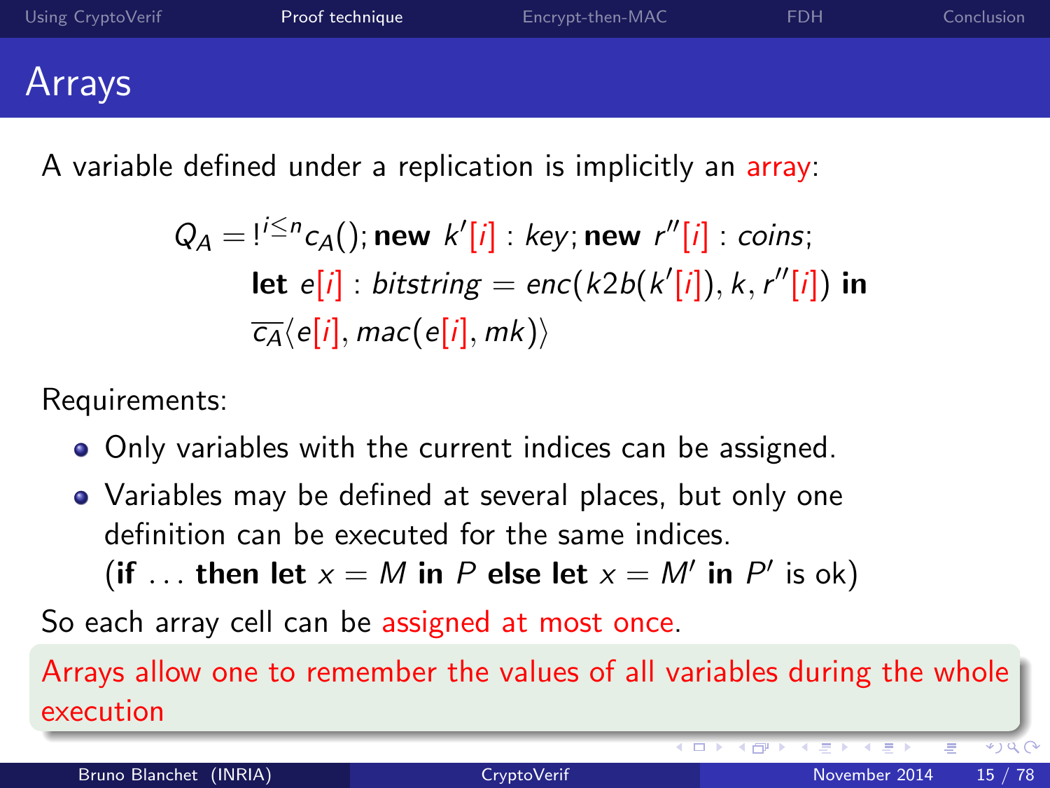# Arrays

A variable defined under a replication is implicitly an array:

$$
\begin{aligned}
Q_A = \;& !^{i \leq n} c_A(); \textbf{new}\ k'[i] : key; \textbf{new}\ r''[i] : coins; \\
& \textbf{let}\ e[i] : bitstring = enc(k2b(k'[i]), k, r''[i])\ \textbf{in} \\
& \overline{c_A}\langle e[i], mac(e[i], mk)\rangle
\end{aligned}
$$

Requirements:

- Only variables with the current indices can be assigned.
- Variables may be defined at several places, but only one definition can be executed for the same indices.
  (**if** ... **then let** $x = M$ **in** $P$ **else let** $x = M'$ **in** $P'$ is ok)

So each array cell can be assigned at most once.

Arrays allow one to remember the values of all variables during the whole execution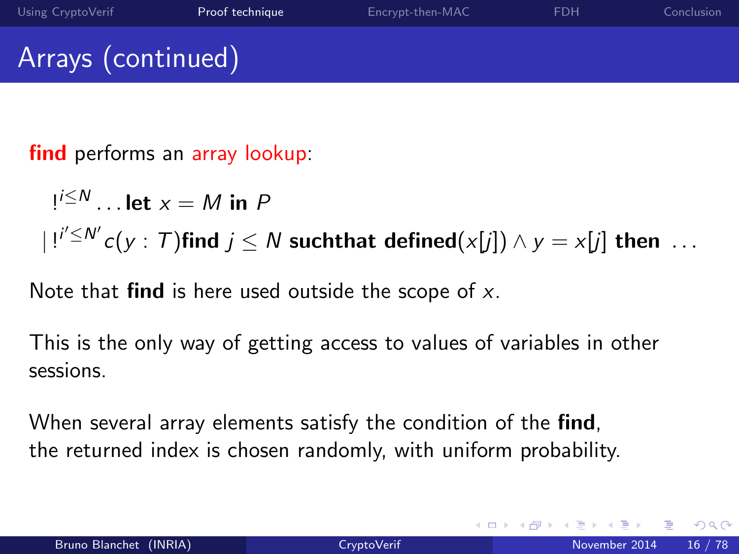# Arrays (continued)

**find** performs an array lookup:

$$
\begin{array}{l}
\quad !^{i \leq N} \ldots \textbf{let } x = M \textbf{ in } P \\
\mid \; !^{i' \leq N'} c(y : T)\textbf{find } j \leq N \textbf{ suchthat defined}(x[j]) \wedge y = x[j] \textbf{ then } \ldots
\end{array}
$$

Note that **find** is here used outside the scope of $x$.

This is the only way of getting access to values of variables in other sessions.

When several array elements satisfy the condition of the **find**, the returned index is chosen randomly, with uniform probability.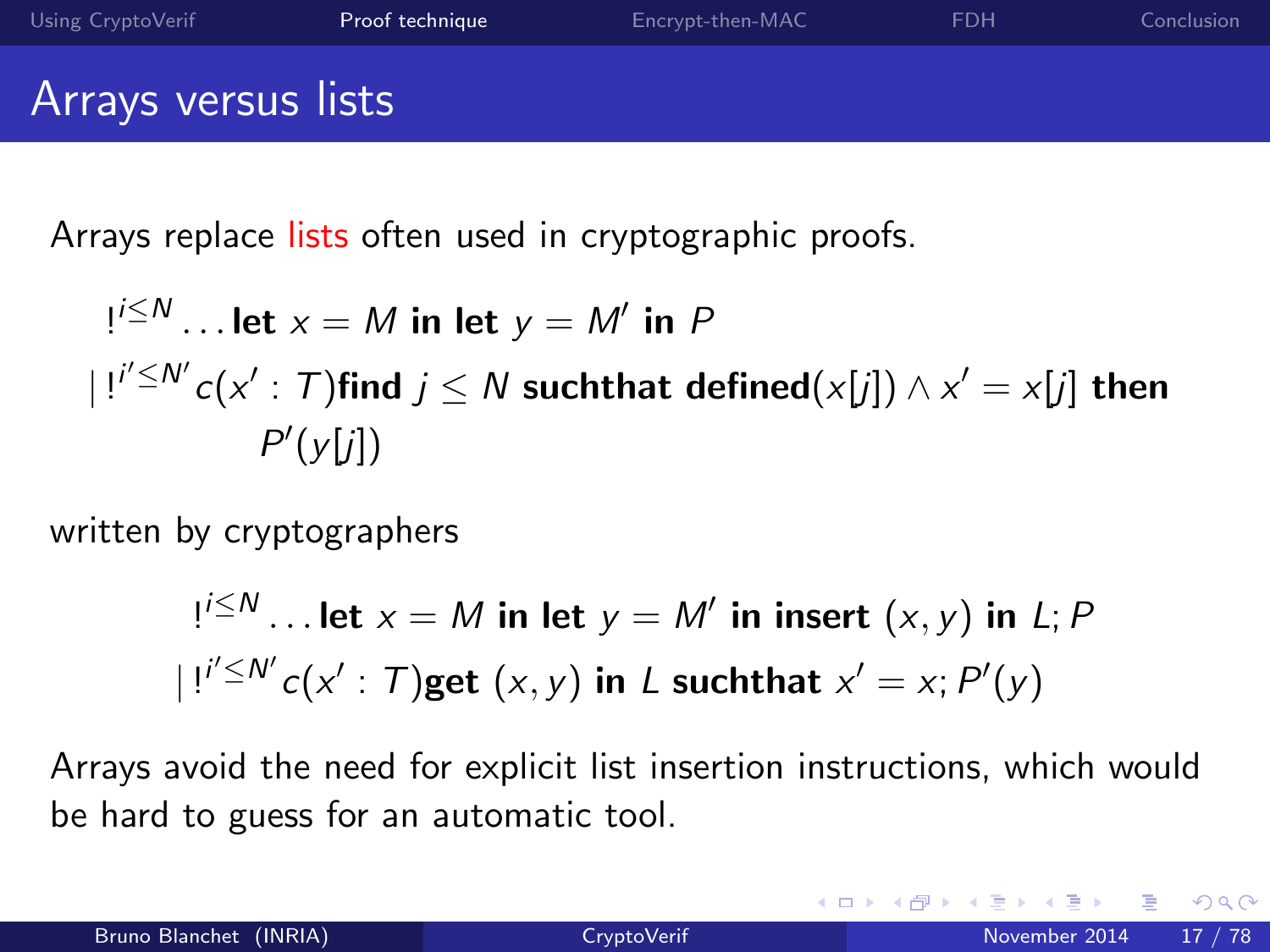# Arrays versus lists

Arrays replace lists often used in cryptographic proofs.

$$
\begin{array}{l}
!^{i \leq N} \ldots \textbf{let } x = M \textbf{ in let } y = M' \textbf{ in } P \\
| \; !^{i' \leq N'} c(x' : T) \textbf{find } j \leq N \textbf{ suchthat defined}(x[j]) \wedge x' = x[j] \textbf{ then} \\
\qquad P'(y[j])
\end{array}
$$

written by cryptographers

$$
\begin{array}{l}
!^{i \leq N} \ldots \textbf{let } x = M \textbf{ in let } y = M' \textbf{ in insert } (x, y) \textbf{ in } L; P \\
| \; !^{i' \leq N'} c(x' : T) \textbf{get } (x, y) \textbf{ in } L \textbf{ suchthat } x' = x; P'(y)
\end{array}
$$

Arrays avoid the need for explicit list insertion instructions, which would be hard to guess for an automatic tool.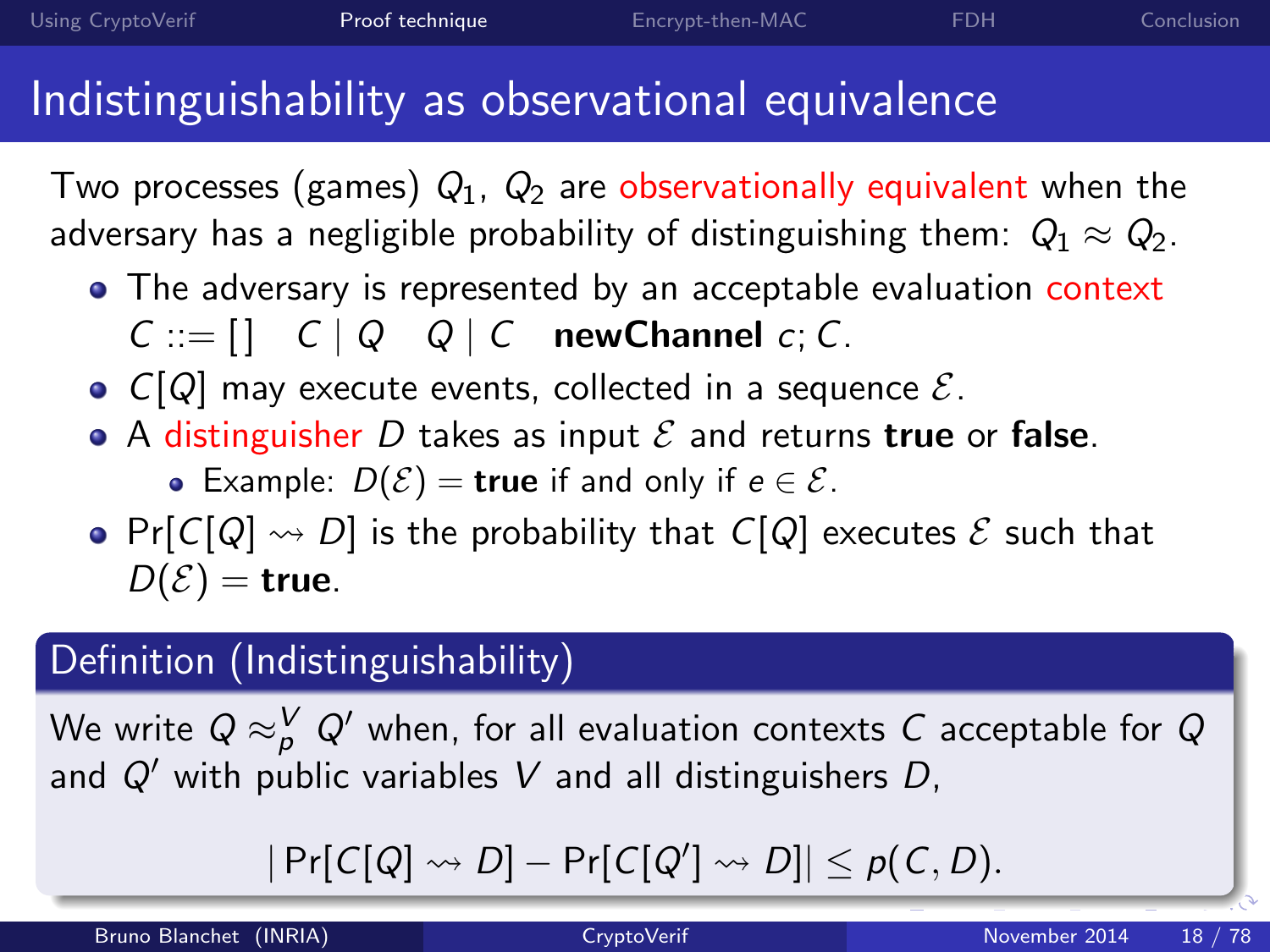# Indistinguishability as observational equivalence

Two processes (games) $Q_1$, $Q_2$ are observationally equivalent when the adversary has a negligible probability of distinguishing them: $Q_1 \approx Q_2$.

- The adversary is represented by an acceptable evaluation context $C ::= [\,] \quad C \mid Q \quad Q \mid C \quad \textbf{newChannel } c; C$.
- $C[Q]$ may execute events, collected in a sequence $\mathcal{E}$.
- A distinguisher $D$ takes as input $\mathcal{E}$ and returns **true** or **false**.
  - Example: $D(\mathcal{E}) = \textbf{true}$ if and only if $e \in \mathcal{E}$.
- $\Pr[C[Q] \rightsquigarrow D]$ is the probability that $C[Q]$ executes $\mathcal{E}$ such that $D(\mathcal{E}) = \textbf{true}$.

## Definition (Indistinguishability)

We write $Q \approx_p^V Q'$ when, for all evaluation contexts $C$ acceptable for $Q$ and $Q'$ with public variables $V$ and all distinguishers $D$,

$$|\Pr[C[Q] \rightsquigarrow D] - \Pr[C[Q'] \rightsquigarrow D]| \leq p(C, D).$$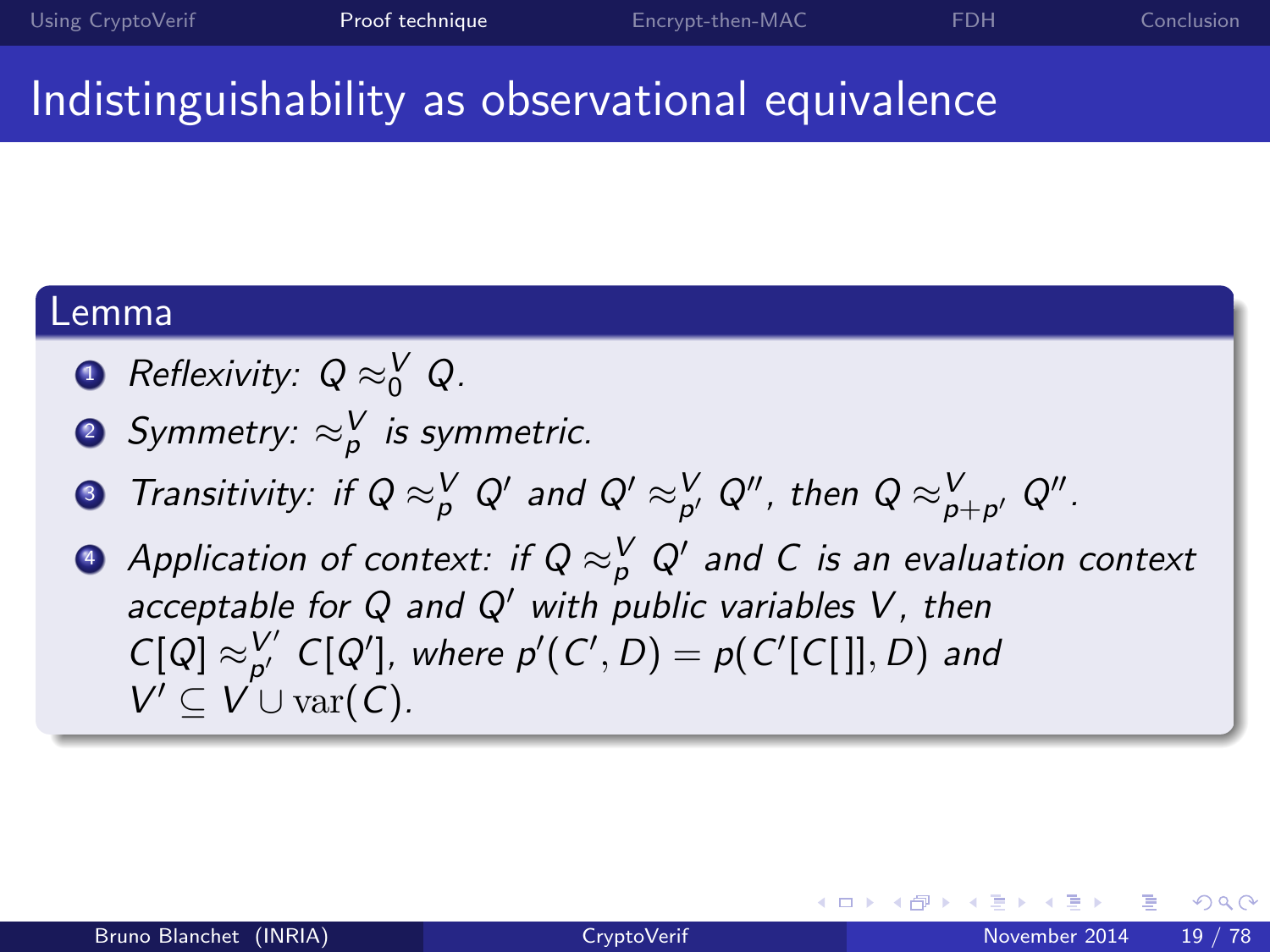# Indistinguishability as observational equivalence

**Lemma**

1. *Reflexivity:* $Q \approx_0^V Q$.
2. *Symmetry:* $\approx_p^V$ *is symmetric.*
3. *Transitivity: if* $Q \approx_p^V Q'$ *and* $Q' \approx_{p'}^V Q''$*, then* $Q \approx_{p+p'}^V Q''$.
4. *Application of context: if* $Q \approx_p^V Q'$ *and* $C$ *is an evaluation context acceptable for* $Q$ *and* $Q'$ *with public variables* $V$*, then* $C[Q] \approx_{p'}^{V'} C[Q']$*, where* $p'(C', D) = p(C'[C[]], D)$ *and* $V' \subseteq V \cup \mathrm{var}(C)$.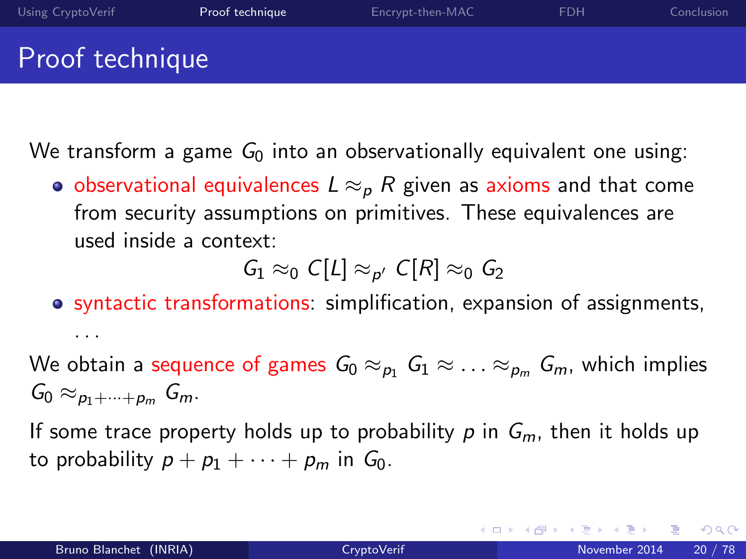# Proof technique

We transform a game $G_0$ into an observationally equivalent one using:

- observational equivalences $L \approx_p R$ given as axioms and that come from security assumptions on primitives. These equivalences are used inside a context:

$$G_1 \approx_0 C[L] \approx_{p'} C[R] \approx_0 G_2$$

- syntactic transformations: simplification, expansion of assignments, ...

We obtain a sequence of games $G_0 \approx_{p_1} G_1 \approx \ldots \approx_{p_m} G_m$, which implies $G_0 \approx_{p_1+\cdots+p_m} G_m$.

If some trace property holds up to probability $p$ in $G_m$, then it holds up to probability $p + p_1 + \cdots + p_m$ in $G_0$.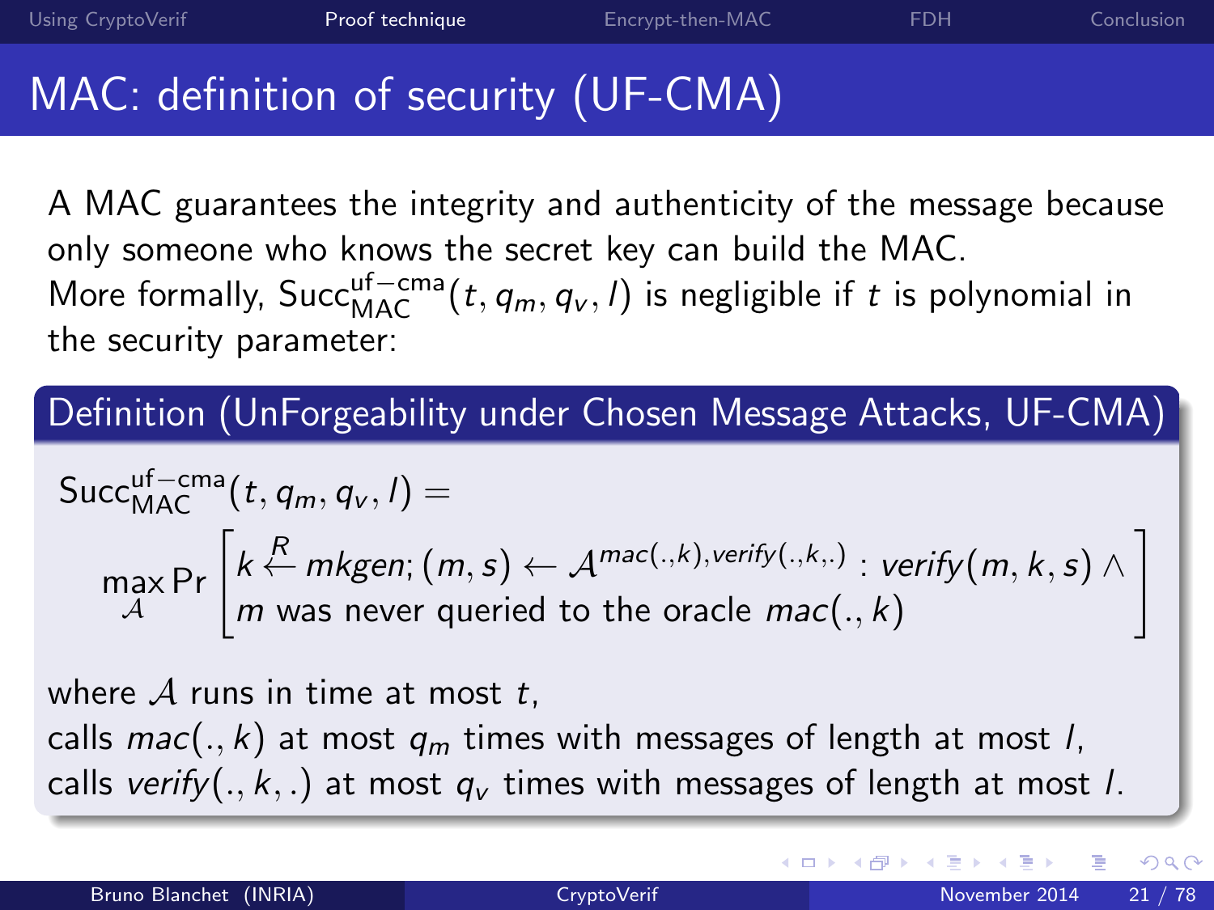# MAC: definition of security (UF-CMA)

A MAC guarantees the integrity and authenticity of the message because only someone who knows the secret key can build the MAC.
More formally, $\mathrm{Succ}^{\mathrm{uf-cma}}_{\mathrm{MAC}}(t, q_m, q_v, l)$ is negligible if $t$ is polynomial in the security parameter:

**Definition (UnForgeability under Chosen Message Attacks, UF-CMA)**

$$\mathrm{Succ}^{\mathrm{uf-cma}}_{\mathrm{MAC}}(t, q_m, q_v, l) =$$

$$\max_{\mathcal{A}} \Pr\left[\begin{array}{l} k \stackrel{R}{\leftarrow} mkgen; (m, s) \leftarrow \mathcal{A}^{mac(.,k), verify(.,k,.)} : verify(m, k, s) \wedge \\ m \text{ was never queried to the oracle } mac(., k) \end{array}\right]$$

where $\mathcal{A}$ runs in time at most $t$,
calls $mac(., k)$ at most $q_m$ times with messages of length at most $l$,
calls $verify(., k, .)$ at most $q_v$ times with messages of length at most $l$.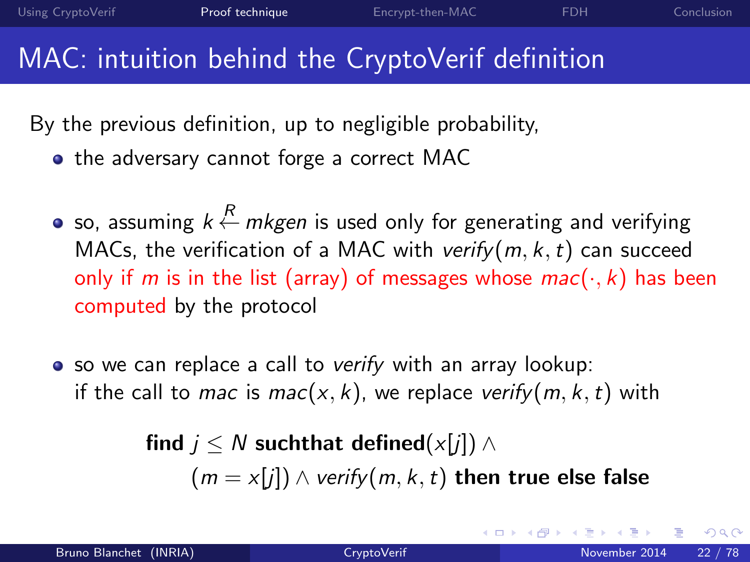# MAC: intuition behind the CryptoVerif definition

By the previous definition, up to negligible probability,

- the adversary cannot forge a correct MAC
- so, assuming $k \xleftarrow{R} mkgen$ is used only for generating and verifying MACs, the verification of a MAC with $verify(m, k, t)$ can succeed only if $m$ is in the list (array) of messages whose $mac(\cdot, k)$ has been computed by the protocol
- so we can replace a call to *verify* with an array lookup: if the call to *mac* is $mac(x, k)$, we replace $verify(m, k, t)$ with

$$\textbf{find } j \leq N \textbf{ suchthat defined}(x[j]) \wedge (m = x[j]) \wedge verify(m, k, t) \textbf{ then true else false}$$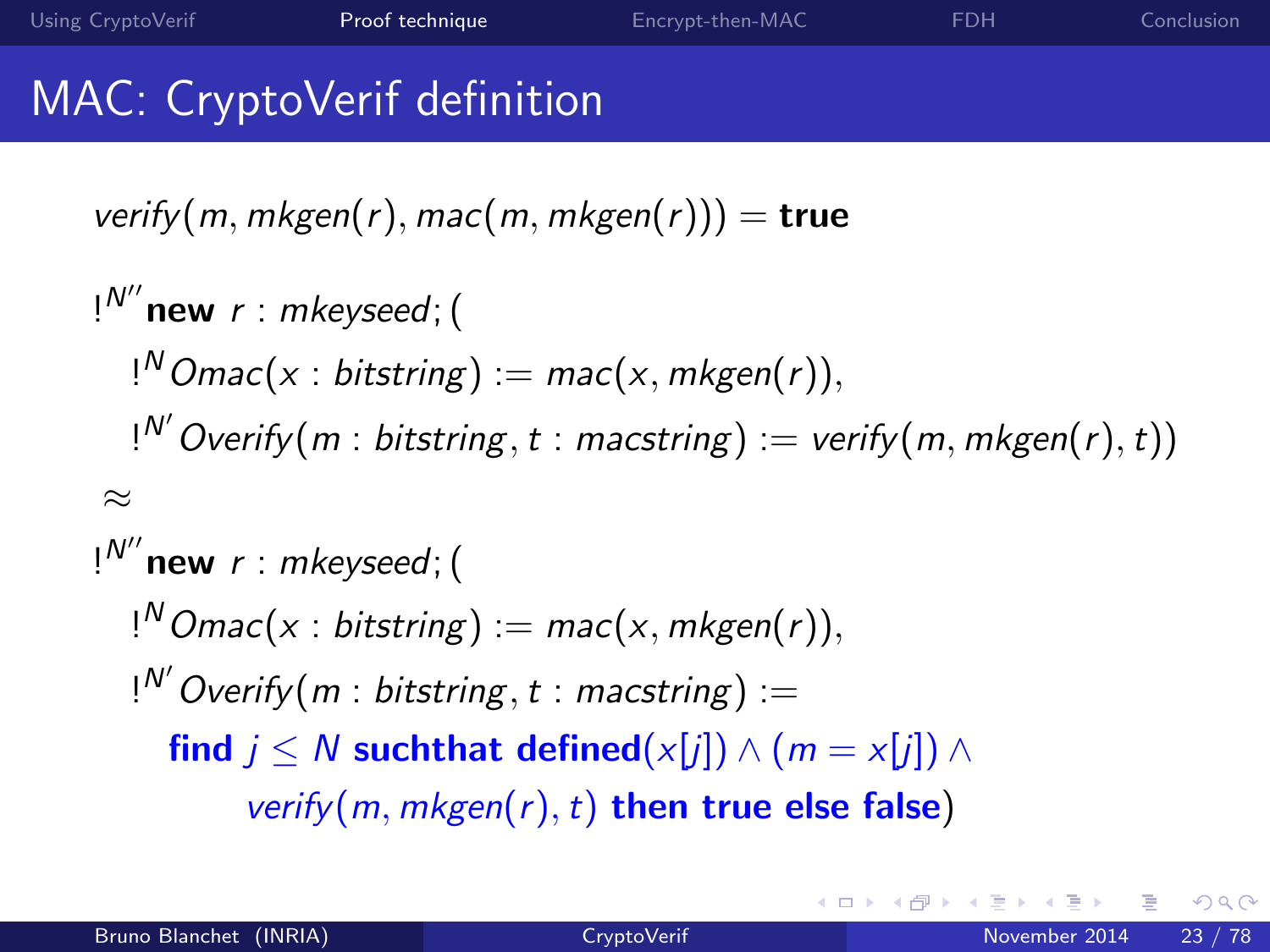# MAC: CryptoVerif definition

$$verify(m, mkgen(r), mac(m, mkgen(r))) = \textbf{true}$$

$$
\begin{array}{l}
!^{N''} \textbf{new } r : mkeyseed; ( \\
\quad !^{N} Omac(x : bitstring) := mac(x, mkgen(r)), \\
\quad !^{N'} Overify(m : bitstring, t : macstring) := verify(m, mkgen(r), t)) \\
\approx \\
!^{N''} \textbf{new } r : mkeyseed; ( \\
\quad !^{N} Omac(x : bitstring) := mac(x, mkgen(r)), \\
\quad !^{N'} Overify(m : bitstring, t : macstring) := \\
\qquad \textbf{find } j \leq N \textbf{ suchthat defined}(x[j]) \wedge (m = x[j]) \wedge \\
\qquad\quad verify(m, mkgen(r), t) \textbf{ then true else false})
\end{array}
$$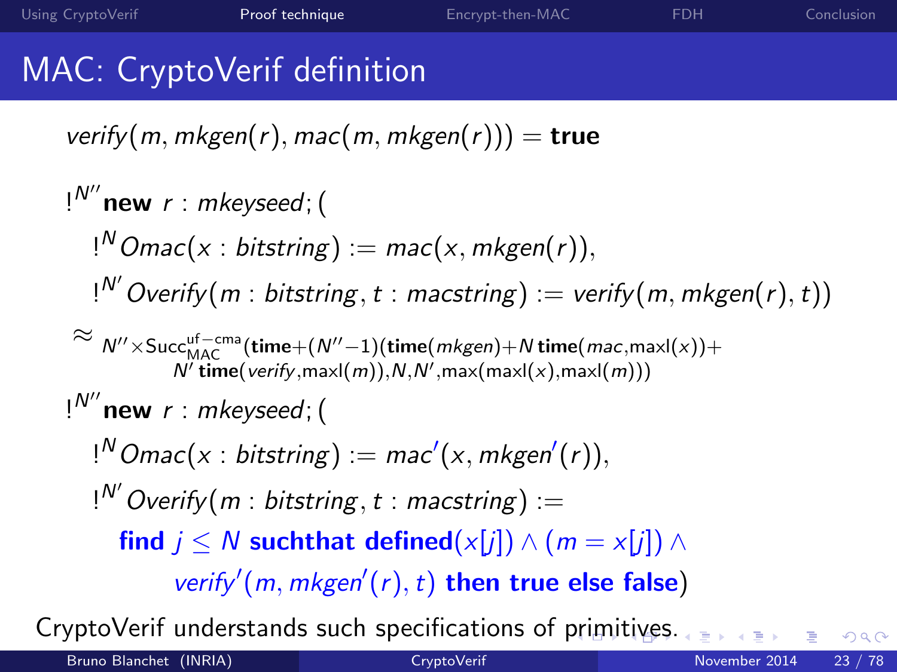# MAC: CryptoVerif definition

$$verify(m, mkgen(r), mac(m, mkgen(r))) = \textbf{true}$$

$!^{N''}\textbf{new}\ r : mkeyseed; ($

$\quad !^{N} Omac(x : bitstring) := mac(x, mkgen(r)),$

$\quad !^{N'} Overify(m : bitstring, t : macstring) := verify(m, mkgen(r), t))$

$\approx_{N'' \times \mathrm{Succ}^{\mathrm{uf-cma}}_{\mathrm{MAC}}(\mathbf{time}+(N''-1)(\mathbf{time}(mkgen)+N\,\mathbf{time}(mac,\mathrm{maxl}(x))+ N'\,\mathbf{time}(verify,\mathrm{maxl}(m)),N,N',\max(\mathrm{maxl}(x),\mathrm{maxl}(m)))}$

$!^{N''}\textbf{new}\ r : mkeyseed; ($

$\quad !^{N} Omac(x : bitstring) := mac'(x, mkgen'(r)),$

$\quad !^{N'} Overify(m : bitstring, t : macstring) :=$

$\qquad \textbf{find}\ j \leq N\ \textbf{suchthat defined}(x[j]) \wedge (m = x[j]) \wedge$

$\qquad\quad verify'(m, mkgen'(r), t)\ \textbf{then true else false})$

CryptoVerif understands such specifications of primitives.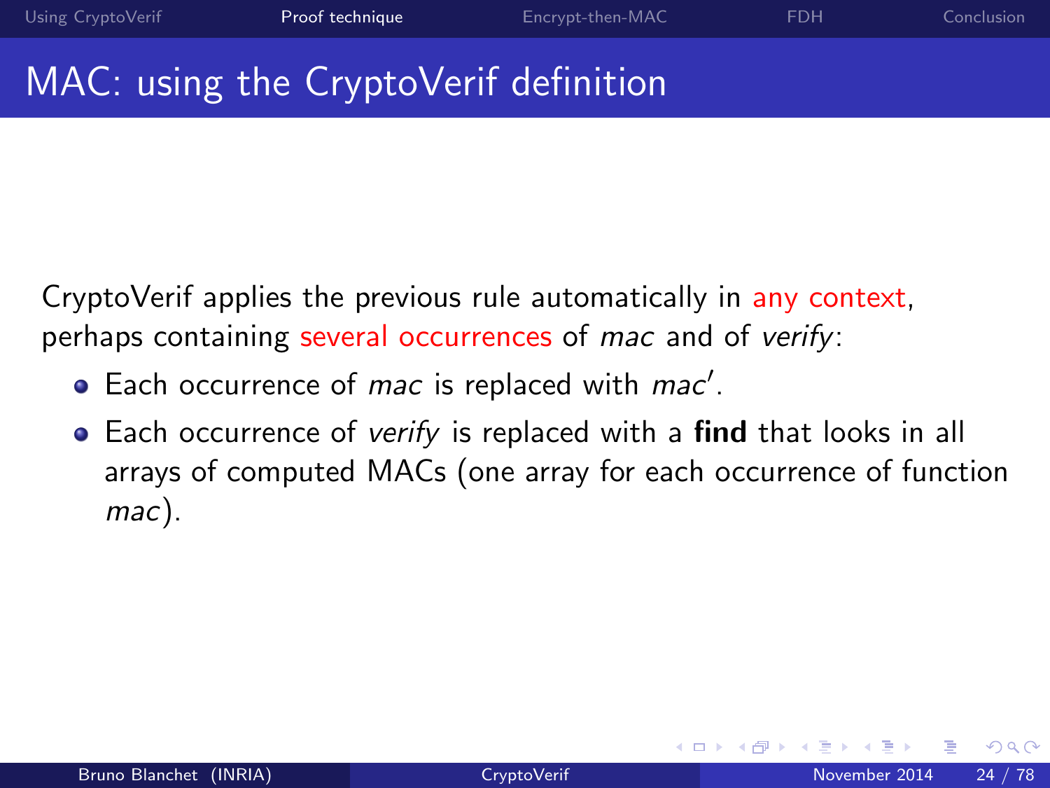# MAC: using the CryptoVerif definition

CryptoVerif applies the previous rule automatically in any context, perhaps containing several occurrences of *mac* and of *verify*:

- Each occurrence of *mac* is replaced with *mac*′.
- Each occurrence of *verify* is replaced with a **find** that looks in all arrays of computed MACs (one array for each occurrence of function *mac*).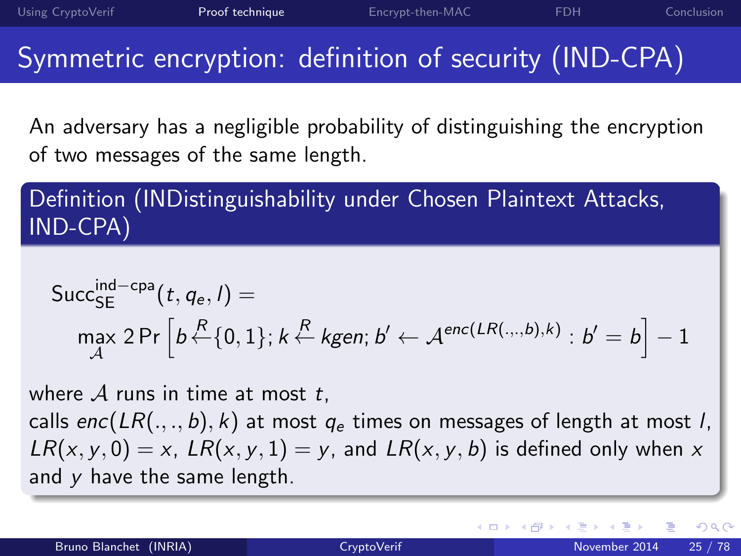# Symmetric encryption: definition of security (IND-CPA)

An adversary has a negligible probability of distinguishing the encryption of two messages of the same length.

## Definition (INDistinguishability under Chosen Plaintext Attacks, IND-CPA)

$$\mathrm{Succ}_{\mathrm{SE}}^{\mathrm{ind-cpa}}(t, q_e, l) =$$

$$\max_{\mathcal{A}} 2 \Pr\left[b \stackrel{R}{\leftarrow} \{0,1\}; k \stackrel{R}{\leftarrow} kgen; b' \leftarrow \mathcal{A}^{enc(LR(.,.,b),k)} : b' = b\right] - 1$$

where $\mathcal{A}$ runs in time at most $t$,
calls $enc(LR(.,.,b), k)$ at most $q_e$ times on messages of length at most $l$,
$LR(x, y, 0) = x$, $LR(x, y, 1) = y$, and $LR(x, y, b)$ is defined only when $x$ and $y$ have the same length.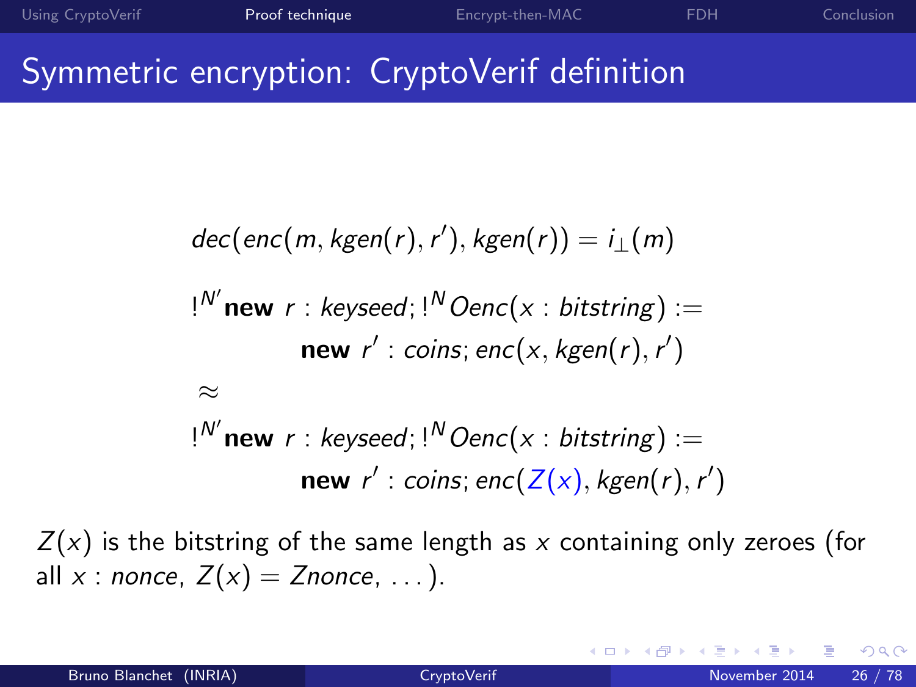# Symmetric encryption: CryptoVerif definition

$$dec(enc(m, kgen(r), r'), kgen(r)) = i_\perp(m)$$

$$!^{N'} \textbf{new } r : keyseed; !^{N} Oenc(x : bitstring) := \\ \textbf{new } r' : coins; enc(x, kgen(r), r')$$

$$\approx$$

$$!^{N'} \textbf{new } r : keyseed; !^{N} Oenc(x : bitstring) := \\ \textbf{new } r' : coins; enc(Z(x), kgen(r), r')$$

$Z(x)$ is the bitstring of the same length as $x$ containing only zeroes (for all $x : nonce$, $Z(x) = Znonce$, ...).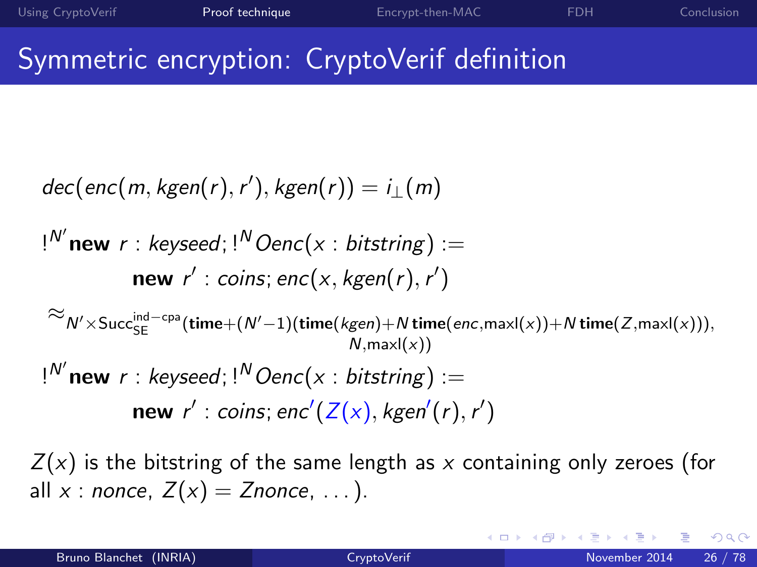# Symmetric encryption: CryptoVerif definition

$$dec(enc(m, kgen(r), r'), kgen(r)) = i_\perp(m)$$

$$!^{N'} \textbf{new } r : keyseed; !^{N} Oenc(x : bitstring) :=$$
$$\textbf{new } r' : coins; enc(x, kgen(r), r')$$

$$\approx_{N' \times \mathrm{Succ}_{\mathrm{SE}}^{\mathrm{ind-cpa}}(\mathbf{time} + (N'-1)(\mathbf{time}(kgen) + N\,\mathbf{time}(enc, \mathrm{maxl}(x)) + N\,\mathbf{time}(Z, \mathrm{maxl}(x))), N, \mathrm{maxl}(x))}$$

$$!^{N'} \textbf{new } r : keyseed; !^{N} Oenc(x : bitstring) :=$$
$$\textbf{new } r' : coins; enc'(Z(x), kgen'(r), r')$$

$Z(x)$ is the bitstring of the same length as $x$ containing only zeroes (for all $x : nonce$, $Z(x) = Znonce$, ...).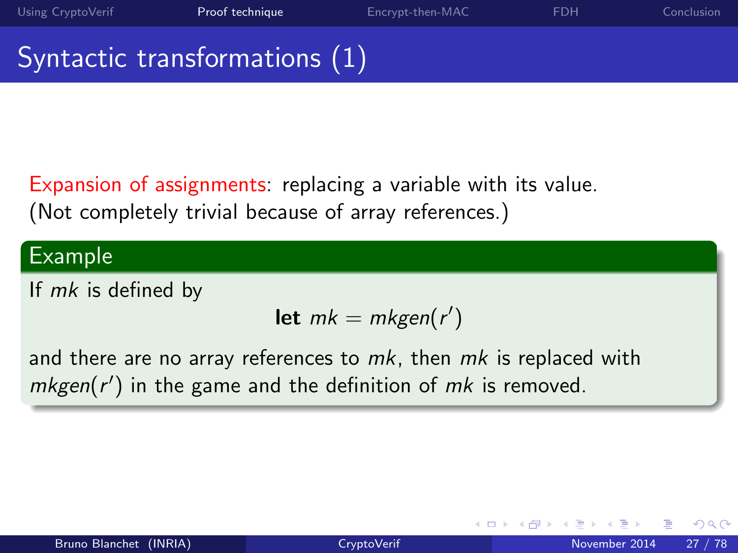# Syntactic transformations (1)

Expansion of assignments: replacing a variable with its value.
(Not completely trivial because of array references.)

### Example

If $mk$ is defined by

$$\textbf{let } mk = mkgen(r')$$

and there are no array references to $mk$, then $mk$ is replaced with $mkgen(r')$ in the game and the definition of $mk$ is removed.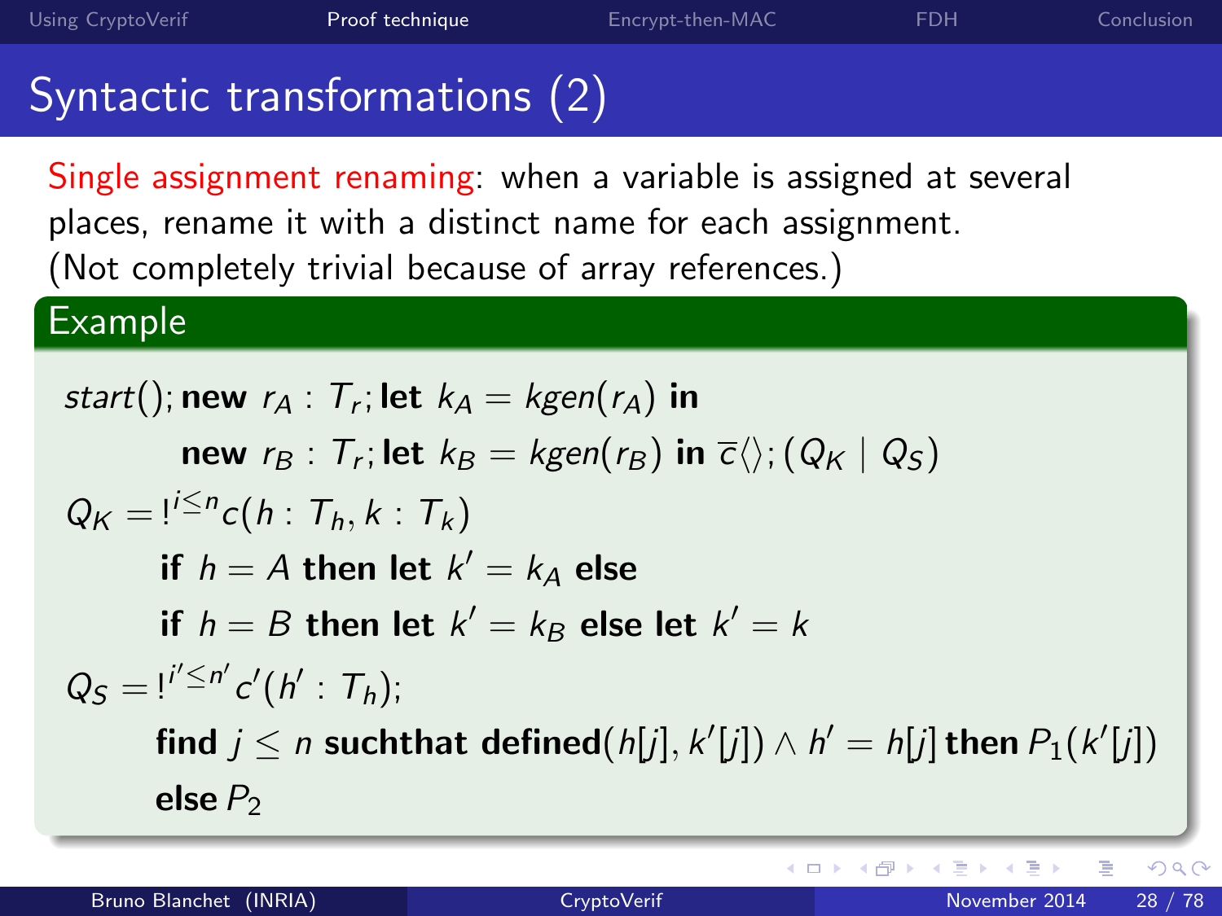# Syntactic transformations (2)

Single assignment renaming: when a variable is assigned at several places, rename it with a distinct name for each assignment.
(Not completely trivial because of array references.)

## Example

$$
\begin{aligned}
& start(); \textbf{new } r_A : T_r; \textbf{let } k_A = kgen(r_A) \textbf{ in} \\
& \qquad \textbf{new } r_B : T_r; \textbf{let } k_B = kgen(r_B) \textbf{ in } \overline{c}\langle\rangle; (Q_K \mid Q_S) \\
& Q_K = !^{i \leq n} c(h : T_h, k : T_k) \\
& \qquad \textbf{if } h = A \textbf{ then let } k' = k_A \textbf{ else} \\
& \qquad \textbf{if } h = B \textbf{ then let } k' = k_B \textbf{ else let } k' = k \\
& Q_S = !^{i' \leq n'} c'(h' : T_h); \\
& \qquad \textbf{find } j \leq n \textbf{ suchthat defined}(h[j], k'[j]) \wedge h' = h[j] \textbf{ then } P_1(k'[j]) \\
& \qquad \textbf{else } P_2
\end{aligned}
$$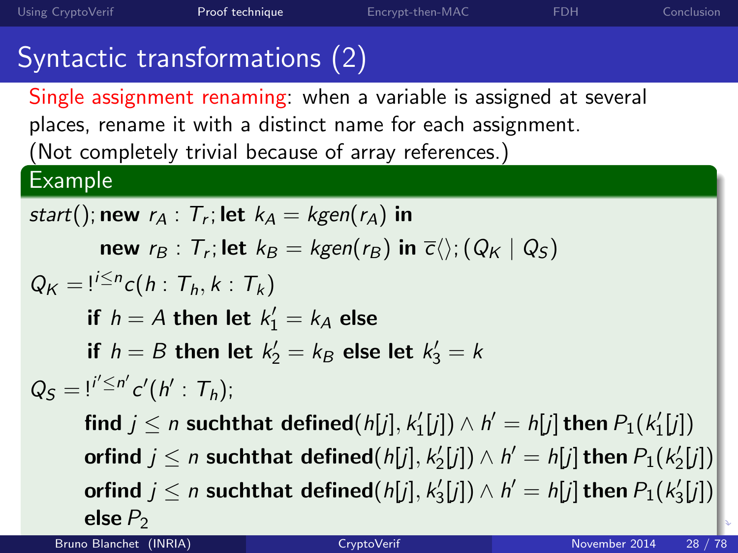# Syntactic transformations (2)

Single assignment renaming: when a variable is assigned at several places, rename it with a distinct name for each assignment. (Not completely trivial because of array references.)

**Example**

$start(); \textbf{new } r_A : T_r; \textbf{let } k_A = kgen(r_A) \textbf{ in}$

$\quad \textbf{new } r_B : T_r; \textbf{let } k_B = kgen(r_B) \textbf{ in } \overline{c}\langle\rangle; (Q_K \mid Q_S)$

$Q_K = !^{i \leq n} c(h : T_h, k : T_k)$

$\quad \textbf{if } h = A \textbf{ then let } k'_1 = k_A \textbf{ else}$

$\quad \textbf{if } h = B \textbf{ then let } k'_2 = k_B \textbf{ else let } k'_3 = k$

$Q_S = !^{i' \leq n'} c'(h' : T_h);$

$\quad \textbf{find } j \leq n \textbf{ suchthat defined}(h[j], k'_1[j]) \wedge h' = h[j] \textbf{ then } P_1(k'_1[j])$

$\quad \textbf{orfind } j \leq n \textbf{ suchthat defined}(h[j], k'_2[j]) \wedge h' = h[j] \textbf{ then } P_1(k'_2[j])$

$\quad \textbf{orfind } j \leq n \textbf{ suchthat defined}(h[j], k'_3[j]) \wedge h' = h[j] \textbf{ then } P_1(k'_3[j])$

$\quad \textbf{else } P_2$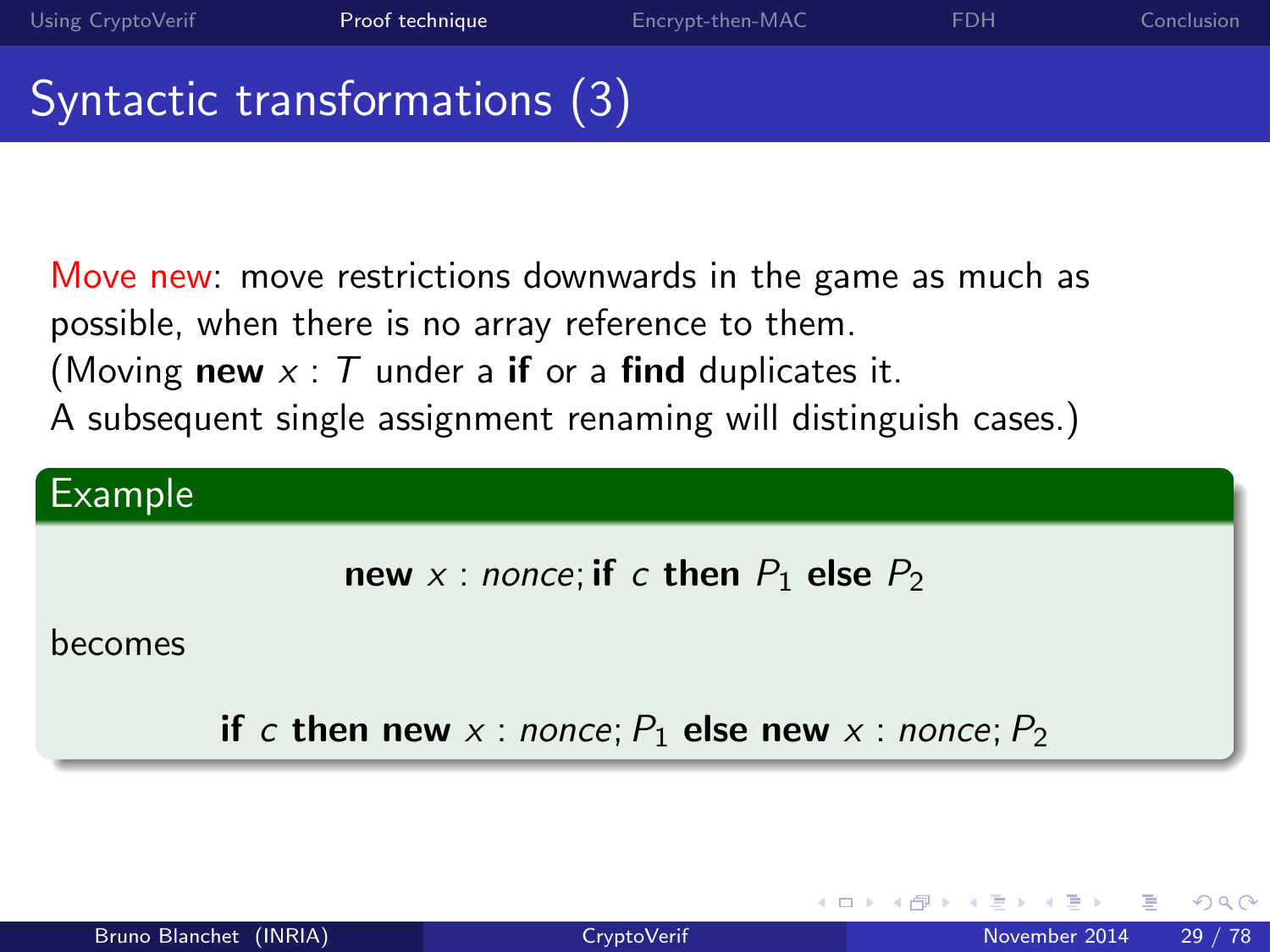# Syntactic transformations (3)

Move new: move restrictions downwards in the game as much as possible, when there is no array reference to them.
(Moving **new** $x : T$ under a **if** or a **find** duplicates it.
A subsequent single assignment renaming will distinguish cases.)

## Example

$$\textbf{new } x : \textit{nonce}; \textbf{if } c \textbf{ then } P_1 \textbf{ else } P_2$$

becomes

$$\textbf{if } c \textbf{ then new } x : \textit{nonce}; P_1 \textbf{ else new } x : \textit{nonce}; P_2$$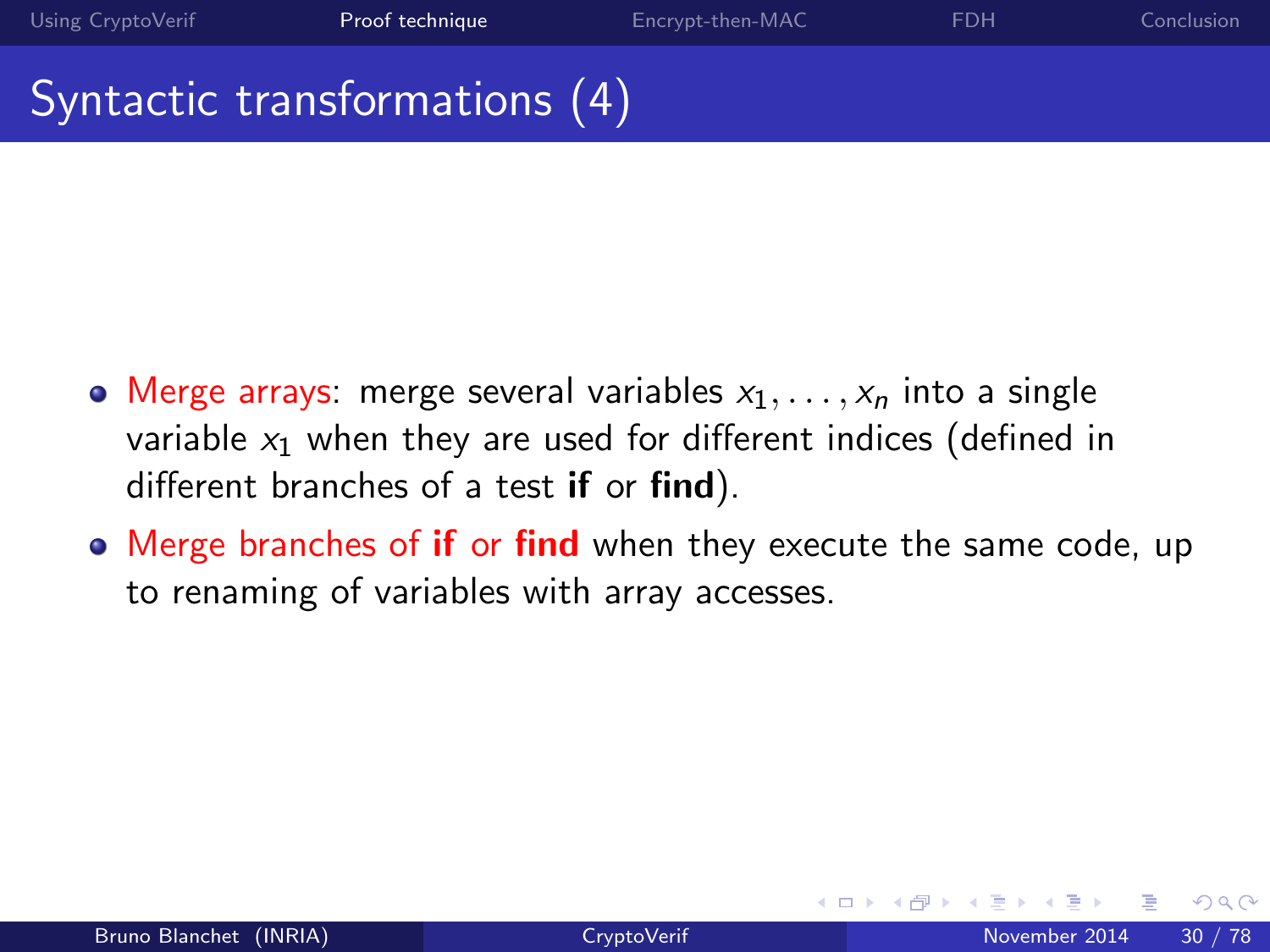# Syntactic transformations (4)

- Merge arrays: merge several variables $x_1, \ldots, x_n$ into a single variable $x_1$ when they are used for different indices (defined in different branches of a test **if** or **find**).
- Merge branches of **if** or **find** when they execute the same code, up to renaming of variables with array accesses.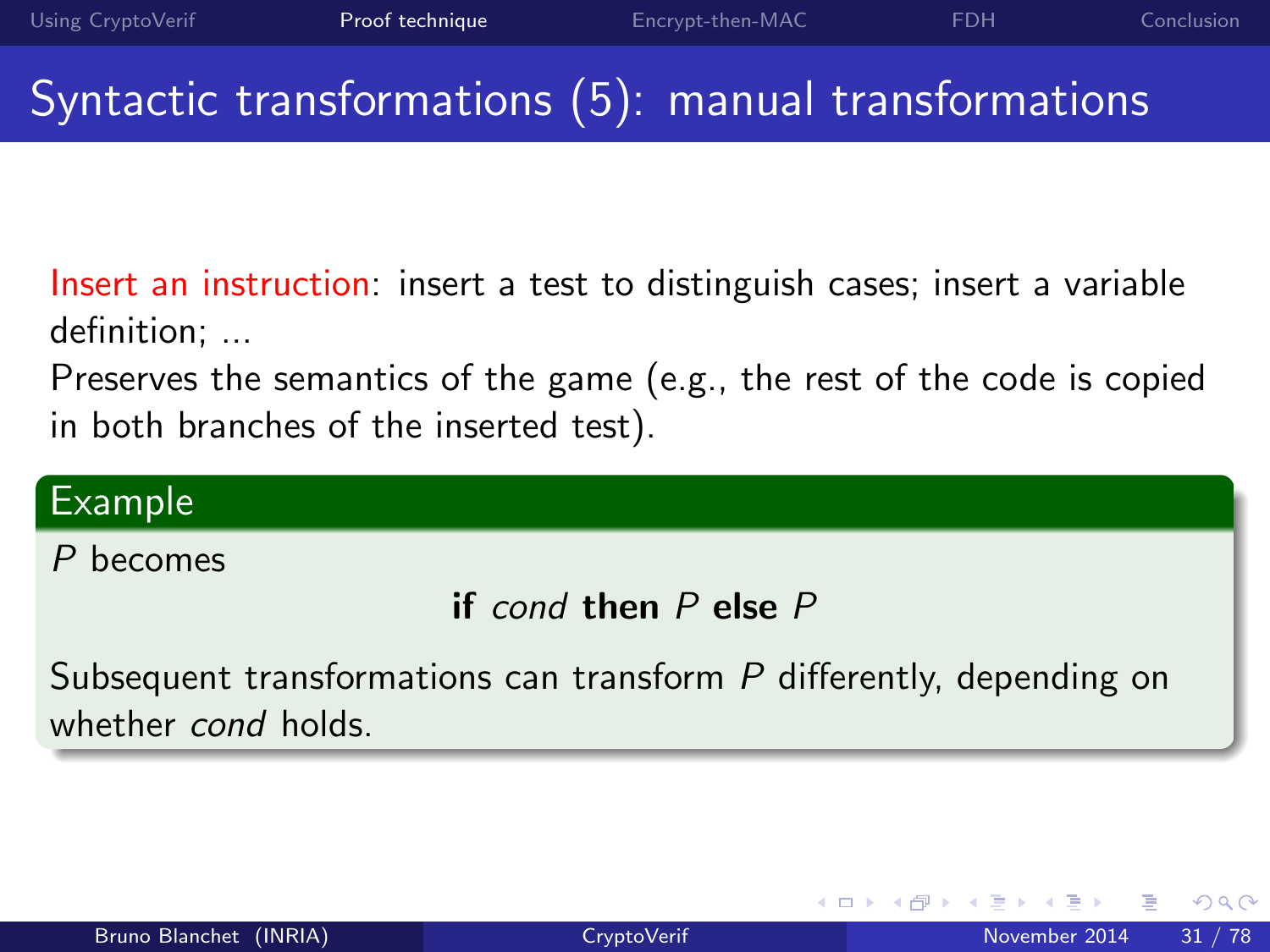# Syntactic transformations (5): manual transformations

Insert an instruction: insert a test to distinguish cases; insert a variable definition; ...

Preserves the semantics of the game (e.g., the rest of the code is copied in both branches of the inserted test).

## Example

$P$ becomes

$$\textbf{if } \mathit{cond} \textbf{ then } P \textbf{ else } P$$

Subsequent transformations can transform $P$ differently, depending on whether *cond* holds.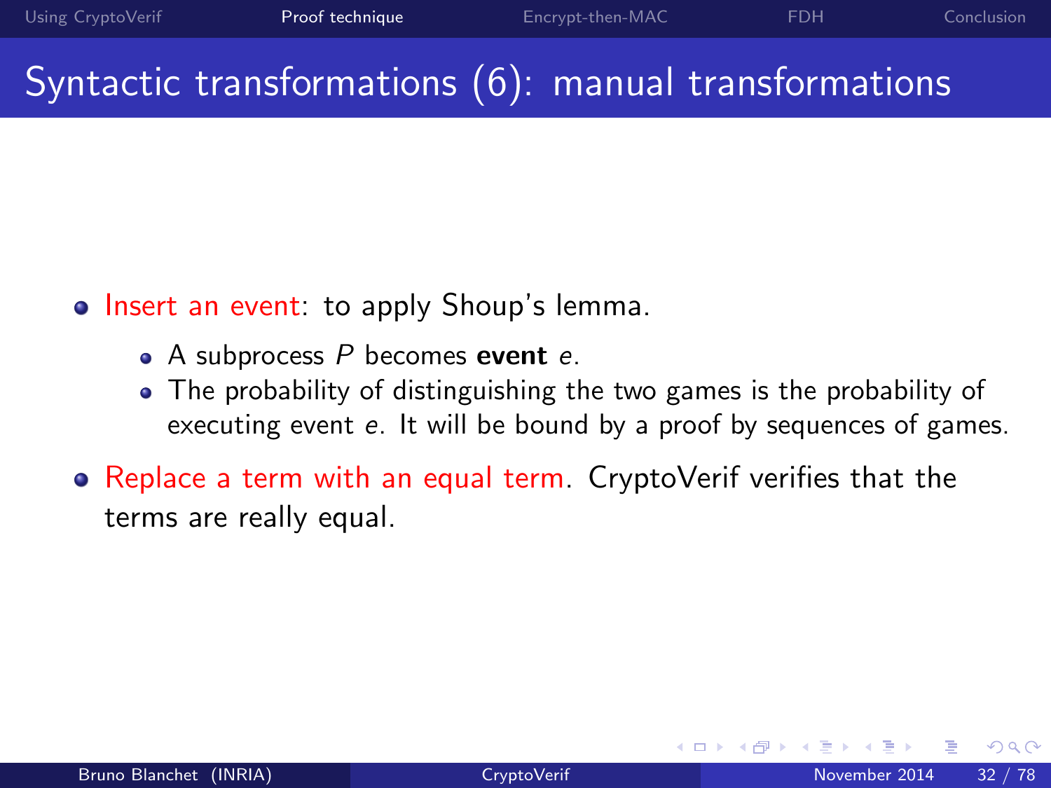# Syntactic transformations (6): manual transformations

- Insert an event: to apply Shoup's lemma.
  - A subprocess $P$ becomes **event** $e$.
  - The probability of distinguishing the two games is the probability of executing event $e$. It will be bound by a proof by sequences of games.
- Replace a term with an equal term. CryptoVerif verifies that the terms are really equal.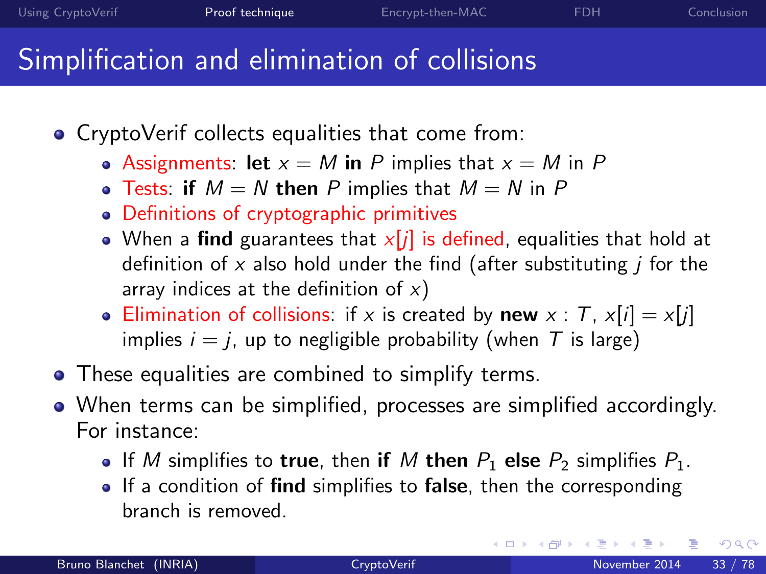# Simplification and elimination of collisions

- CryptoVerif collects equalities that come from:
  - Assignments: **let** $x = M$ **in** $P$ implies that $x = M$ in $P$
  - Tests: **if** $M = N$ **then** $P$ implies that $M = N$ in $P$
  - Definitions of cryptographic primitives
  - When a **find** guarantees that $x[j]$ is defined, equalities that hold at definition of $x$ also hold under the find (after substituting $j$ for the array indices at the definition of $x$)
  - Elimination of collisions: if $x$ is created by **new** $x : T$, $x[i] = x[j]$ implies $i = j$, up to negligible probability (when $T$ is large)
- These equalities are combined to simplify terms.
- When terms can be simplified, processes are simplified accordingly. For instance:
  - If $M$ simplifies to **true**, then **if** $M$ **then** $P_1$ **else** $P_2$ simplifies $P_1$.
  - If a condition of **find** simplifies to **false**, then the corresponding branch is removed.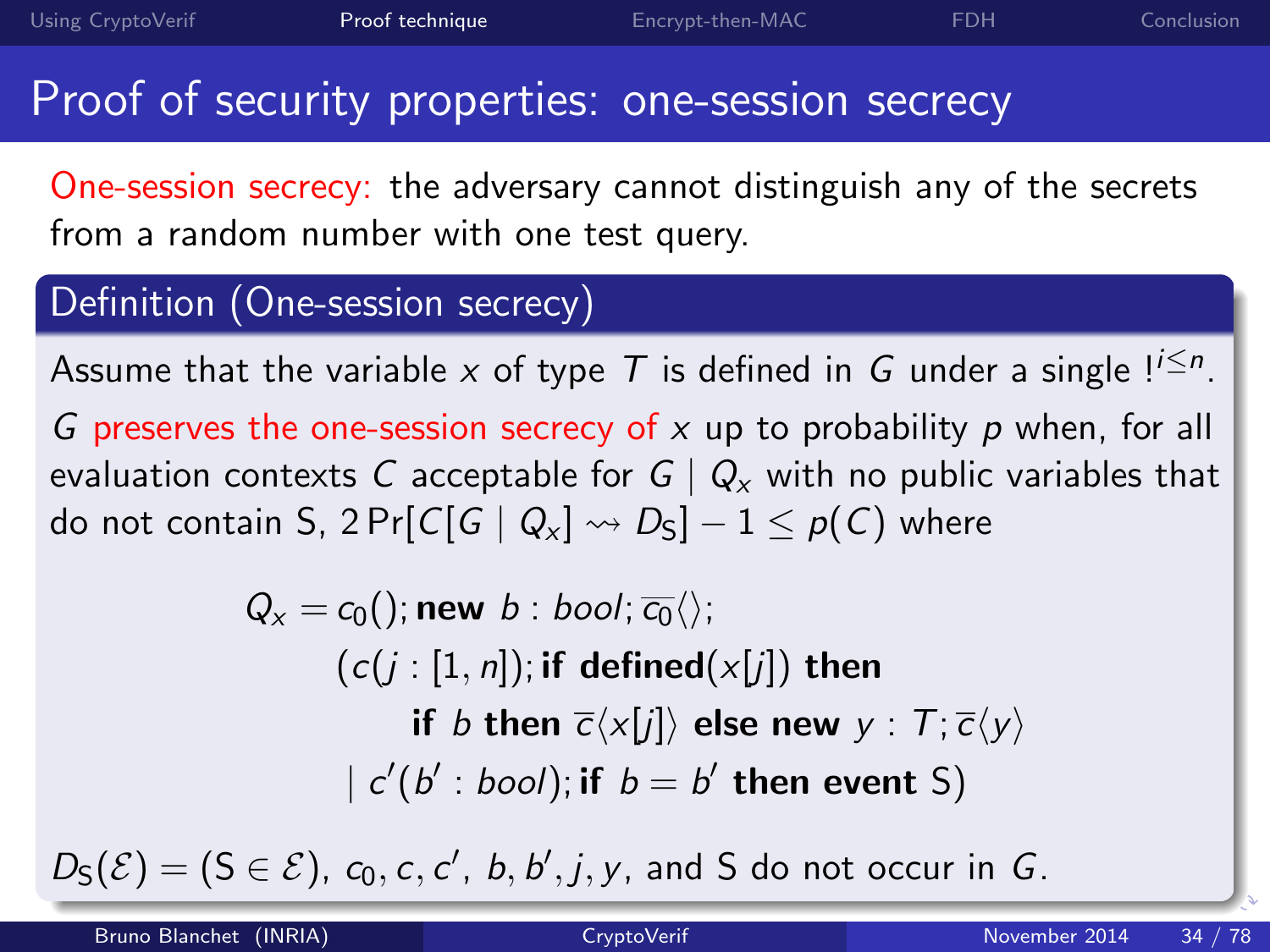# Proof of security properties: one-session secrecy

One-session secrecy: the adversary cannot distinguish any of the secrets from a random number with one test query.

## Definition (One-session secrecy)

Assume that the variable $x$ of type $T$ is defined in $G$ under a single $!^{i \leq n}$.

$G$ preserves the one-session secrecy of $x$ up to probability $p$ when, for all evaluation contexts $C$ acceptable for $G \mid Q_x$ with no public variables that do not contain S, $2\Pr[C[G \mid Q_x] \rightsquigarrow D_\mathsf{S}] - 1 \leq p(C)$ where

$$
\begin{aligned}
Q_x = c_0(); \textbf{new } b : bool; \overline{c_0}\langle\rangle; \\
(c(j : [1, n]); \textbf{if defined}(x[j]) \textbf{ then} \\
\textbf{if } b \textbf{ then } \overline{c}\langle x[j]\rangle \textbf{ else new } y : T; \overline{c}\langle y\rangle \\
\mid c'(b' : bool); \textbf{if } b = b' \textbf{ then event } \mathsf{S})
\end{aligned}
$$

$D_\mathsf{S}(\mathcal{E}) = (\mathsf{S} \in \mathcal{E})$, $c_0, c, c'$, $b, b', j, y$, and S do not occur in $G$.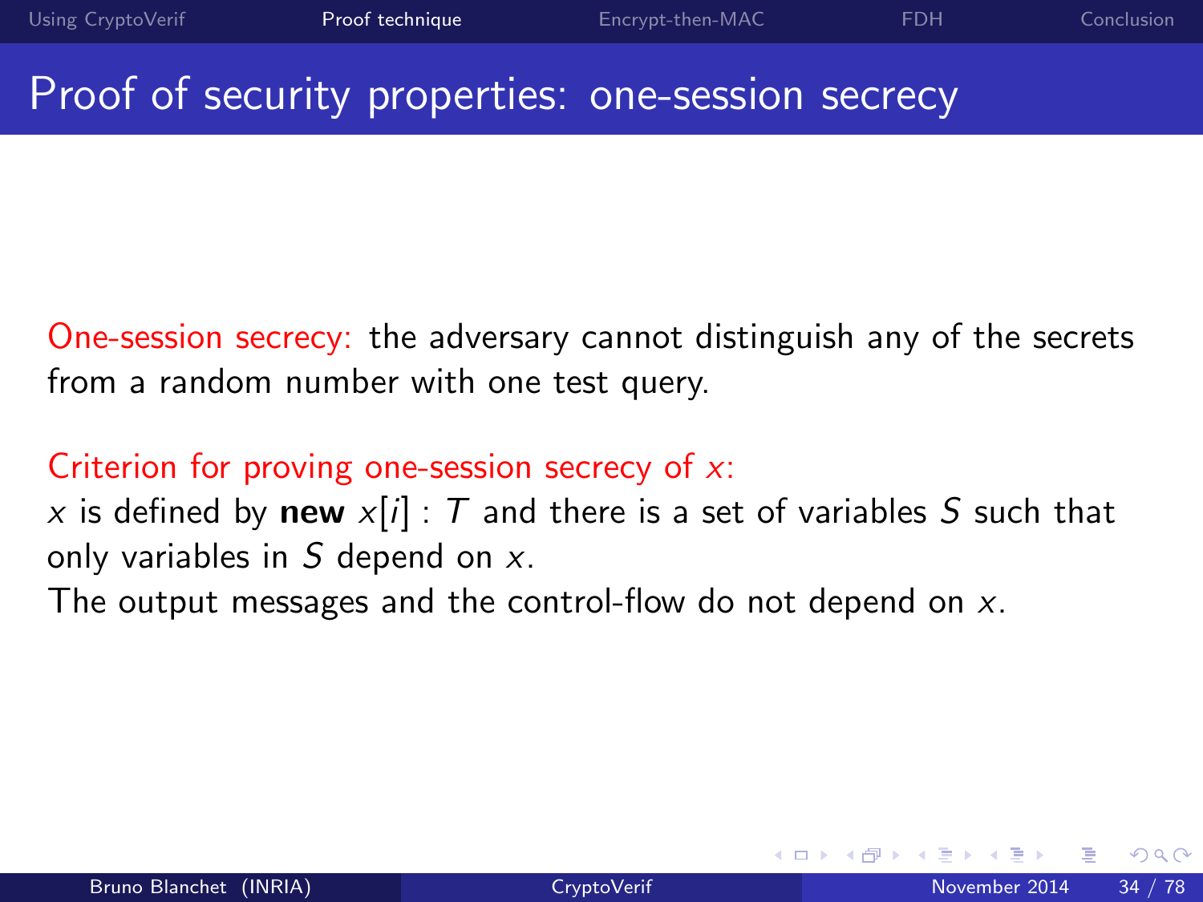# Proof of security properties: one-session secrecy

One-session secrecy: the adversary cannot distinguish any of the secrets from a random number with one test query.

Criterion for proving one-session secrecy of $x$:
$x$ is defined by **new** $x[i] : T$ and there is a set of variables $S$ such that only variables in $S$ depend on $x$.
The output messages and the control-flow do not depend on $x$.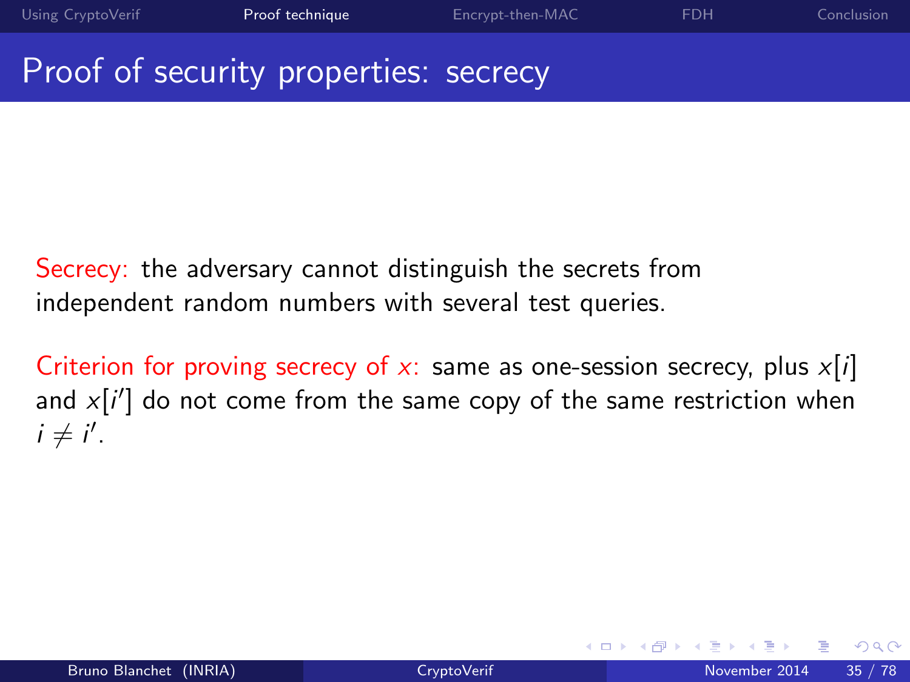# Proof of security properties: secrecy

Secrecy: the adversary cannot distinguish the secrets from independent random numbers with several test queries.

Criterion for proving secrecy of $x$: same as one-session secrecy, plus $x[i]$ and $x[i']$ do not come from the same copy of the same restriction when $i \neq i'$.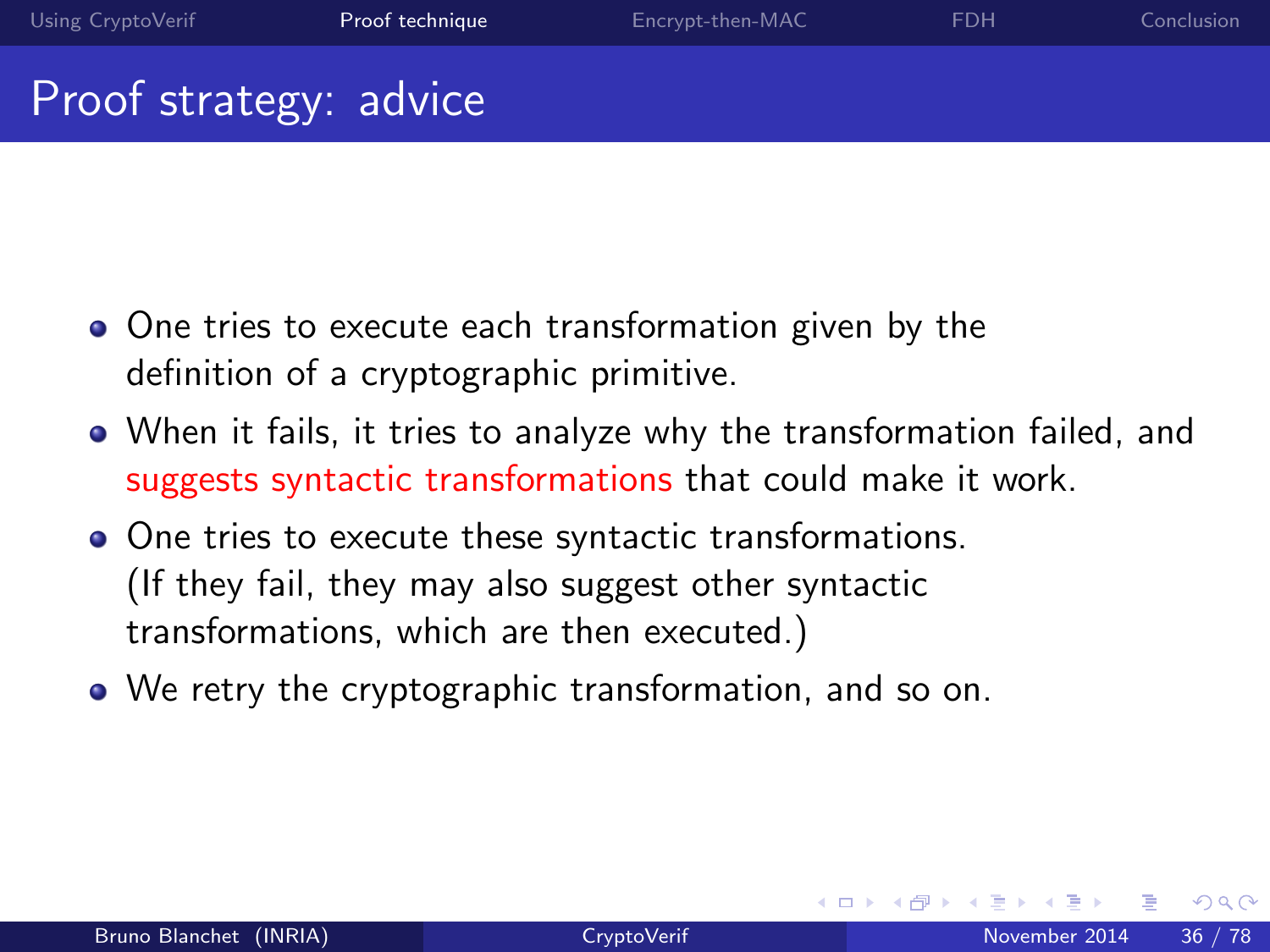# Proof strategy: advice

- One tries to execute each transformation given by the definition of a cryptographic primitive.
- When it fails, it tries to analyze why the transformation failed, and suggests syntactic transformations that could make it work.
- One tries to execute these syntactic transformations. (If they fail, they may also suggest other syntactic transformations, which are then executed.)
- We retry the cryptographic transformation, and so on.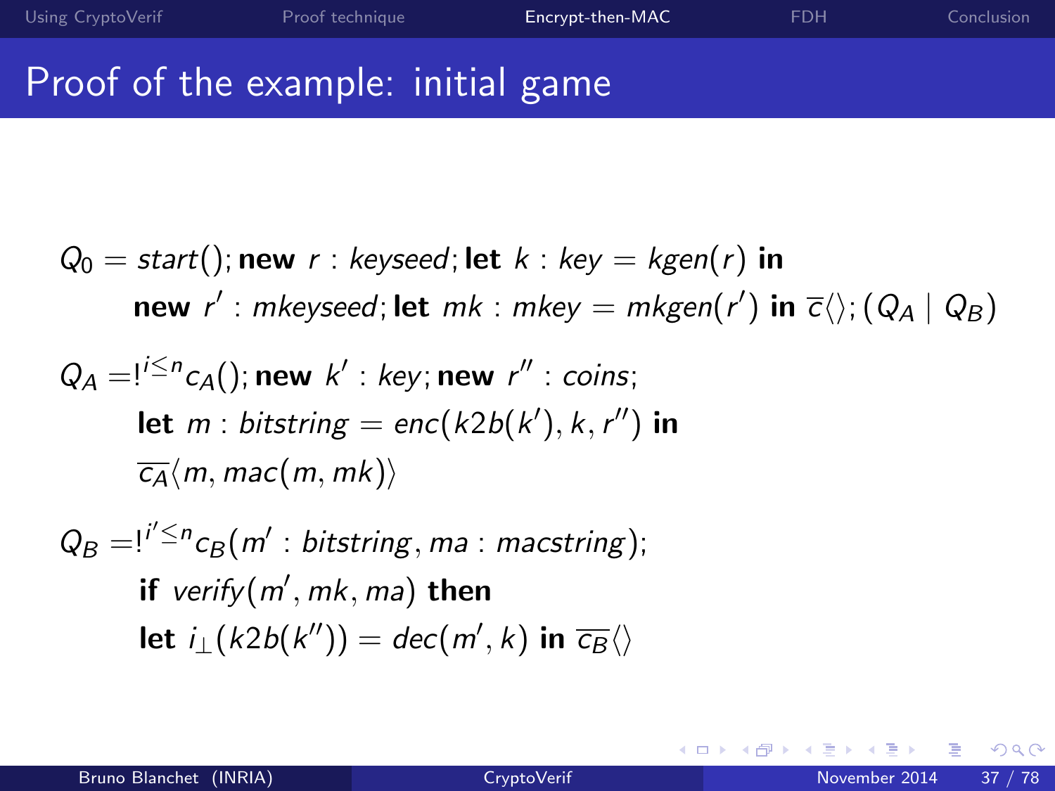# Proof of the example: initial game

$$Q_0 = \mathit{start}(); \textbf{new } r : \mathit{keyseed}; \textbf{let } k : \mathit{key} = \mathit{kgen}(r) \textbf{ in}$$
$$\quad \textbf{new } r' : \mathit{mkeyseed}; \textbf{let } \mathit{mk} : \mathit{mkey} = \mathit{mkgen}(r') \textbf{ in } \overline{c}\langle\rangle; (Q_A \mid Q_B)$$

$$Q_A = !^{i \leq n} c_A(); \textbf{new } k' : \mathit{key}; \textbf{new } r'' : \mathit{coins};$$
$$\quad \textbf{let } m : \mathit{bitstring} = \mathit{enc}(\mathit{k2b}(k'), k, r'') \textbf{ in}$$
$$\quad \overline{c_A}\langle m, \mathit{mac}(m, \mathit{mk})\rangle$$

$$Q_B = !^{i' \leq n} c_B(m' : \mathit{bitstring}, \mathit{ma} : \mathit{macstring});$$
$$\quad \textbf{if } \mathit{verify}(m', \mathit{mk}, \mathit{ma}) \textbf{ then}$$
$$\quad \textbf{let } i_\perp(\mathit{k2b}(k'')) = \mathit{dec}(m', k) \textbf{ in } \overline{c_B}\langle\rangle$$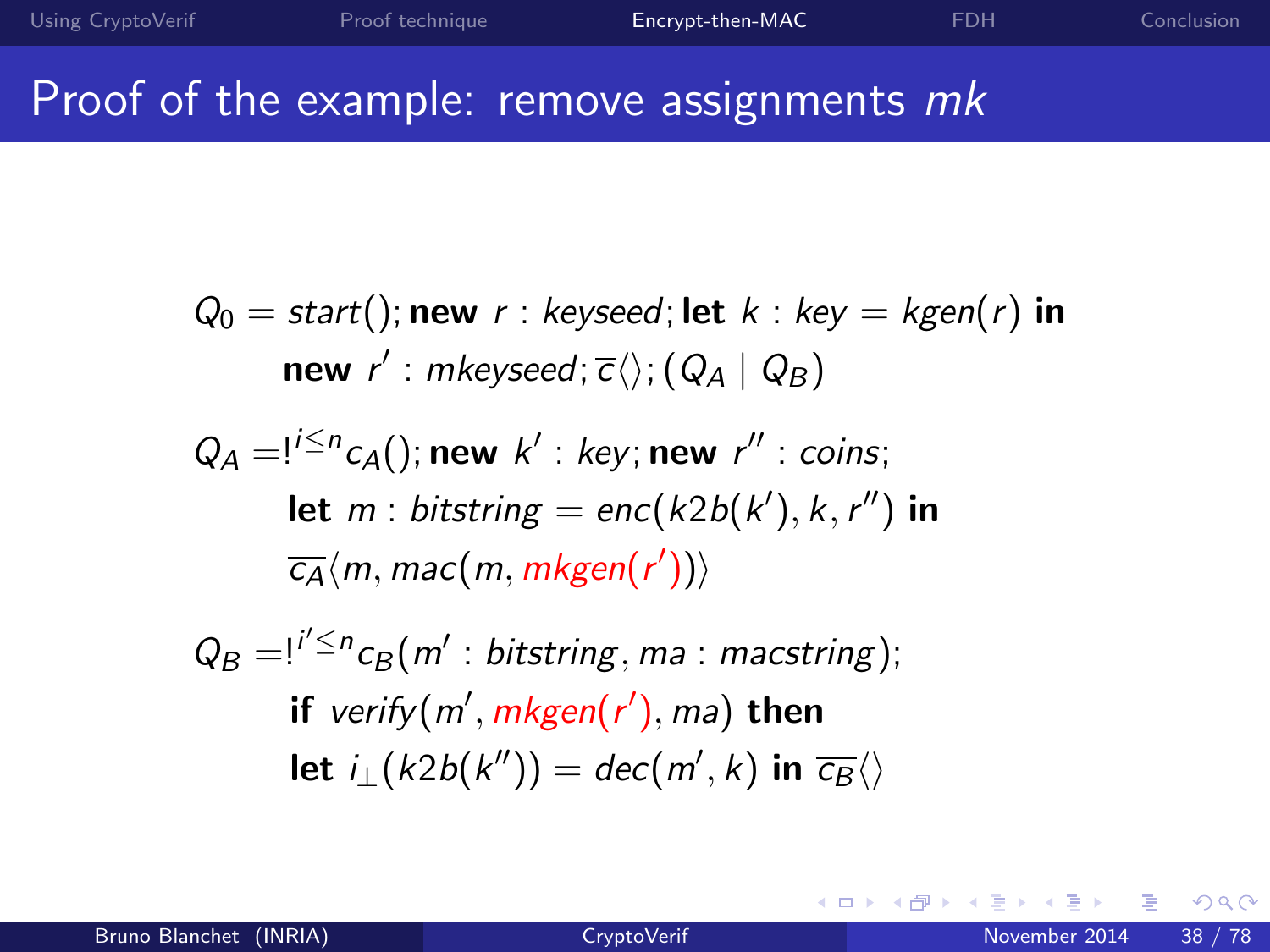# Proof of the example: remove assignments *mk*

$$Q_0 = start(); \textbf{new } r : keyseed; \textbf{let } k : key = kgen(r) \textbf{ in}$$
$$\textbf{new } r' : mkeyseed; \overline{c}\langle\rangle; (Q_A \mid Q_B)$$

$$Q_A = !^{i \leq n} c_A(); \textbf{new } k' : key; \textbf{new } r'' : coins;$$
$$\textbf{let } m : bitstring = enc(k2b(k'), k, r'') \textbf{ in}$$
$$\overline{c_A}\langle m, mac(m, mkgen(r'))\rangle$$

$$Q_B = !^{i' \leq n} c_B(m' : bitstring, ma : macstring);$$
$$\textbf{if } verify(m', mkgen(r'), ma) \textbf{ then}$$
$$\textbf{let } i_\perp(k2b(k'')) = dec(m', k) \textbf{ in } \overline{c_B}\langle\rangle$$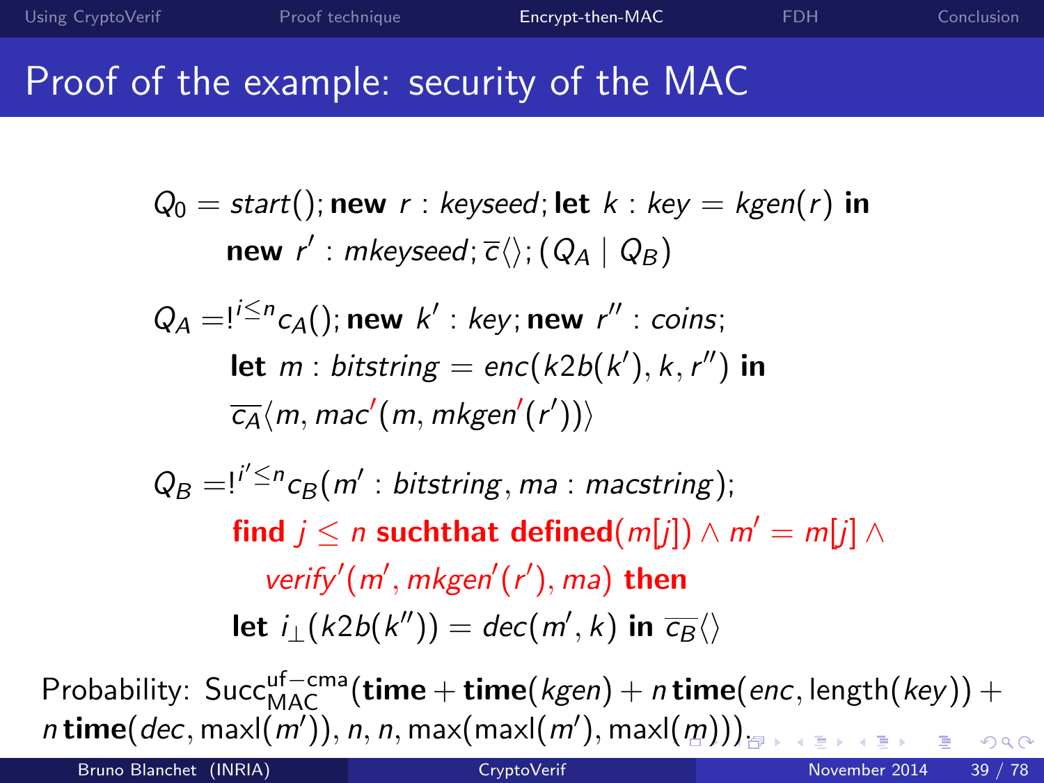# Proof of the example: security of the MAC

$$Q_0 = start(); \textbf{new } r : keyseed; \textbf{let } k : key = kgen(r) \textbf{ in}$$
$$\textbf{new } r' : mkeyseed; \overline{c}\langle\rangle; (Q_A \mid Q_B)$$

$$Q_A = !^{i \leq n} c_A(); \textbf{new } k' : key; \textbf{new } r'' : coins;$$
$$\textbf{let } m : bitstring = enc(k2b(k'), k, r'') \textbf{ in}$$
$$\overline{c_A}\langle m, mac'(m, mkgen'(r'))\rangle$$

$$Q_B = !^{i' \leq n} c_B(m' : bitstring, ma : macstring);$$
$$\textbf{find } j \leq n \textbf{ suchthat defined}(m[j]) \wedge m' = m[j] \wedge$$
$$verify'(m', mkgen'(r'), ma) \textbf{ then}$$
$$\textbf{let } i_\perp(k2b(k'')) = dec(m', k) \textbf{ in } \overline{c_B}\langle\rangle$$

Probability: $\text{Succ}^{\text{uf}-\text{cma}}_{\text{MAC}}(\textbf{time} + \textbf{time}(kgen) + n\,\textbf{time}(enc, \text{length}(key)) + n\,\textbf{time}(dec, \text{maxl}(m')), n, n, \max(\text{maxl}(m'), \text{maxl}(m)))$.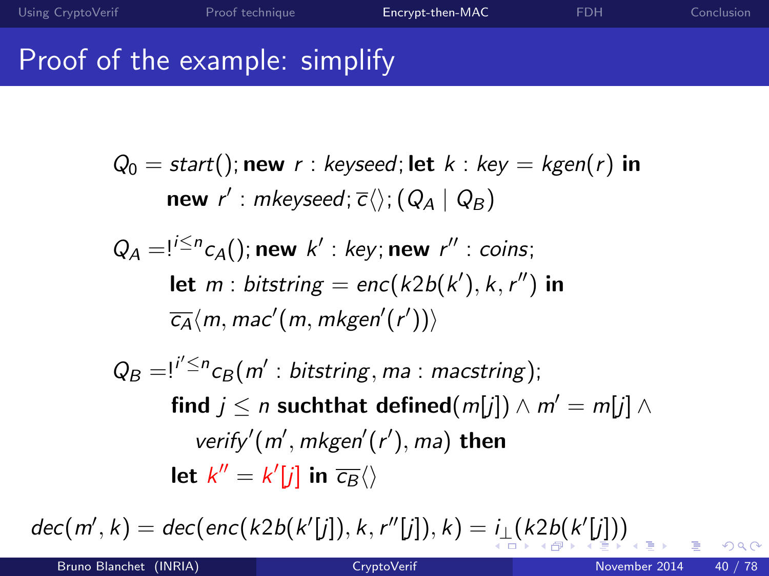# Proof of the example: simplify

$$Q_0 = start(); \textbf{new } r : keyseed; \textbf{let } k : key = kgen(r) \textbf{ in}$$
$$\textbf{new } r' : mkeyseed; \overline{c}\langle\rangle; (Q_A \mid Q_B)$$

$$Q_A = !^{i \leq n} c_A(); \textbf{new } k' : key; \textbf{new } r'' : coins;$$
$$\textbf{let } m : bitstring = enc(k2b(k'), k, r'') \textbf{ in}$$
$$\overline{c_A}\langle m, mac'(m, mkgen'(r'))\rangle$$

$$Q_B = !^{i' \leq n} c_B(m' : bitstring, ma : macstring);$$
$$\textbf{find } j \leq n \textbf{ suchthat defined}(m[j]) \wedge m' = m[j] \wedge$$
$$verify'(m', mkgen'(r'), ma) \textbf{ then}$$
$$\textbf{let } k'' = k'[j] \textbf{ in } \overline{c_B}\langle\rangle$$

$$dec(m', k) = dec(enc(k2b(k'[j]), k, r''[j]), k) = i_\perp(k2b(k'[j]))$$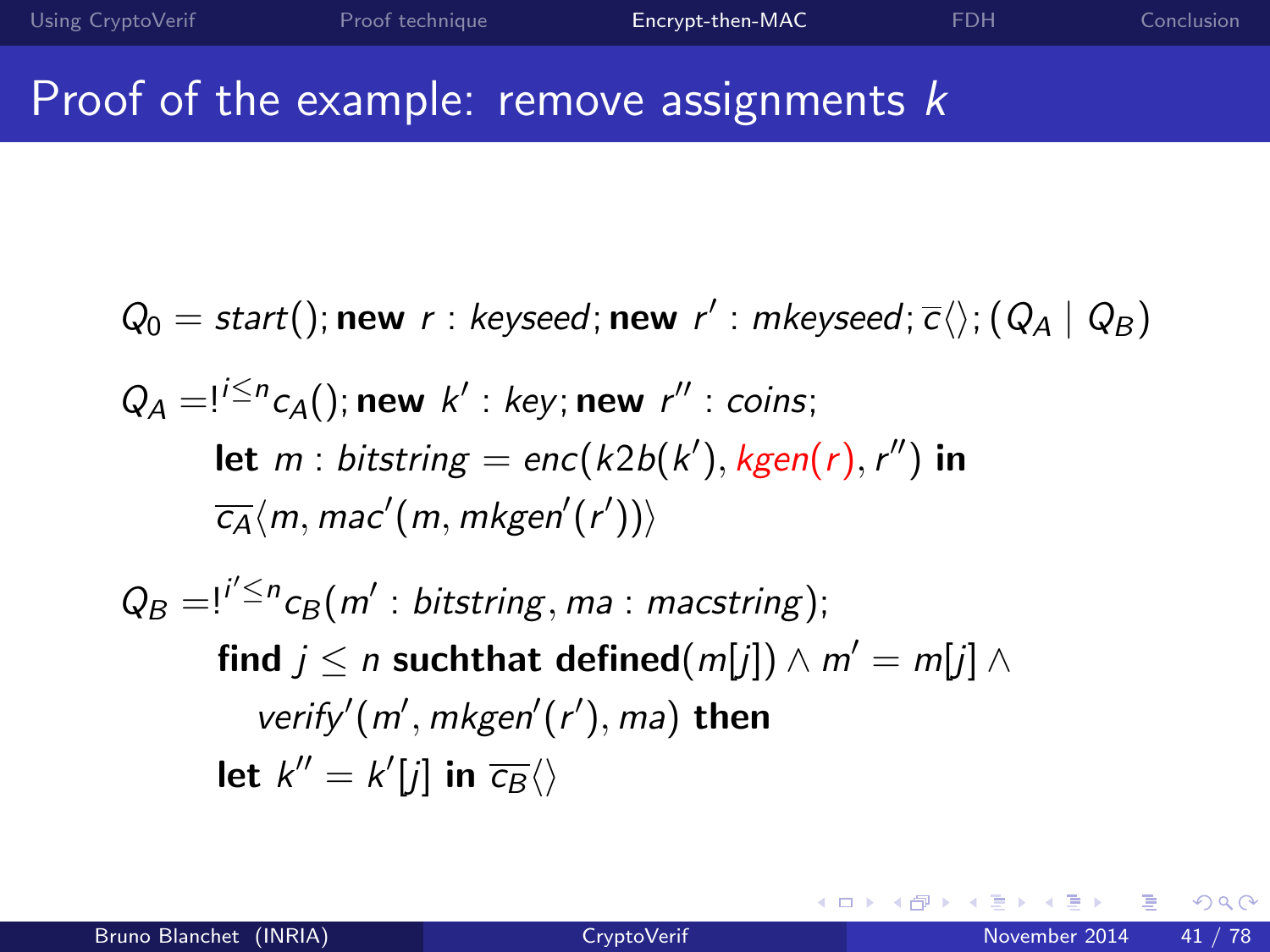# Proof of the example: remove assignments $k$

$Q_0 = start(); \textbf{new } r : keyseed; \textbf{new } r' : mkeyseed; \overline{c}\langle\rangle; (Q_A \mid Q_B)$

$Q_A = !^{i \leq n} c_A(); \textbf{new } k' : key; \textbf{new } r'' : coins;$
$\quad \textbf{let } m : bitstring = enc(k2b(k'), kgen(r), r'') \textbf{ in}$
$\quad \overline{c_A}\langle m, mac'(m, mkgen'(r'))\rangle$

$Q_B = !^{i' \leq n} c_B(m' : bitstring, ma : macstring);$
$\quad \textbf{find } j \leq n \textbf{ suchthat defined}(m[j]) \wedge m' = m[j] \wedge$
$\quad\quad verify'(m', mkgen'(r'), ma) \textbf{ then}$
$\quad \textbf{let } k'' = k'[j] \textbf{ in } \overline{c_B}\langle\rangle$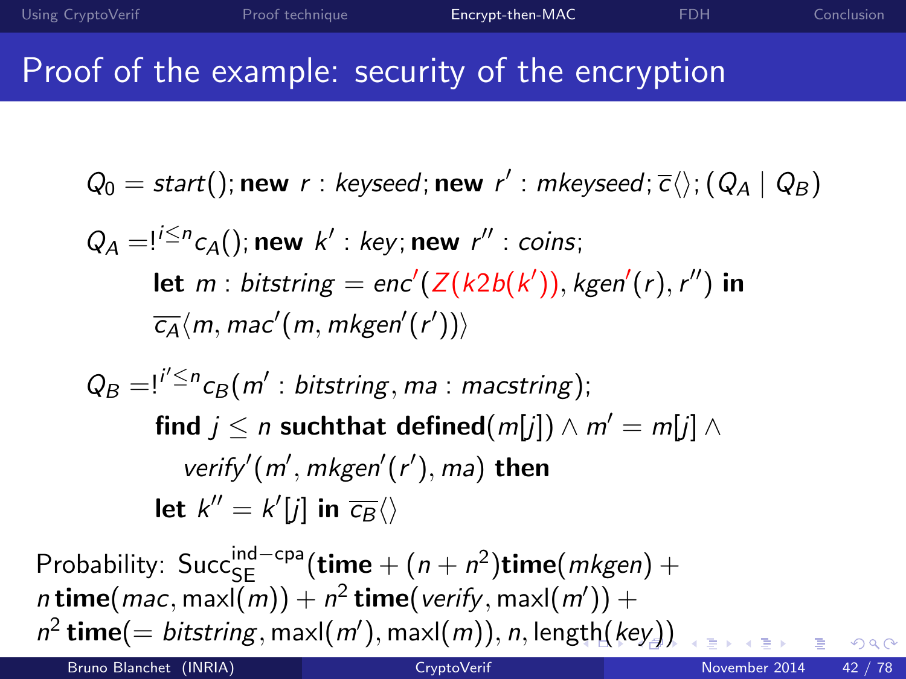# Proof of the example: security of the encryption

$$Q_0 = start(); \textbf{new } r : keyseed; \textbf{new } r' : mkeyseed; \overline{c}\langle\rangle; (Q_A \mid Q_B)$$

$$Q_A = !^{i \leq n} c_A(); \textbf{new } k' : key; \textbf{new } r'' : coins;$$
$$\textbf{let } m : bitstring = enc'(Z(k2b(k')), kgen'(r), r'') \textbf{ in}$$
$$\overline{c_A}\langle m, mac'(m, mkgen'(r'))\rangle$$

$$Q_B = !^{i' \leq n} c_B(m' : bitstring, ma : macstring);$$
$$\textbf{find } j \leq n \textbf{ suchthat defined}(m[j]) \wedge m' = m[j] \wedge$$
$$verify'(m', mkgen'(r'), ma) \textbf{ then}$$
$$\textbf{let } k'' = k'[j] \textbf{ in } \overline{c_B}\langle\rangle$$

Probability: $\mathrm{Succ}_{\mathrm{SE}}^{\mathrm{ind-cpa}}(\textbf{time} + (n + n^2)\textbf{time}(mkgen) + n\,\textbf{time}(mac, \mathrm{maxl}(m)) + n^2\,\textbf{time}(verify, \mathrm{maxl}(m')) + n^2\,\textbf{time}(=_{bitstring}, \mathrm{maxl}(m'), \mathrm{maxl}(m)), n, \mathrm{length}(key))$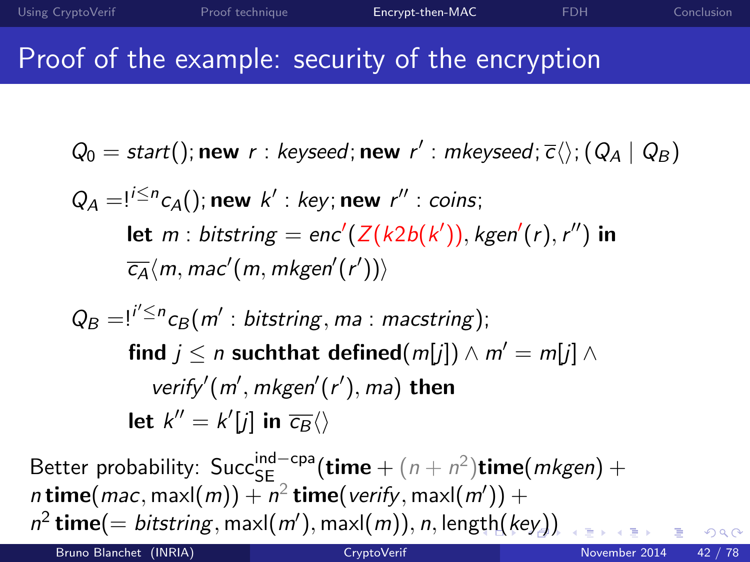# Proof of the example: security of the encryption

$$Q_0 = start(); \textbf{new } r : keyseed; \textbf{new } r' : mkeyseed; \overline{c}\langle\rangle; (Q_A \mid Q_B)$$

$$\begin{aligned}Q_A = {} & !^{i \leq n} c_A(); \textbf{new } k' : key; \textbf{new } r'' : coins; \\ & \textbf{let } m : bitstring = enc'(Z(k2b(k')), kgen'(r), r'') \textbf{ in} \\ & \overline{c_A}\langle m, mac'(m, mkgen'(r'))\rangle\end{aligned}$$

$$\begin{aligned}Q_B = {} & !^{i' \leq n} c_B(m' : bitstring, ma : macstring); \\ & \textbf{find } j \leq n \textbf{ suchthat defined}(m[j]) \wedge m' = m[j] \wedge \\ & \quad verify'(m', mkgen'(r'), ma) \textbf{ then} \\ & \textbf{let } k'' = k'[j] \textbf{ in } \overline{c_B}\langle\rangle\end{aligned}$$

Better probability: $\mathrm{Succ}_{\mathrm{SE}}^{\mathrm{ind-cpa}}(\textbf{time} + (n + n^2)\textbf{time}(mkgen) + n\,\textbf{time}(mac, \mathrm{maxl}(m)) + n^2\,\textbf{time}(verify, \mathrm{maxl}(m')) + n^2\,\textbf{time}(= bitstring, \mathrm{maxl}(m'), \mathrm{maxl}(m)), n, \mathrm{length}(key))$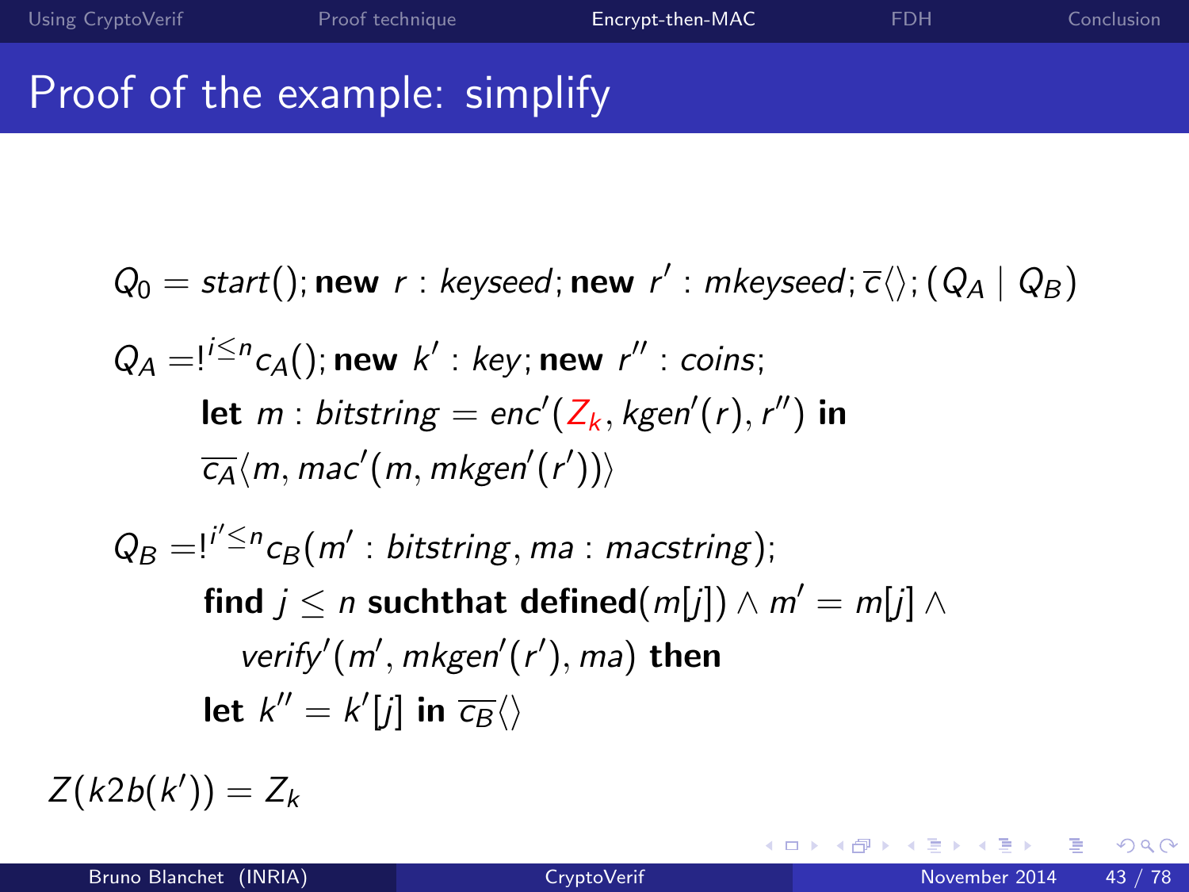# Proof of the example: simplify

$$Q_0 = start(); \textbf{new } r : keyseed; \textbf{new } r' : mkeyseed; \overline{c}\langle\rangle; (Q_A \mid Q_B)$$

$$Q_A = !^{i \leq n} c_A(); \textbf{new } k' : key; \textbf{new } r'' : coins;$$
$$\textbf{let } m : bitstring = enc'(Z_k, kgen'(r), r'') \textbf{ in}$$
$$\overline{c_A}\langle m, mac'(m, mkgen'(r'))\rangle$$

$$Q_B = !^{i' \leq n} c_B(m' : bitstring, ma : macstring);$$
$$\textbf{find } j \leq n \textbf{ suchthat defined}(m[j]) \wedge m' = m[j] \wedge$$
$$verify'(m', mkgen'(r'), ma) \textbf{ then}$$
$$\textbf{let } k'' = k'[j] \textbf{ in } \overline{c_B}\langle\rangle$$

$$Z(k2b(k')) = Z_k$$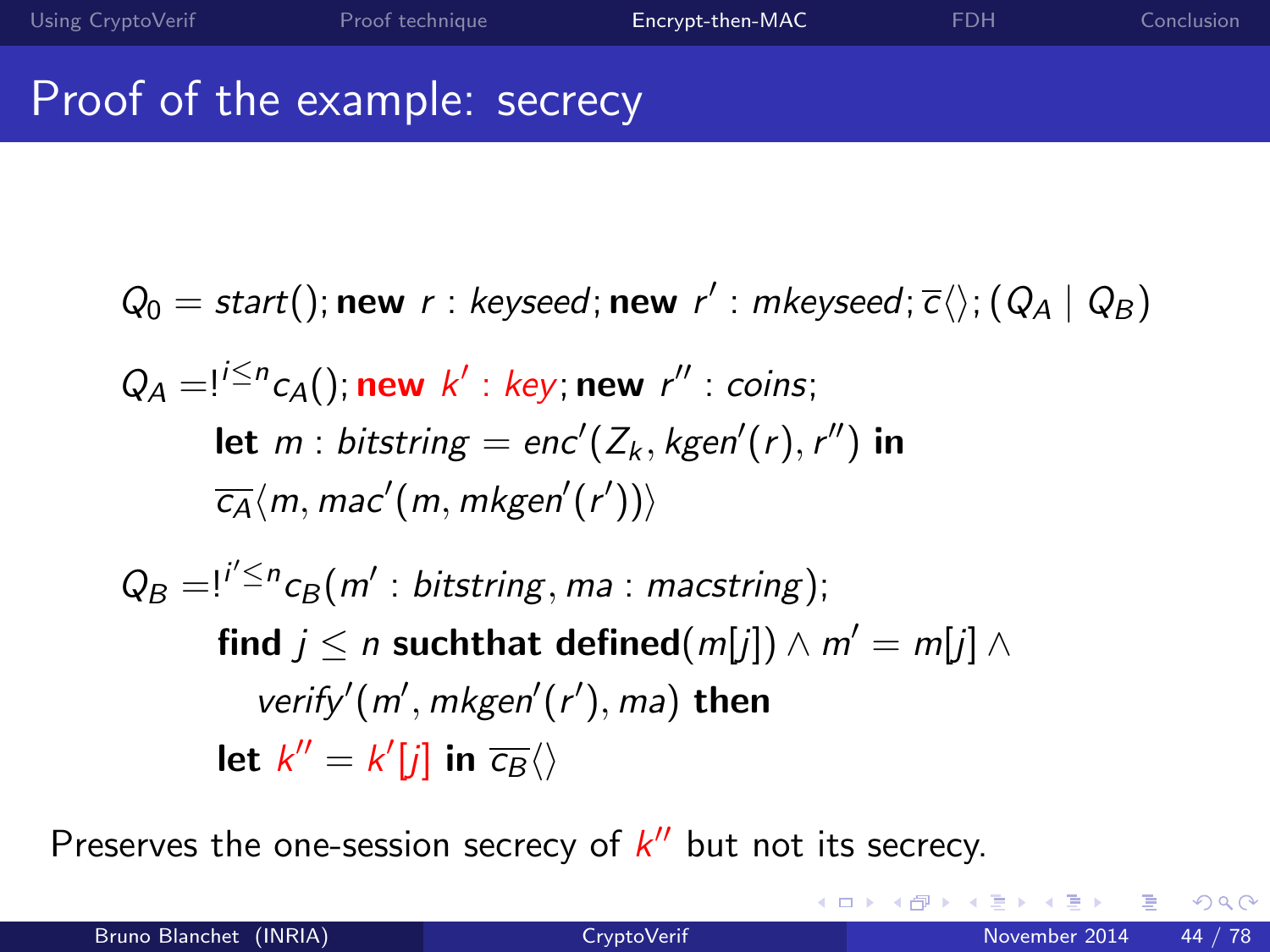## Proof of the example: secrecy

$$Q_0 = start(); \textbf{new } r : keyseed; \textbf{new } r' : mkeyseed; \overline{c}\langle\rangle; (Q_A \mid Q_B)$$

$$\begin{aligned}
Q_A = \,!^{i \leq n} c_A(); & \textbf{ new } k' : key; \textbf{new } r'' : coins; \\
& \textbf{let } m : bitstring = enc'(Z_k, kgen'(r), r'') \textbf{ in} \\
& \overline{c_A}\langle m, mac'(m, mkgen'(r'))\rangle
\end{aligned}$$

$$\begin{aligned}
Q_B = \,!^{i' \leq n} c_B(m' : bitstring, ma : macstring); & \\
& \textbf{find } j \leq n \textbf{ suchthat defined}(m[j]) \wedge m' = m[j] \wedge \\
& \quad verify'(m', mkgen'(r'), ma) \textbf{ then} \\
& \textbf{let } k'' = k'[j] \textbf{ in } \overline{c_B}\langle\rangle
\end{aligned}$$

Preserves the one-session secrecy of $k''$ but not its secrecy.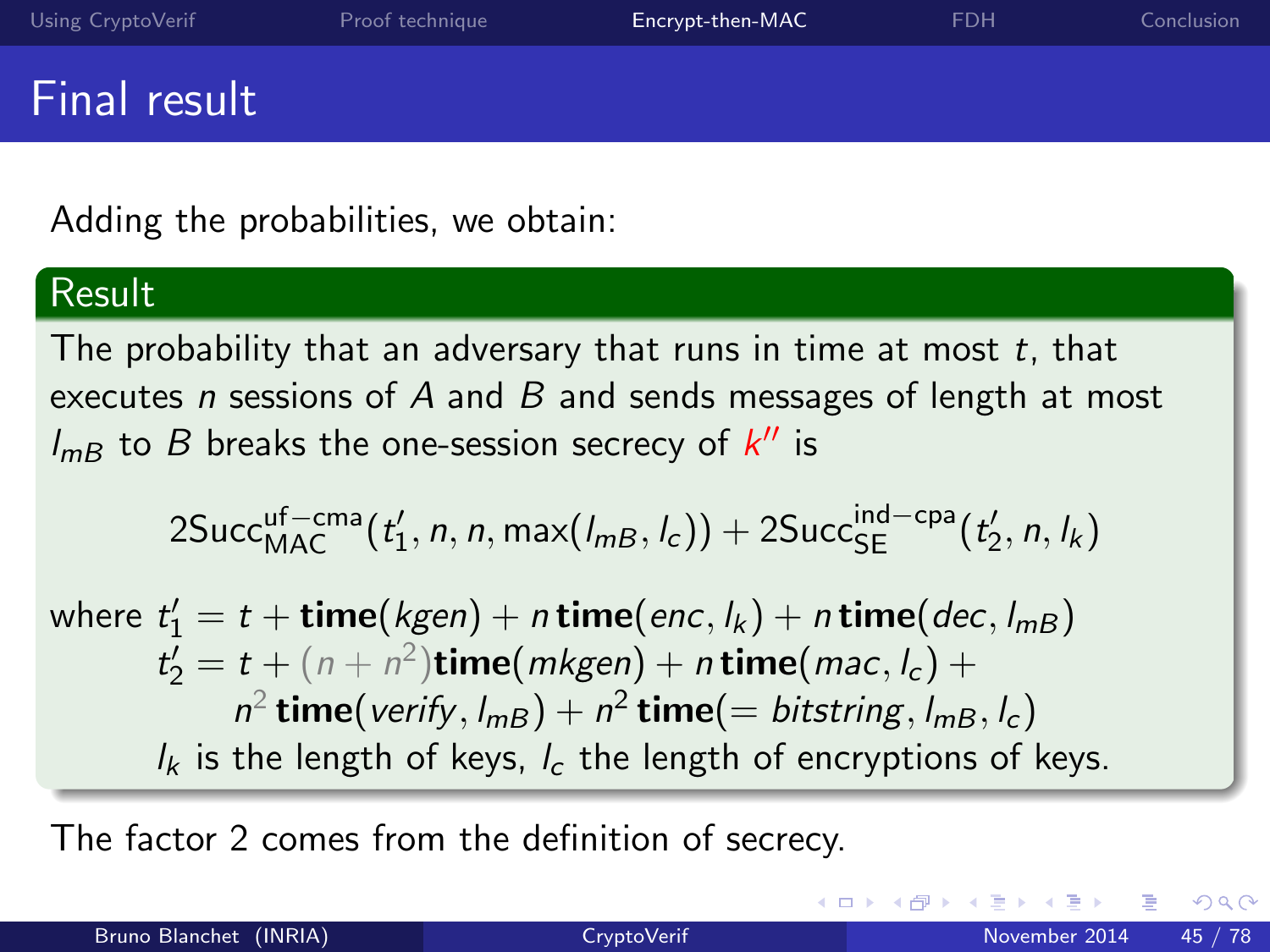# Final result

Adding the probabilities, we obtain:

**Result**

The probability that an adversary that runs in time at most $t$, that executes $n$ sessions of $A$ and $B$ and sends messages of length at most $l_{mB}$ to $B$ breaks the one-session secrecy of $k''$ is

$$2\mathrm{Succ}_{\mathrm{MAC}}^{\mathrm{uf-cma}}(t'_1, n, n, \max(l_{mB}, l_c)) + 2\mathrm{Succ}_{\mathrm{SE}}^{\mathrm{ind-cpa}}(t'_2, n, l_k)$$

where $t'_1 = t + \mathbf{time}(kgen) + n\,\mathbf{time}(enc, l_k) + n\,\mathbf{time}(dec, l_{mB})$

$t'_2 = t + (n + n^2)\mathbf{time}(mkgen) + n\,\mathbf{time}(mac, l_c) + n^2\,\mathbf{time}(verify, l_{mB}) + n^2\,\mathbf{time}(= bitstring, l_{mB}, l_c)$

$l_k$ is the length of keys, $l_c$ the length of encryptions of keys.

The factor 2 comes from the definition of secrecy.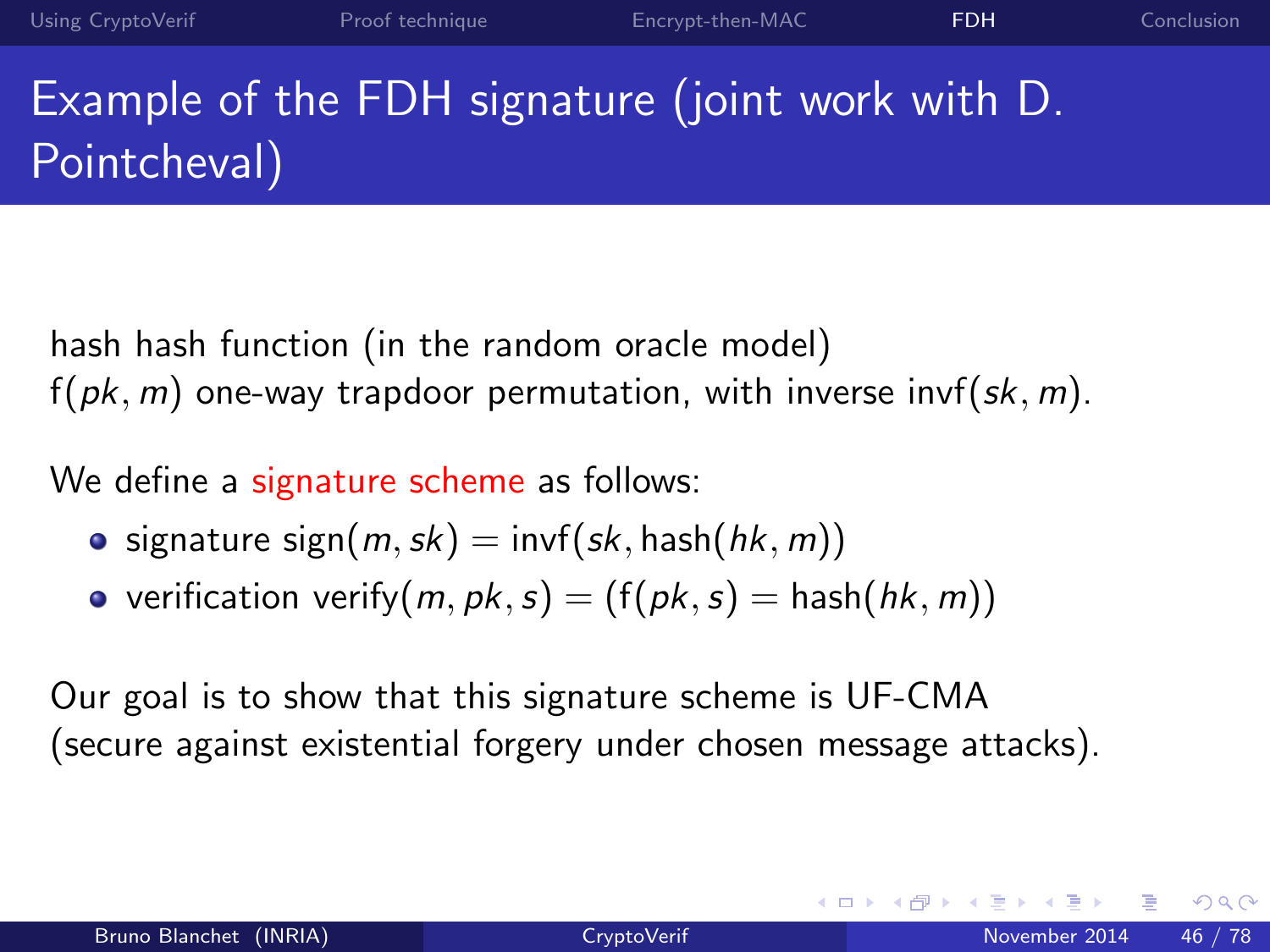# Example of the FDH signature (joint work with D. Pointcheval)

hash hash function (in the random oracle model)
$\mathsf{f}(pk, m)$ one-way trapdoor permutation, with inverse $\mathsf{invf}(sk, m)$.

We define a signature scheme as follows:

- signature $\mathsf{sign}(m, sk) = \mathsf{invf}(sk, \mathsf{hash}(hk, m))$
- verification $\mathsf{verify}(m, pk, s) = (\mathsf{f}(pk, s) = \mathsf{hash}(hk, m))$

Our goal is to show that this signature scheme is UF-CMA (secure against existential forgery under chosen message attacks).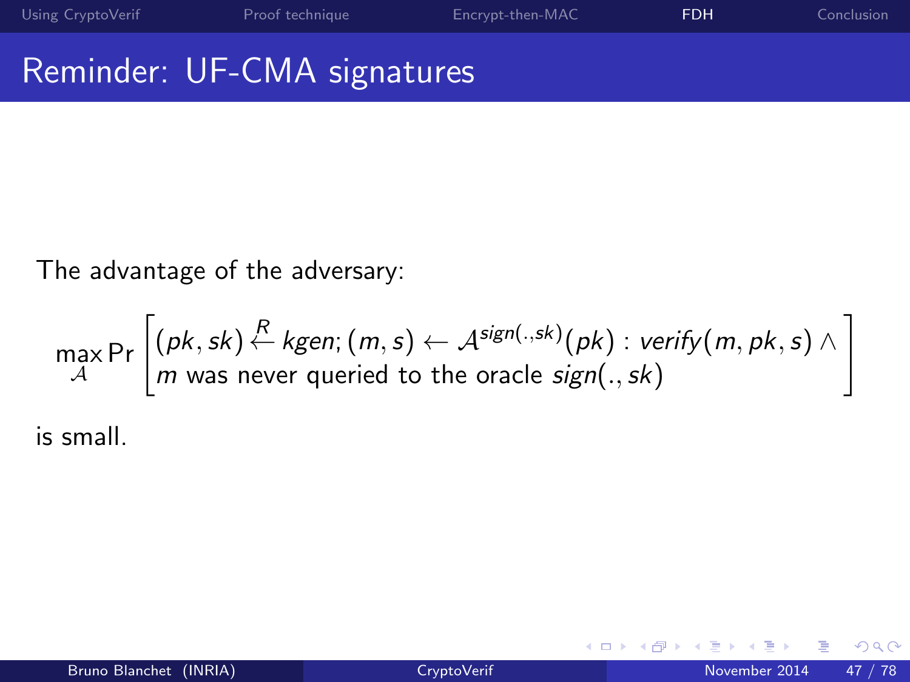# Reminder: UF-CMA signatures

The advantage of the adversary:

$$\max_{\mathcal{A}} \Pr\left[\begin{array}{l}(pk, sk) \stackrel{R}{\leftarrow} kgen; (m, s) \leftarrow \mathcal{A}^{sign(.,sk)}(pk) : verify(m, pk, s) \wedge \\ m \text{ was never queried to the oracle } sign(., sk)\end{array}\right]$$

is small.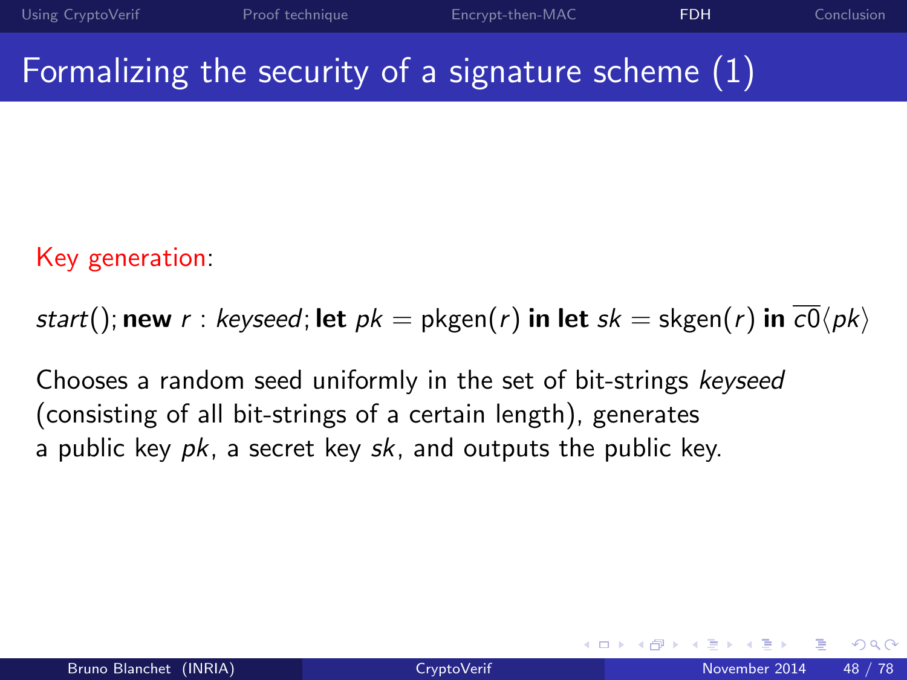# Formalizing the security of a signature scheme (1)

Key generation:

$$start(); \textbf{new}\ r : keyseed; \textbf{let}\ pk = \text{pkgen}(r)\ \textbf{in}\ \textbf{let}\ sk = \text{skgen}(r)\ \textbf{in}\ \overline{c0}\langle pk \rangle$$

Chooses a random seed uniformly in the set of bit-strings *keyseed* (consisting of all bit-strings of a certain length), generates a public key *pk*, a secret key *sk*, and outputs the public key.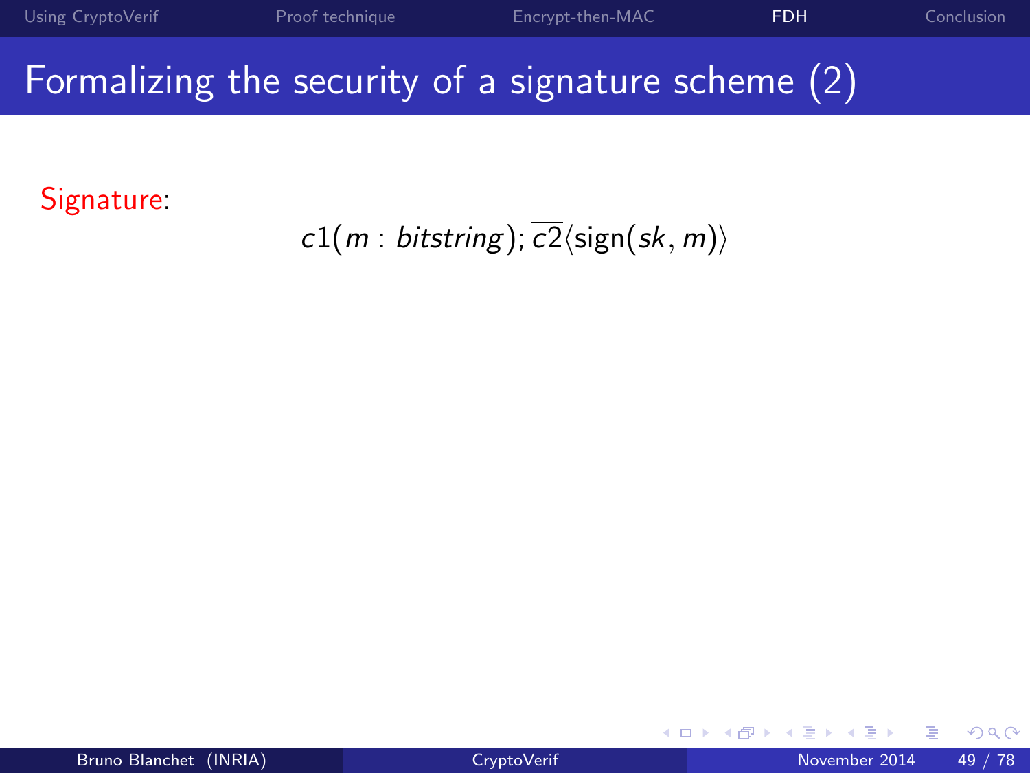# Formalizing the security of a signature scheme (2)

Signature:

$$c1(m : bitstring); \overline{c2}\langle \text{sign}(sk, m)\rangle$$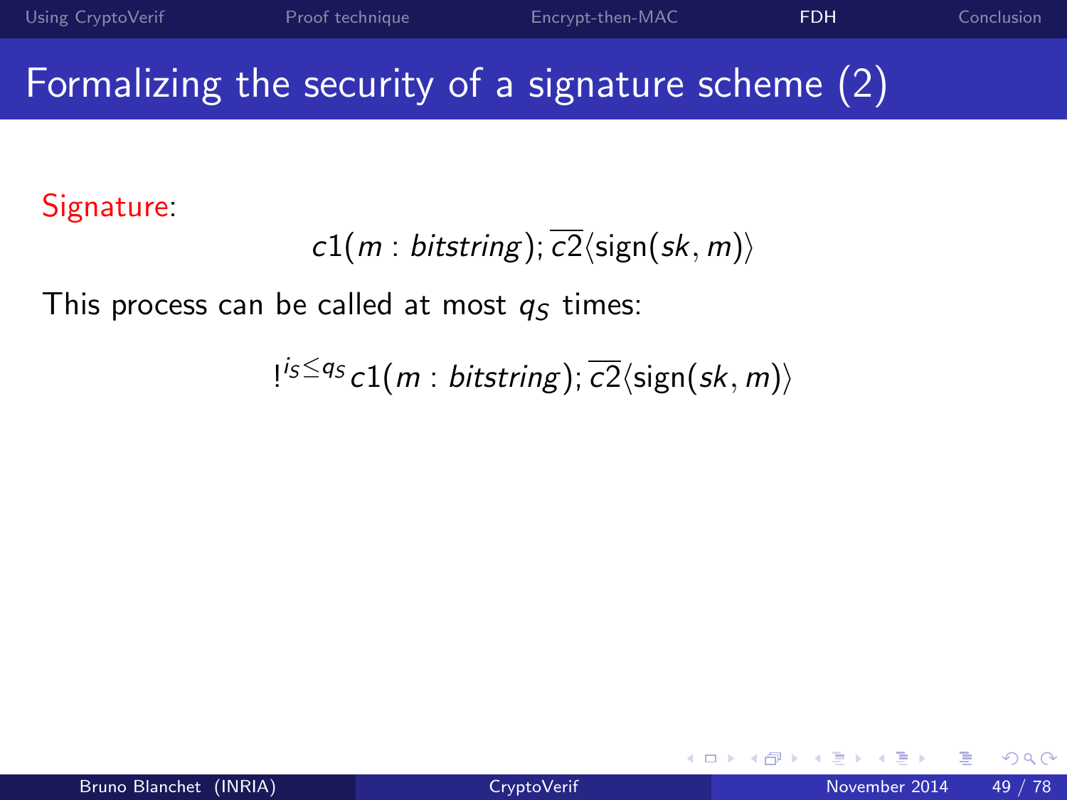# Formalizing the security of a signature scheme (2)

Signature:

$$c1(m : \mathit{bitstring}); \overline{c2}\langle \mathrm{sign}(sk, m)\rangle$$

This process can be called at most $q_S$ times:

$$!^{i_S \leq q_S} c1(m : \mathit{bitstring}); \overline{c2}\langle \mathrm{sign}(sk, m)\rangle$$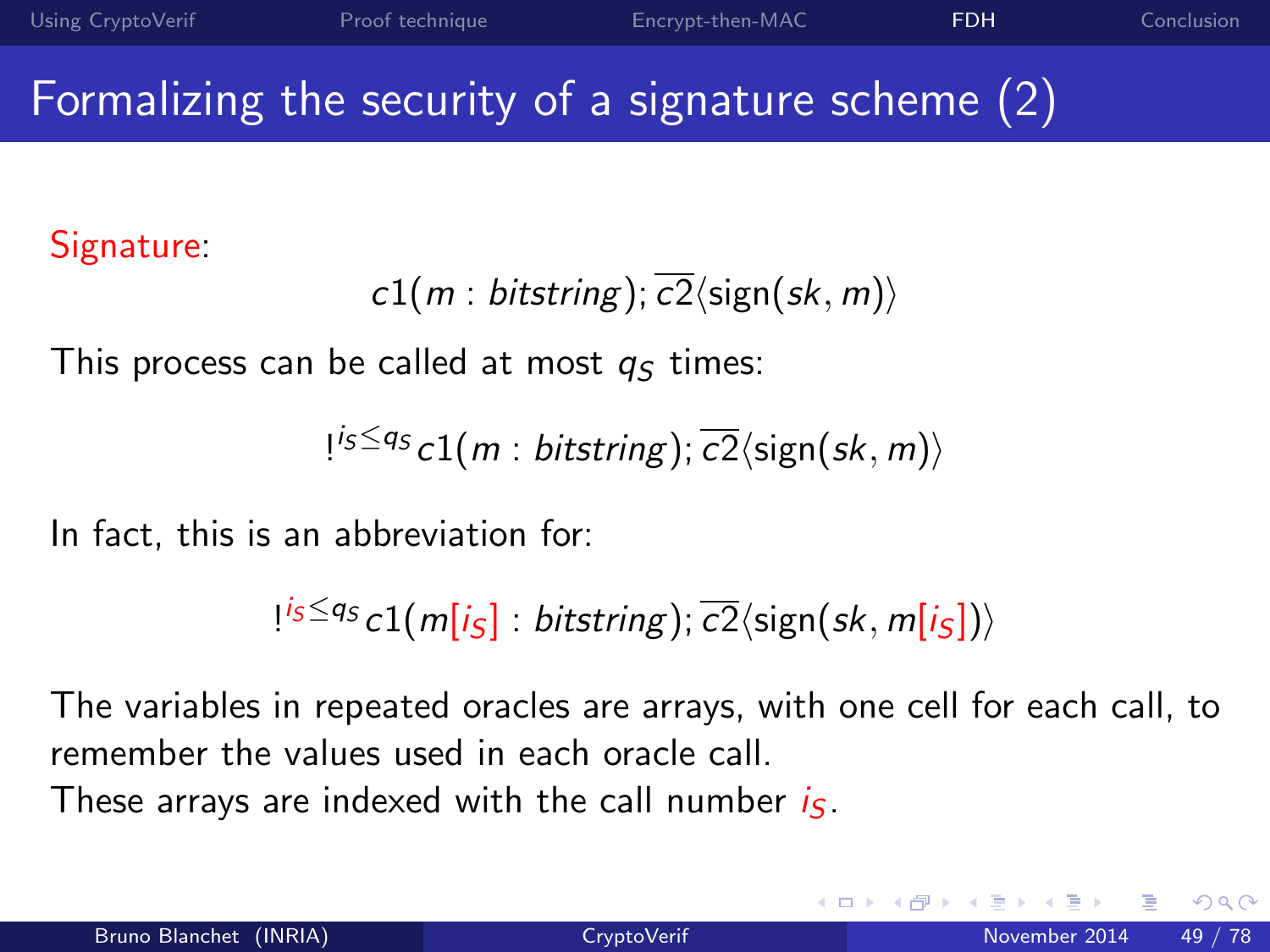# Formalizing the security of a signature scheme (2)

Signature:

$$c1(m : bitstring); \overline{c2}\langle \text{sign}(sk, m) \rangle$$

This process can be called at most $q_S$ times:

$$!^{i_S \leq q_S} c1(m : bitstring); \overline{c2}\langle \text{sign}(sk, m) \rangle$$

In fact, this is an abbreviation for:

$$!^{i_S \leq q_S} c1(m[i_S] : bitstring); \overline{c2}\langle \text{sign}(sk, m[i_S]) \rangle$$

The variables in repeated oracles are arrays, with one cell for each call, to remember the values used in each oracle call.
These arrays are indexed with the call number $i_S$.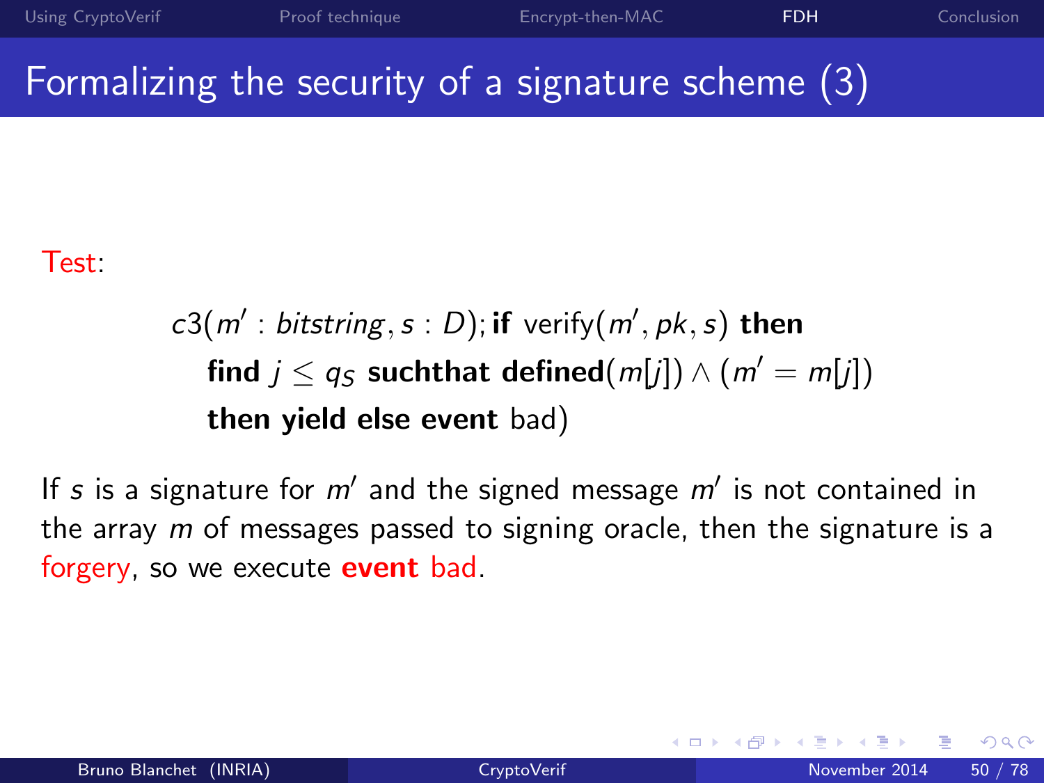# Formalizing the security of a signature scheme (3)

Test:

$$c3(m' : \mathit{bitstring}, s : D); \textbf{if } \mathrm{verify}(m', pk, s) \textbf{ then}$$
$$\textbf{find } j \leq q_S \textbf{ suchthat defined}(m[j]) \wedge (m' = m[j])$$
$$\textbf{then yield else event } \mathrm{bad})$$

If $s$ is a signature for $m'$ and the signed message $m'$ is not contained in the array $m$ of messages passed to signing oracle, then the signature is a forgery, so we execute **event** bad.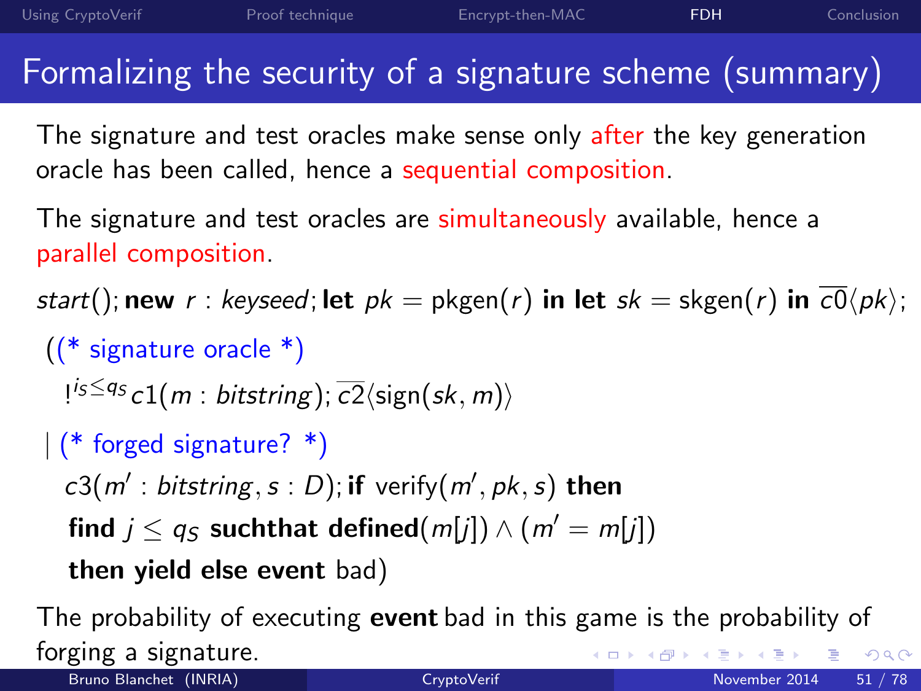# Formalizing the security of a signature scheme (summary)

The signature and test oracles make sense only after the key generation oracle has been called, hence a sequential composition.

The signature and test oracles are simultaneously available, hence a parallel composition.

$start()$; **new** $r$ : $keyseed$; **let** $pk = \text{pkgen}(r)$ **in let** $sk = \text{skgen}(r)$ **in** $\overline{c0}\langle pk \rangle$;

((* signature oracle *)

$!^{is \leq q_S} c1(m : bitstring); \overline{c2}\langle \text{sign}(sk, m) \rangle$

| (* forged signature? *)

$c3(m' : bitstring, s : D)$; **if** $\text{verify}(m', pk, s)$ **then**

**find** $j \leq q_S$ **suchthat defined**$(m[j]) \wedge (m' = m[j])$

**then yield else event** bad)

The probability of executing **event** bad in this game is the probability of forging a signature.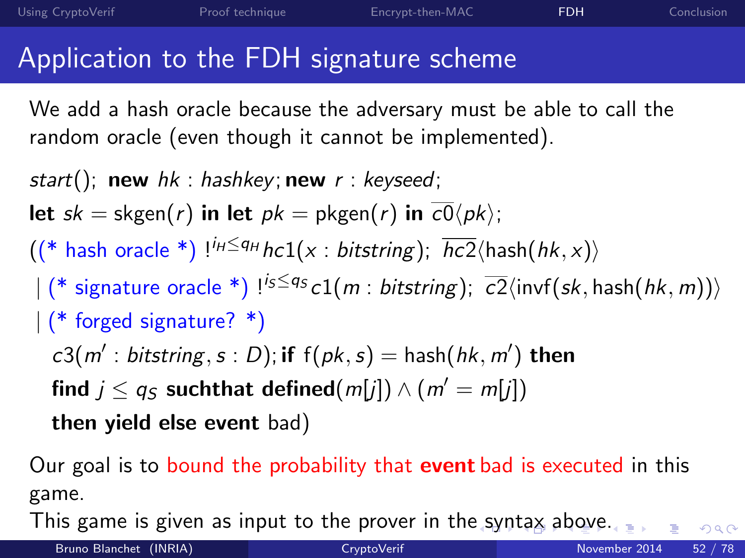# Application to the FDH signature scheme

We add a hash oracle because the adversary must be able to call the random oracle (even though it cannot be implemented).

$start()$; **new** $hk : hashkey$; **new** $r : keyseed$;

**let** $sk = \text{skgen}(r)$ **in let** $pk = \text{pkgen}(r)$ **in** $\overline{c0}\langle pk \rangle$;

(((* hash oracle *) $!^{i_H \leq q_H} hc1(x : bitstring)$; $\overline{hc2}\langle \text{hash}(hk, x) \rangle$

| (* signature oracle *) $!^{i_S \leq q_S} c1(m : bitstring)$; $\overline{c2}\langle \text{invf}(sk, \text{hash}(hk, m)) \rangle$

| (* forged signature? *)

$c3(m' : bitstring, s : D)$; **if** $\text{f}(pk, s) = \text{hash}(hk, m')$ **then**

**find** $j \leq q_S$ **suchthat defined**$(m[j]) \wedge (m' = m[j])$

**then yield else event** bad)

Our goal is to bound the probability that **event** bad is executed in this game.

This game is given as input to the prover in the syntax above.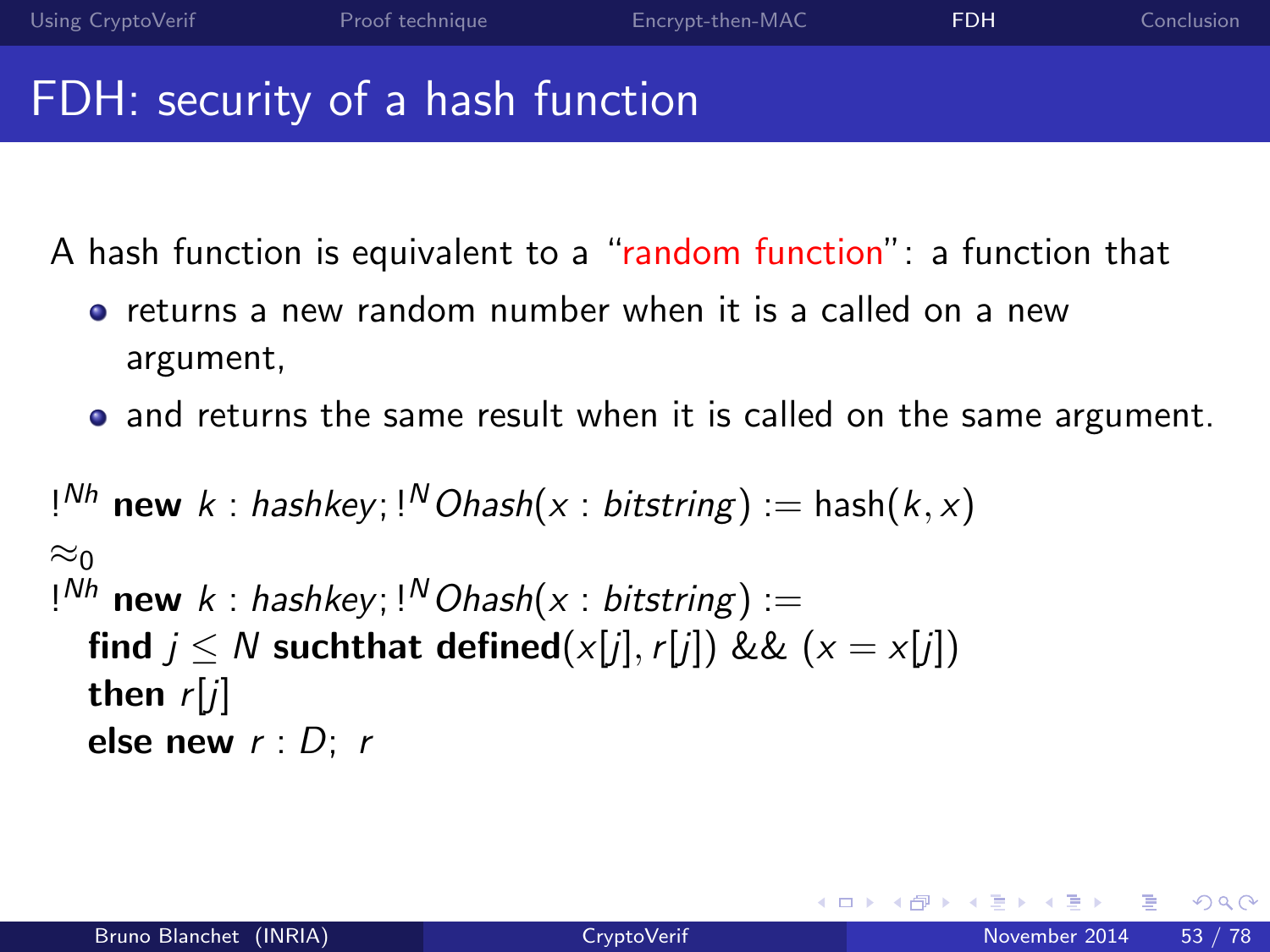# FDH: security of a hash function

A hash function is equivalent to a "random function": a function that

- returns a new random number when it is a called on a new argument,
- and returns the same result when it is called on the same argument.

$!^{Nh}$ **new** $k : hashkey; !^{N} Ohash(x : bitstring) := \text{hash}(k, x)$

$\approx_0$

$!^{Nh}$ **new** $k : hashkey; !^{N} Ohash(x : bitstring) :=$

  **find** $j \leq N$ **suchthat defined**$(x[j], r[j])$ && $(x = x[j])$

  **then** $r[j]$

  **else new** $r : D;\ r$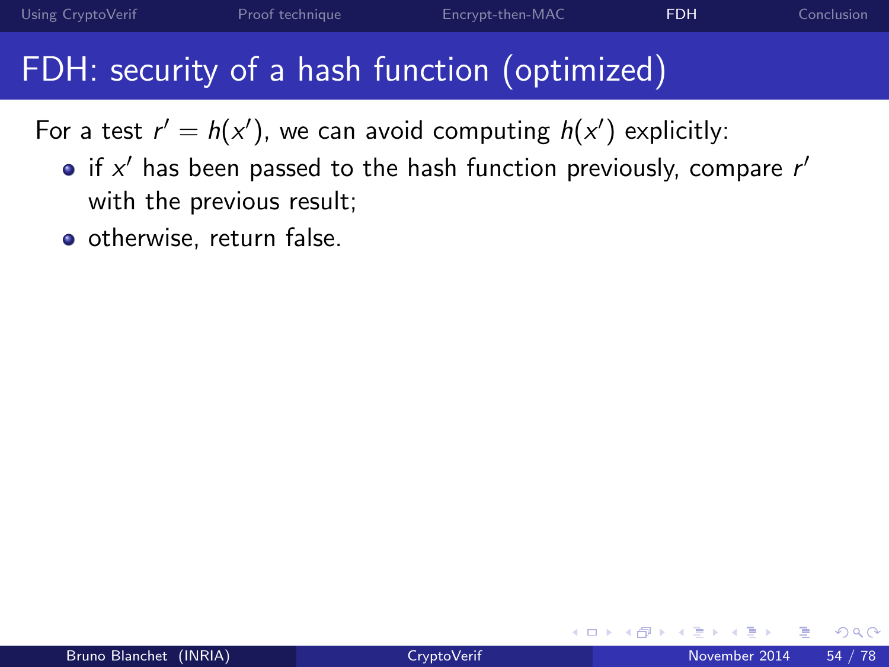# FDH: security of a hash function (optimized)

For a test $r' = h(x')$, we can avoid computing $h(x')$ explicitly:

- if $x'$ has been passed to the hash function previously, compare $r'$ with the previous result;
- otherwise, return false.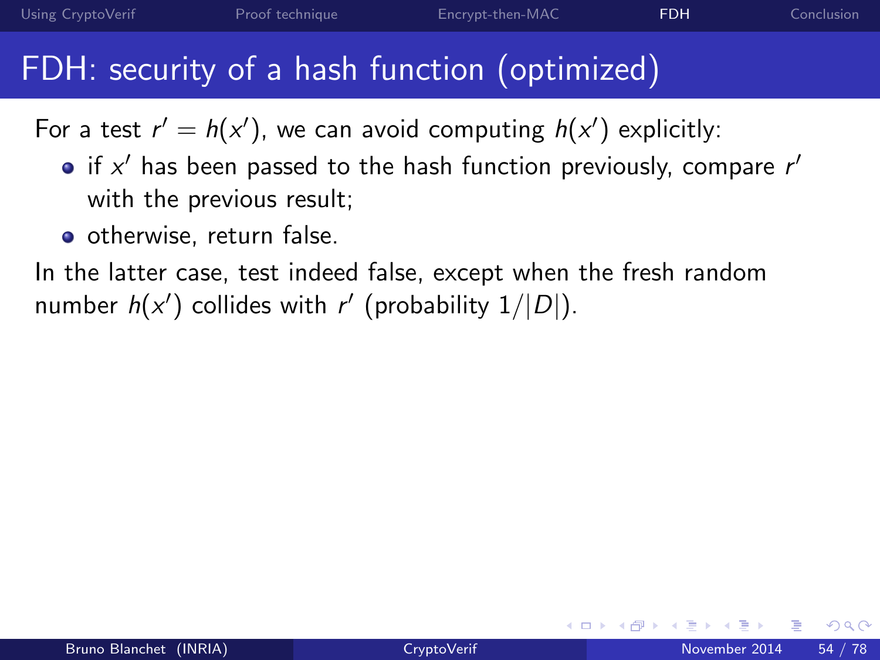# FDH: security of a hash function (optimized)

For a test $r' = h(x')$, we can avoid computing $h(x')$ explicitly:

- if $x'$ has been passed to the hash function previously, compare $r'$ with the previous result;
- otherwise, return false.

In the latter case, test indeed false, except when the fresh random number $h(x')$ collides with $r'$ (probability $1/|D|$).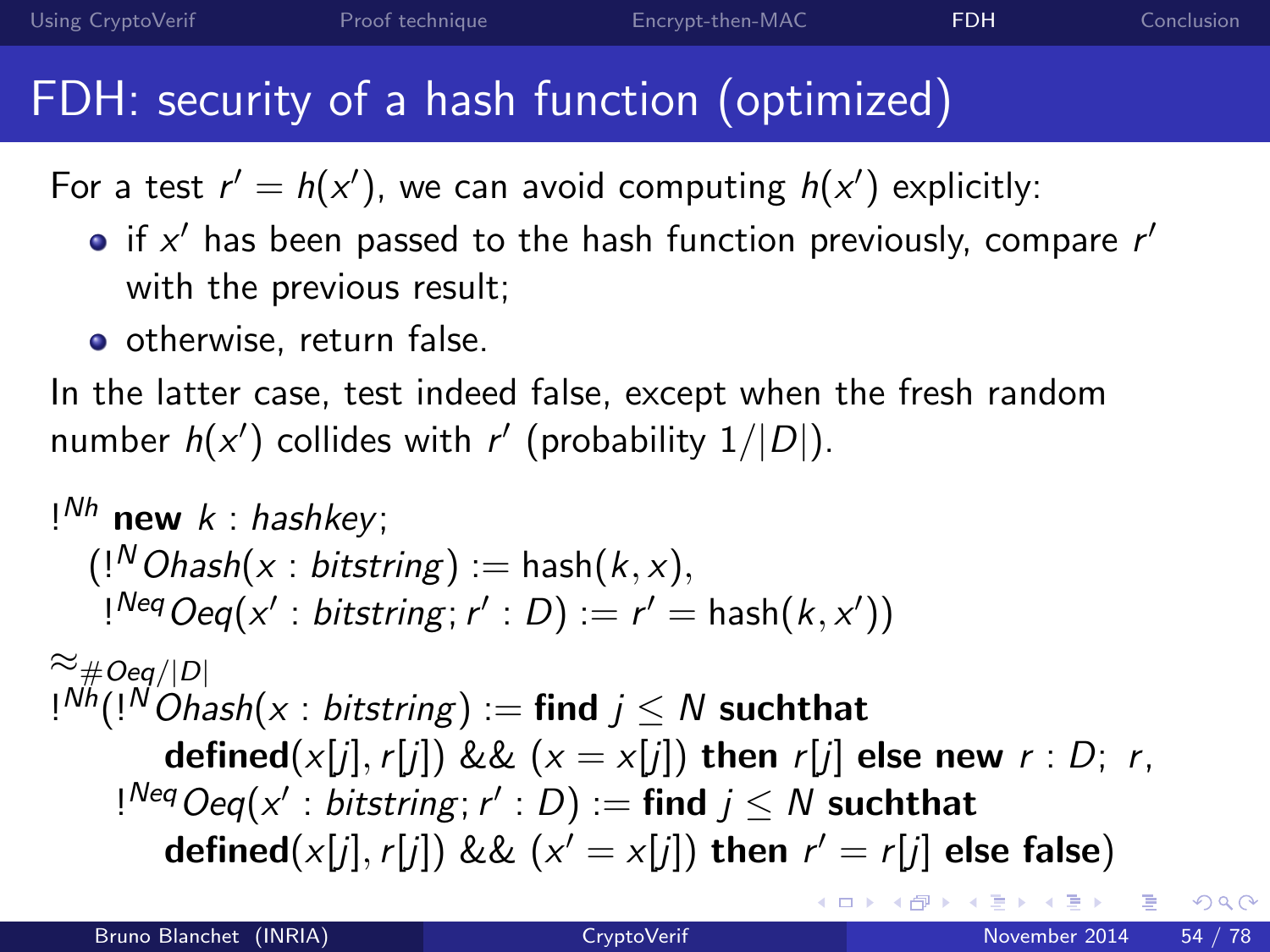# FDH: security of a hash function (optimized)

For a test $r' = h(x')$, we can avoid computing $h(x')$ explicitly:

- if $x'$ has been passed to the hash function previously, compare $r'$ with the previous result;
- otherwise, return false.

In the latter case, test indeed false, except when the fresh random number $h(x')$ collides with $r'$ (probability $1/|D|$).

$!^{Nh}$ **new** $k : \mathit{hashkey}$;
  $(!^{N} \mathit{Ohash}(x : \mathit{bitstring}) := \mathrm{hash}(k, x)$,
   $!^{Neq} \mathit{Oeq}(x' : \mathit{bitstring}; r' : D) := r' = \mathrm{hash}(k, x'))$

$\approx_{\#\mathit{Oeq}/|D|}$
$!^{Nh}(!^{N} \mathit{Ohash}(x : \mathit{bitstring}) :=$ **find** $j \leq N$ **suchthat**
  **defined**$(x[j], r[j])$ && $(x = x[j])$ **then** $r[j]$ **else new** $r : D$; $r$,
  $!^{Neq} \mathit{Oeq}(x' : \mathit{bitstring}; r' : D) :=$ **find** $j \leq N$ **suchthat**
  **defined**$(x[j], r[j])$ && $(x' = x[j])$ **then** $r' = r[j]$ **else false**$)$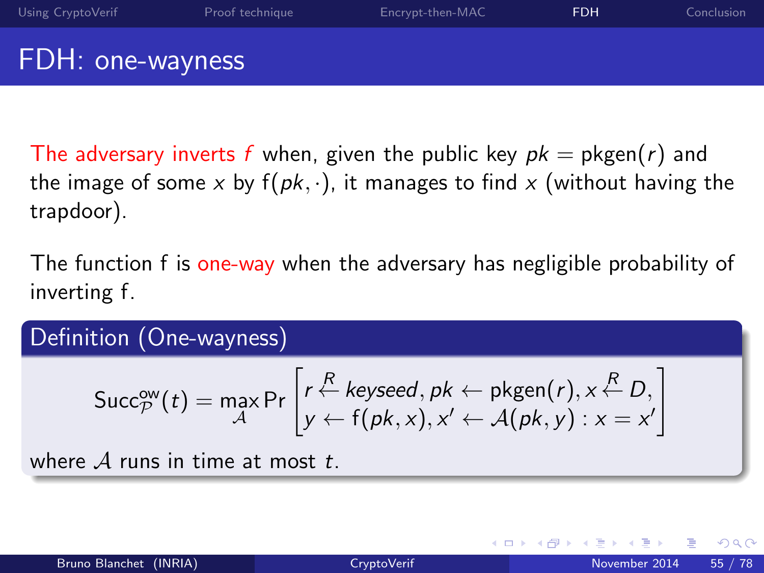# FDH: one-wayness

The adversary inverts $f$ when, given the public key $pk = \mathsf{pkgen}(r)$ and the image of some $x$ by $\mathsf{f}(pk, \cdot)$, it manages to find $x$ (without having the trapdoor).

The function f is one-way when the adversary has negligible probability of inverting f.

## Definition (One-wayness)

$$\mathrm{Succ}^{\mathrm{ow}}_{\mathcal{P}}(t) = \max_{\mathcal{A}} \Pr \begin{bmatrix} r \stackrel{R}{\leftarrow} keyseed, pk \leftarrow \mathsf{pkgen}(r), x \stackrel{R}{\leftarrow} D, \\ y \leftarrow \mathsf{f}(pk, x), x' \leftarrow \mathcal{A}(pk, y) : x = x' \end{bmatrix}$$

where $\mathcal{A}$ runs in time at most $t$.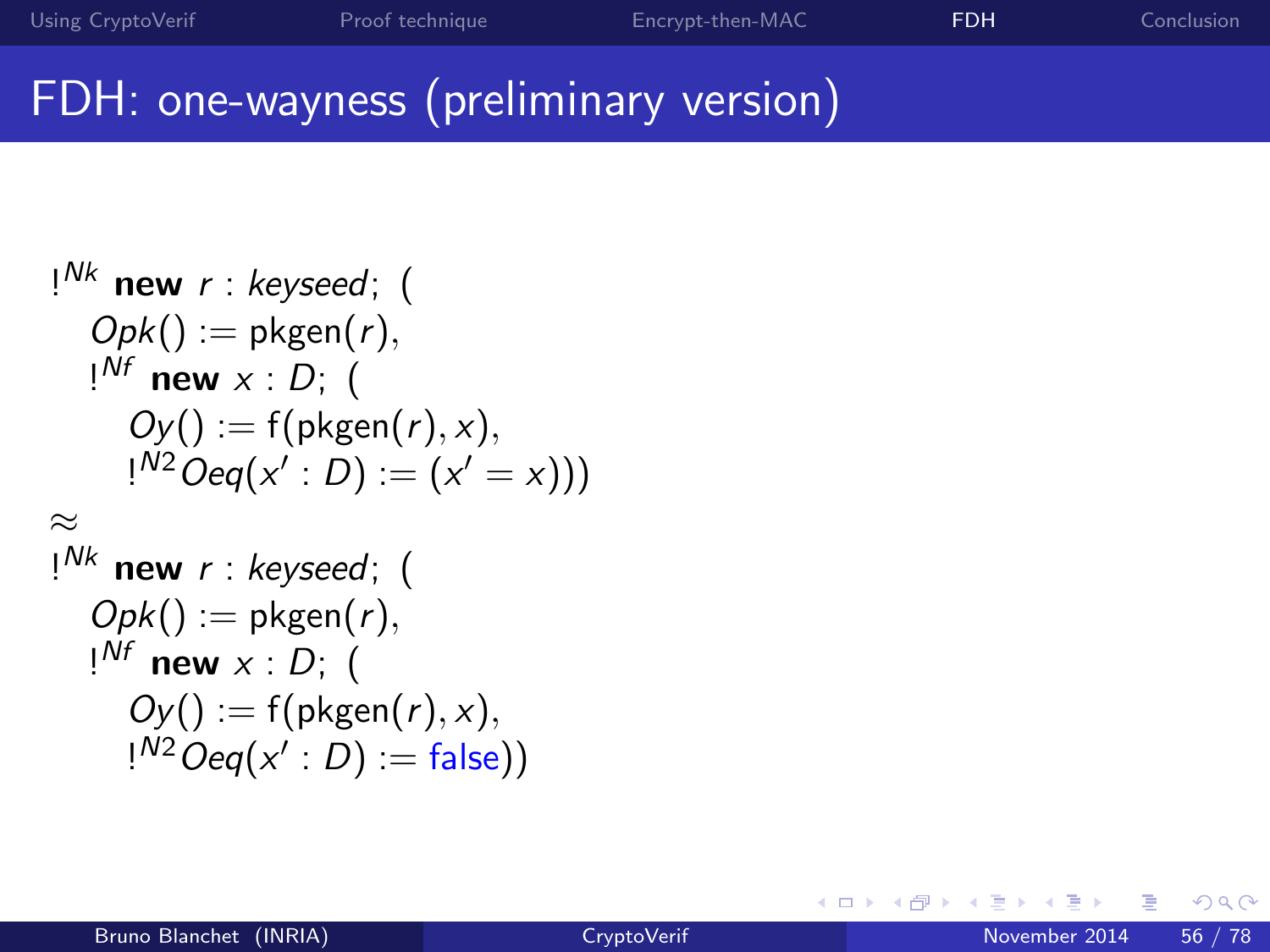# FDH: one-wayness (preliminary version)

$$
\begin{array}{l}
!^{Nk}\ \textbf{new}\ r : \mathit{keyseed};\ (\\
\quad \mathit{Opk}() := \mathrm{pkgen}(r),\\
\quad !^{Nf}\ \textbf{new}\ x : D;\ (\\
\quad\quad \mathit{Oy}() := \mathrm{f}(\mathrm{pkgen}(r), x),\\
\quad\quad !^{N2} \mathit{Oeq}(x' : D) := (x' = x)))\\
\approx\\
!^{Nk}\ \textbf{new}\ r : \mathit{keyseed};\ (\\
\quad \mathit{Opk}() := \mathrm{pkgen}(r),\\
\quad !^{Nf}\ \textbf{new}\ x : D;\ (\\
\quad\quad \mathit{Oy}() := \mathrm{f}(\mathrm{pkgen}(r), x),\\
\quad\quad !^{N2} \mathit{Oeq}(x' : D) := \mathrm{false}))
\end{array}
$$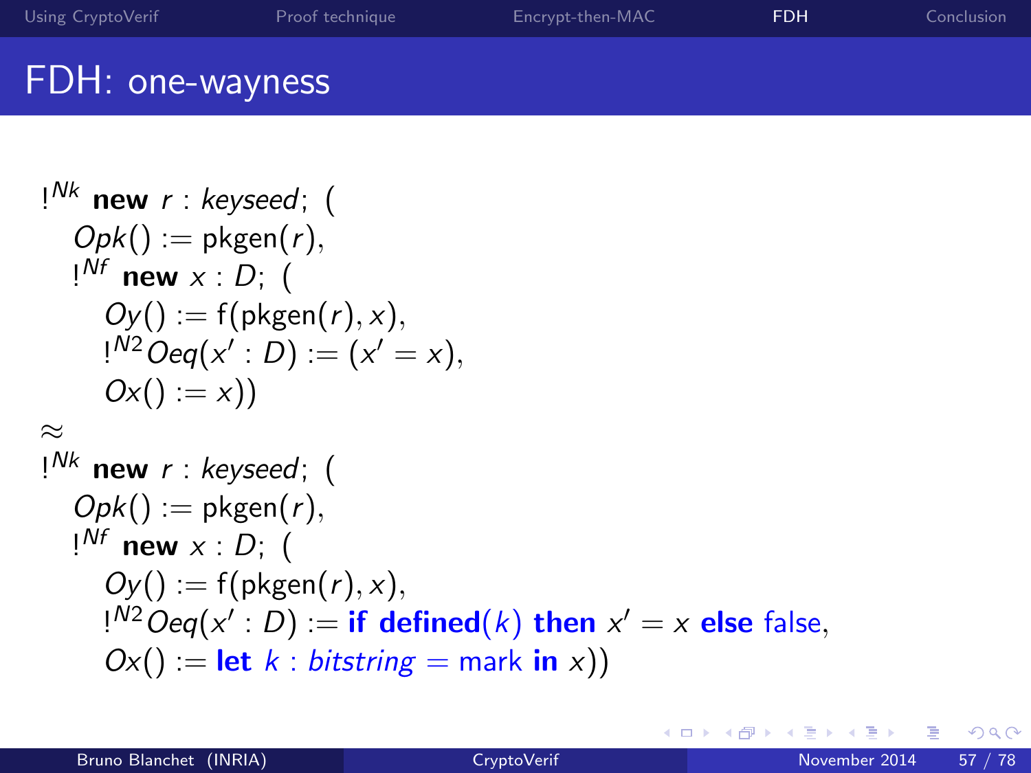# FDH: one-wayness

$$
\begin{array}{l}
!^{Nk}\ \textbf{new}\ r : \mathit{keyseed};\ (\\
\quad Opk() := \mathrm{pkgen}(r),\\
\quad !^{Nf}\ \textbf{new}\ x : D;\ (\\
\quad\quad Oy() := \mathrm{f}(\mathrm{pkgen}(r), x),\\
\quad\quad !^{N2} Oeq(x' : D) := (x' = x),\\
\quad\quad Ox() := x))
\end{array}
$$

$$\approx$$

$$
\begin{array}{l}
!^{Nk}\ \textbf{new}\ r : \mathit{keyseed};\ (\\
\quad Opk() := \mathrm{pkgen}(r),\\
\quad !^{Nf}\ \textbf{new}\ x : D;\ (\\
\quad\quad Oy() := \mathrm{f}(\mathrm{pkgen}(r), x),\\
\quad\quad !^{N2} Oeq(x' : D) := \textbf{if defined}(k)\ \textbf{then}\ x' = x\ \textbf{else}\ \mathrm{false},\\
\quad\quad Ox() := \textbf{let}\ k : \mathit{bitstring} = \mathrm{mark}\ \textbf{in}\ x))
\end{array}
$$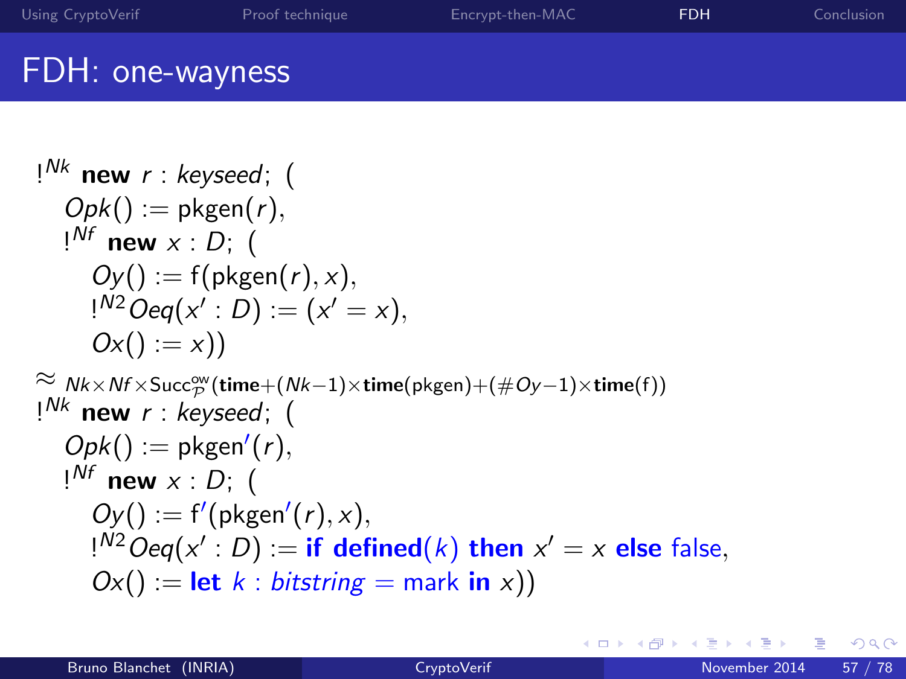# FDH: one-wayness

$!^{Nk}$ **new** $r : keyseed$; (
  $Opk() := \text{pkgen}(r)$,
  $!^{Nf}$ **new** $x : D$; (
    $Oy() := \text{f}(\text{pkgen}(r), x)$,
    $!^{N2} Oeq(x' : D) := (x' = x)$,
    $Ox() := x$))

$\approx_{Nk \times Nf \times \text{Succ}^{\text{ow}}_{\mathcal{P}}(\textbf{time} + (Nk-1) \times \textbf{time}(\text{pkgen}) + (\#Oy-1) \times \textbf{time}(\text{f}))}$

$!^{Nk}$ **new** $r : keyseed$; (
  $Opk() := \text{pkgen}'(r)$,
  $!^{Nf}$ **new** $x : D$; (
    $Oy() := \text{f}'(\text{pkgen}'(r), x)$,
    $!^{N2} Oeq(x' : D) :=$ **if defined**$(k)$ **then** $x' = x$ **else** false,
    $Ox() :=$ **let** $k : bitstring = \text{mark}$ **in** $x$))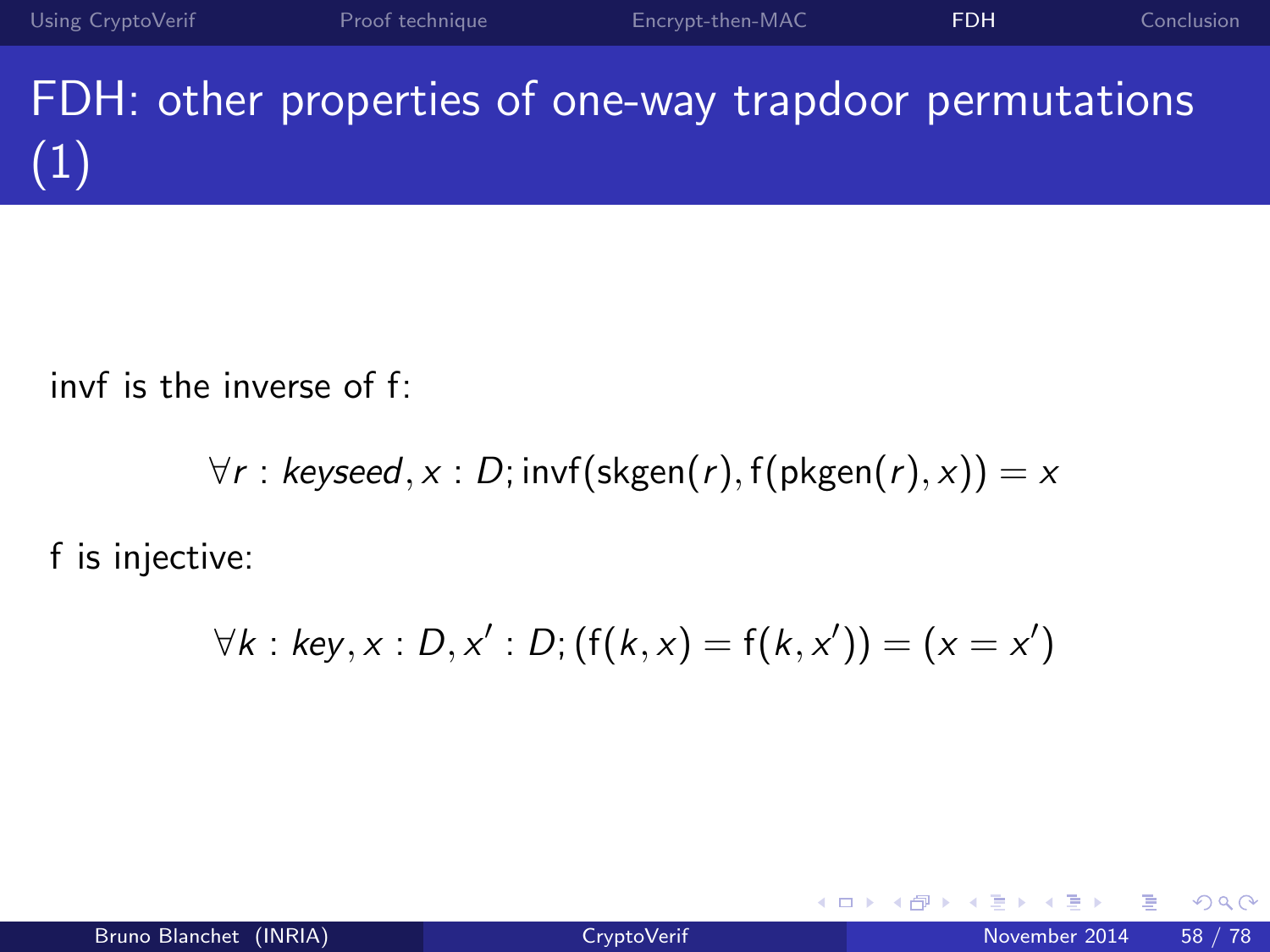# FDH: other properties of one-way trapdoor permutations (1)

invf is the inverse of f:

$$\forall r : \mathit{keyseed}, x : D; \mathsf{invf}(\mathsf{skgen}(r), \mathsf{f}(\mathsf{pkgen}(r), x)) = x$$

f is injective:

$$\forall k : \mathit{key}, x : D, x' : D; (\mathsf{f}(k, x) = \mathsf{f}(k, x')) = (x = x')$$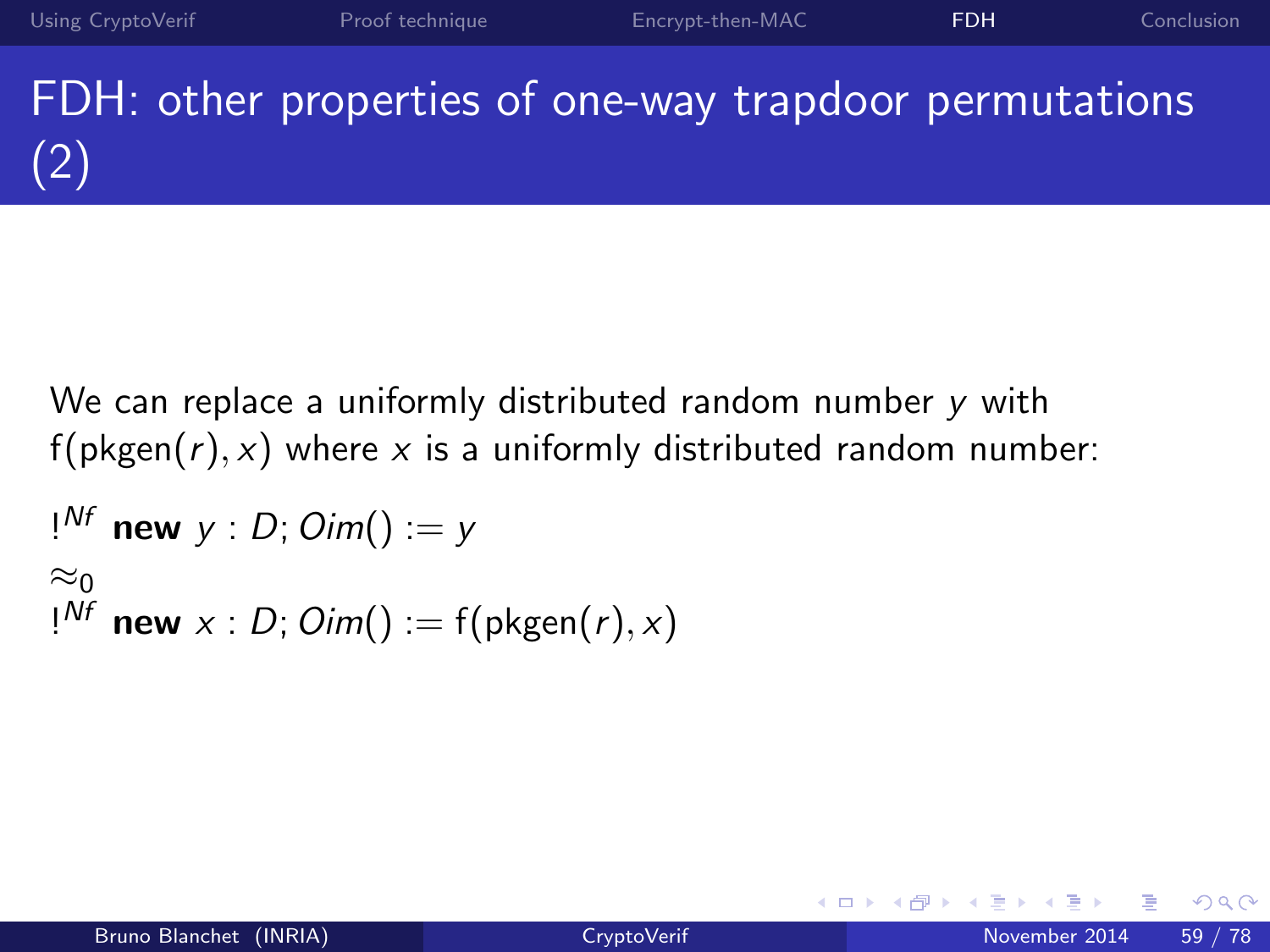# FDH: other properties of one-way trapdoor permutations (2)

We can replace a uniformly distributed random number $y$ with $\mathsf{f}(\mathsf{pkgen}(r), x)$ where $x$ is a uniformly distributed random number:

$!^{Nf}$ **new** $y : D; Oim() := y$

$\approx_0$

$!^{Nf}$ **new** $x : D; Oim() := \mathsf{f}(\mathsf{pkgen}(r), x)$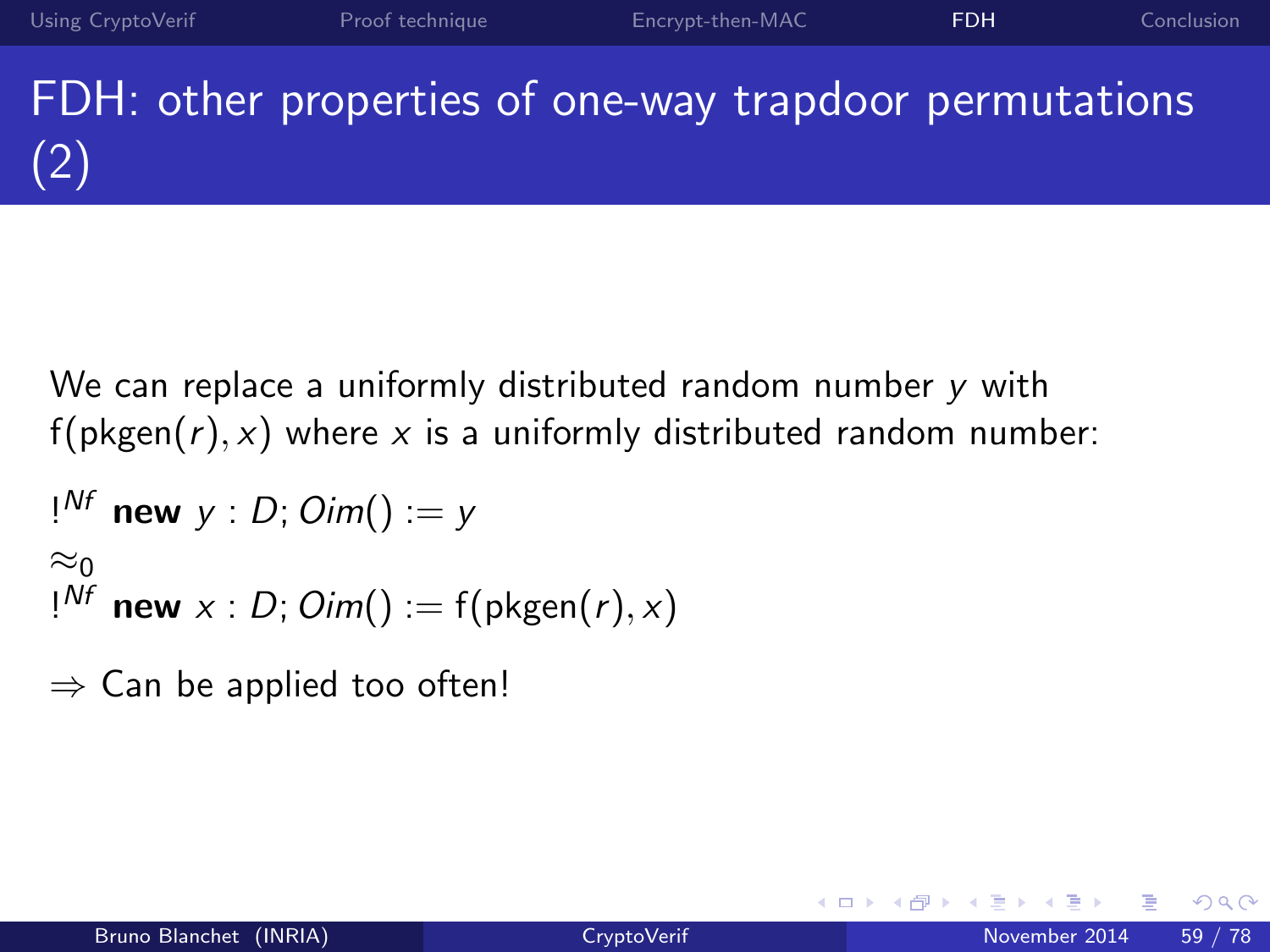# FDH: other properties of one-way trapdoor permutations (2)

We can replace a uniformly distributed random number $y$ with $\mathrm{f}(\mathrm{pkgen}(r), x)$ where $x$ is a uniformly distributed random number:

$$!^{Nf}\ \textbf{new}\ y : D; Oim() := y$$

$$\approx_0$$

$$!^{Nf}\ \textbf{new}\ x : D; Oim() := \mathrm{f}(\mathrm{pkgen}(r), x)$$

$\Rightarrow$ Can be applied too often!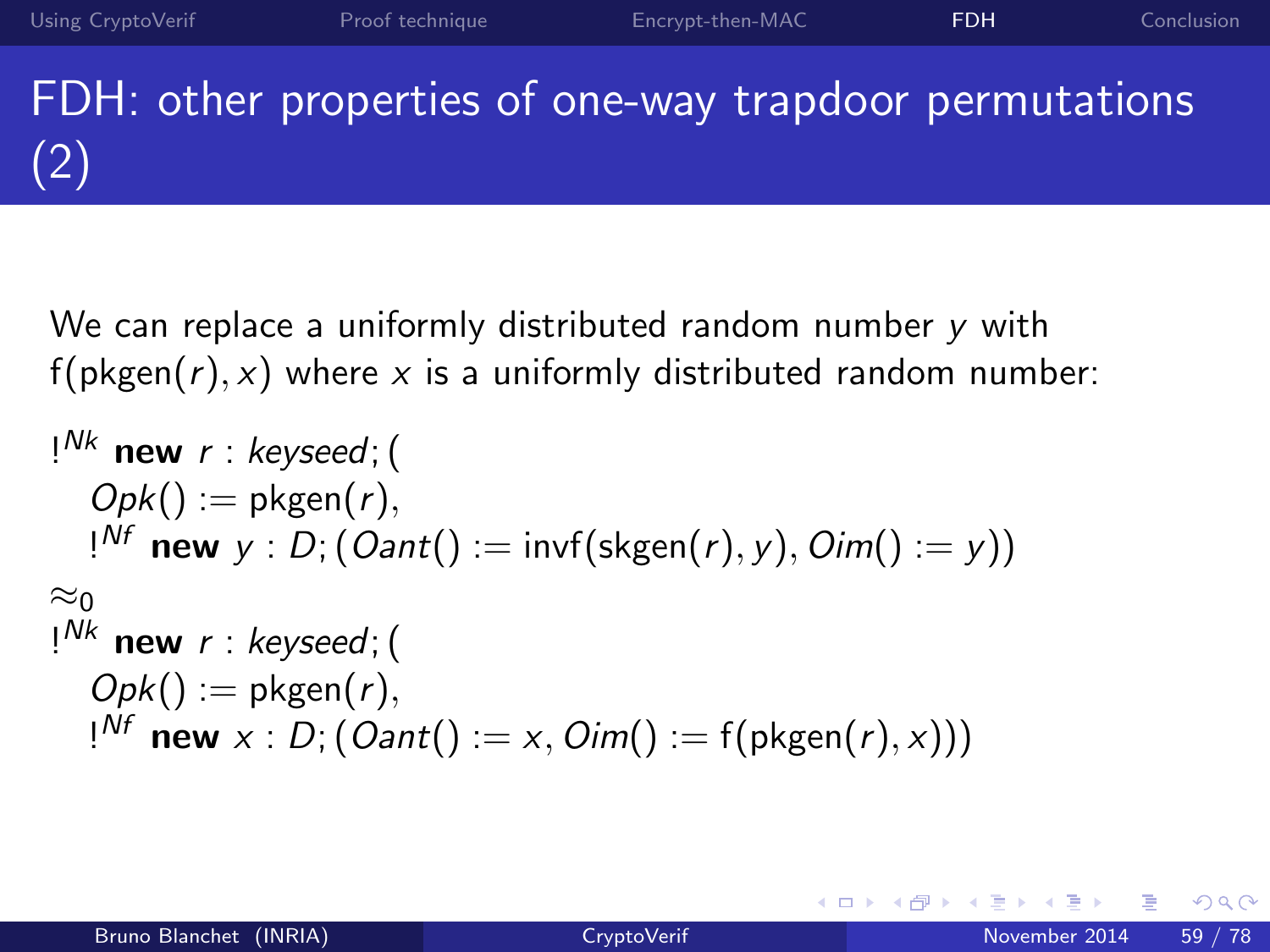# FDH: other properties of one-way trapdoor permutations (2)

We can replace a uniformly distributed random number $y$ with $\mathrm{f}(\mathrm{pkgen}(r), x)$ where $x$ is a uniformly distributed random number:

$$
\begin{array}{l}
!^{Nk}\ \textbf{new}\ r : \mathit{keyseed}; (\\
\quad \mathit{Opk}() := \mathrm{pkgen}(r),\\
\quad !^{Nf}\ \textbf{new}\ y : D; (\mathit{Oant}() := \mathrm{invf}(\mathrm{skgen}(r), y), \mathit{Oim}() := y))\\
\approx_0\\
!^{Nk}\ \textbf{new}\ r : \mathit{keyseed}; (\\
\quad \mathit{Opk}() := \mathrm{pkgen}(r),\\
\quad !^{Nf}\ \textbf{new}\ x : D; (\mathit{Oant}() := x, \mathit{Oim}() := \mathrm{f}(\mathrm{pkgen}(r), x)))
\end{array}
$$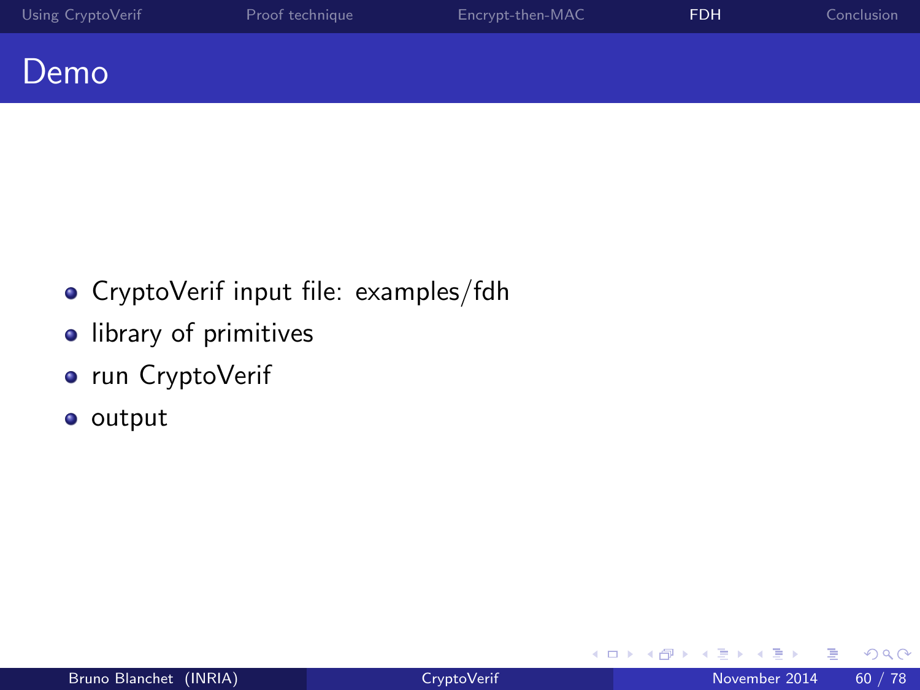# Demo

- CryptoVerif input file: examples/fdh
- library of primitives
- run CryptoVerif
- output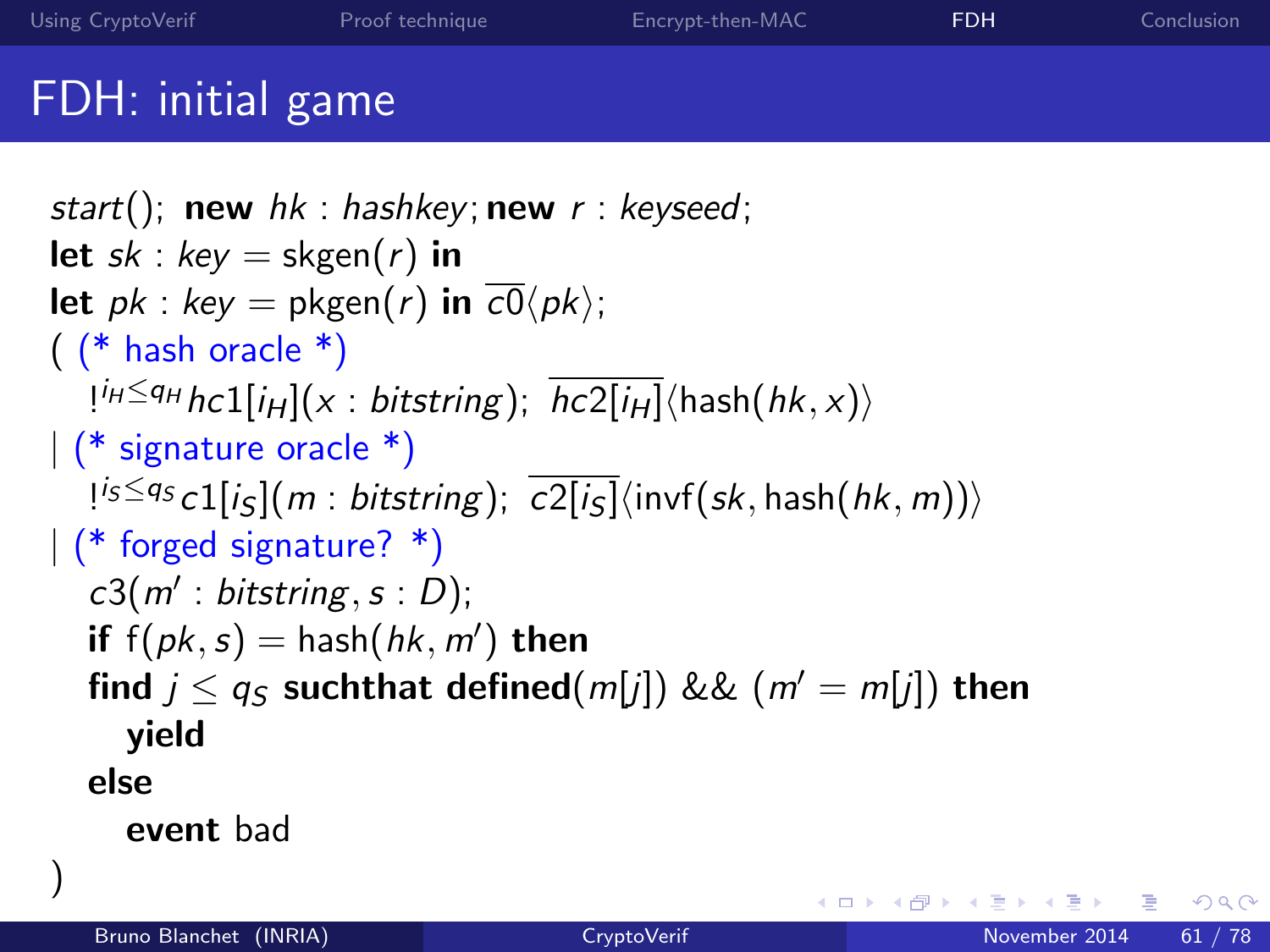# FDH: initial game

```
start(); new hk : hashkey; new r : keyseed;
let sk : key = skgen(r) in
let pk : key = pkgen(r) in c0⟨pk⟩;
( (* hash oracle *)
   !^{i_H ≤ q_H} hc1[i_H](x : bitstring); hc2[i_H]⟨hash(hk, x)⟩
| (* signature oracle *)
   !^{i_S ≤ q_S} c1[i_S](m : bitstring); c2[i_S]⟨invf(sk, hash(hk, m))⟩
| (* forged signature? *)
   c3(m' : bitstring, s : D);
   if f(pk, s) = hash(hk, m') then
   find j ≤ q_S suchthat defined(m[j]) && (m' = m[j]) then
      yield
   else
      event bad
)
```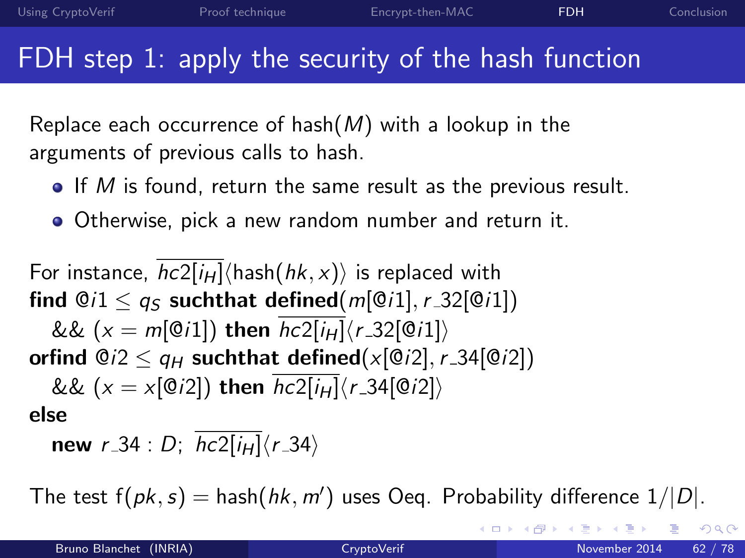# FDH step 1: apply the security of the hash function

Replace each occurrence of hash($M$) with a lookup in the arguments of previous calls to hash.

- If $M$ is found, return the same result as the previous result.
- Otherwise, pick a new random number and return it.

For instance, $\overline{hc2[i_H]}\langle \text{hash}(hk, x)\rangle$ is replaced with

**find** $@i1 \leq q_S$ **suchthat defined**($m[@i1], r\_32[@i1]$)
  && ($x = m[@i1]$) **then** $\overline{hc2[i_H]}\langle r\_32[@i1]\rangle$
**orfind** $@i2 \leq q_H$ **suchthat defined**($x[@i2], r\_34[@i2]$)
  && ($x = x[@i2]$) **then** $\overline{hc2[i_H]}\langle r\_34[@i2]\rangle$
**else**
  **new** $r\_34 : D$; $\overline{hc2[i_H]}\langle r\_34\rangle$

The test $\text{f}(pk, s) = \text{hash}(hk, m')$ uses Oeq. Probability difference $1/|D|$.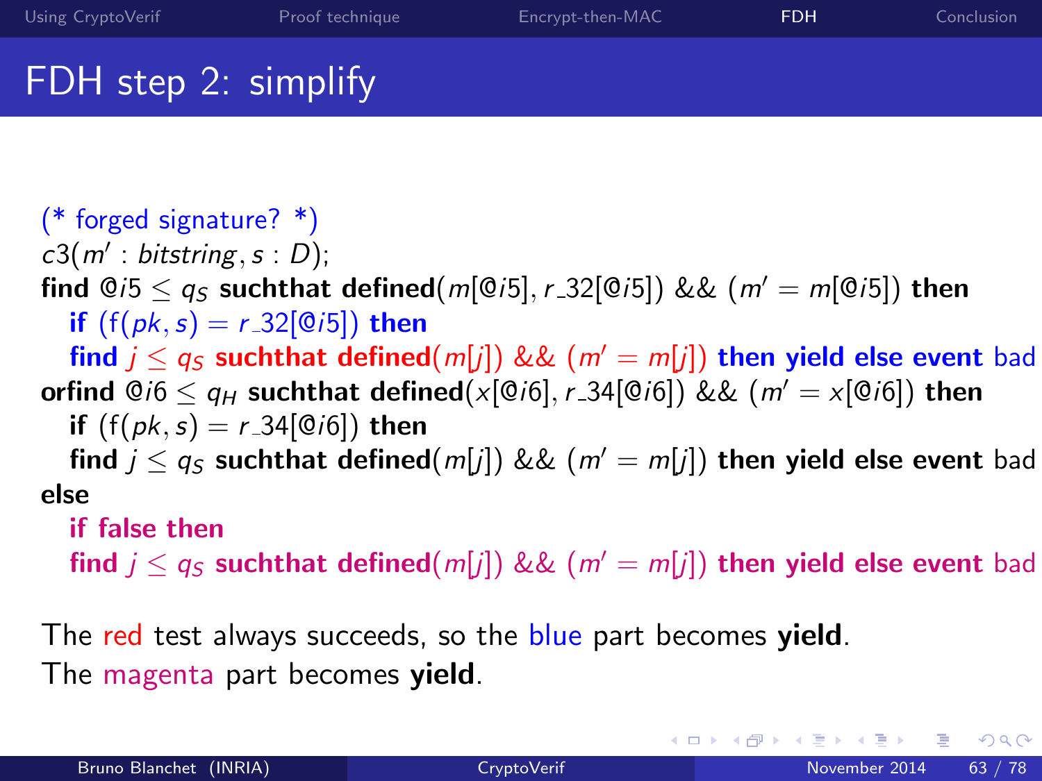# FDH step 2: simplify

```
(* forged signature? *)
c3(m' : bitstring, s : D);
find @i5 ≤ qS suchthat defined(m[@i5], r_32[@i5]) && (m' = m[@i5]) then
  if (f(pk, s) = r_32[@i5]) then
  find j ≤ qS suchthat defined(m[j]) && (m' = m[j]) then yield else event bad
orfind @i6 ≤ qH suchthat defined(x[@i6], r_34[@i6]) && (m' = x[@i6]) then
  if (f(pk, s) = r_34[@i6]) then
  find j ≤ qS suchthat defined(m[j]) && (m' = m[j]) then yield else event bad
else
  if false then
  find j ≤ qS suchthat defined(m[j]) && (m' = m[j]) then yield else event bad
```

The red test always succeeds, so the blue part becomes **yield**.
The magenta part becomes **yield**.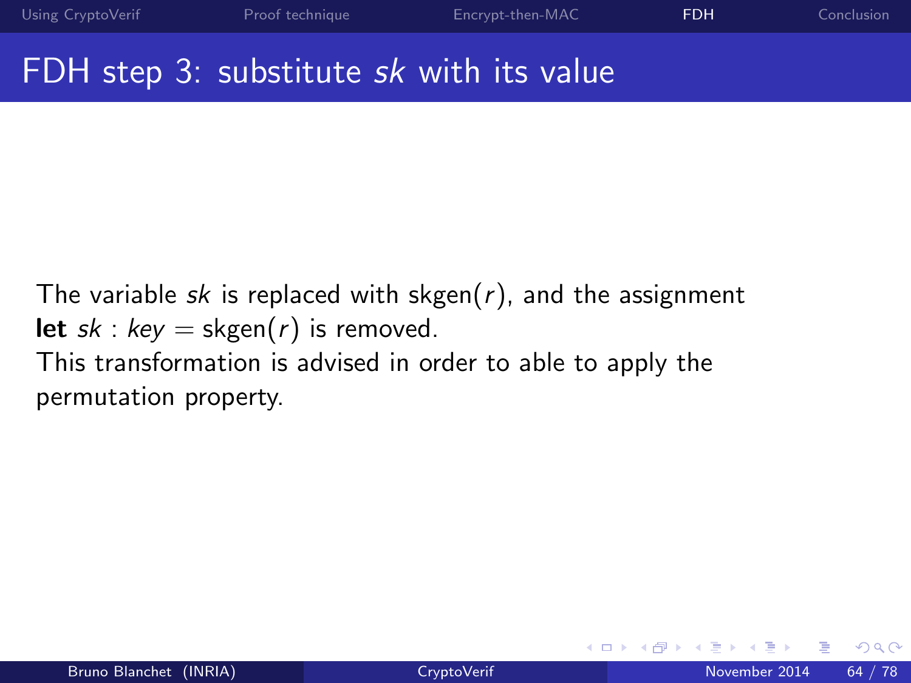# FDH step 3: substitute *sk* with its value

The variable $sk$ is replaced with $\mathrm{skgen}(r)$, and the assignment **let** $sk : key = \mathrm{skgen}(r)$ is removed.

This transformation is advised in order to able to apply the permutation property.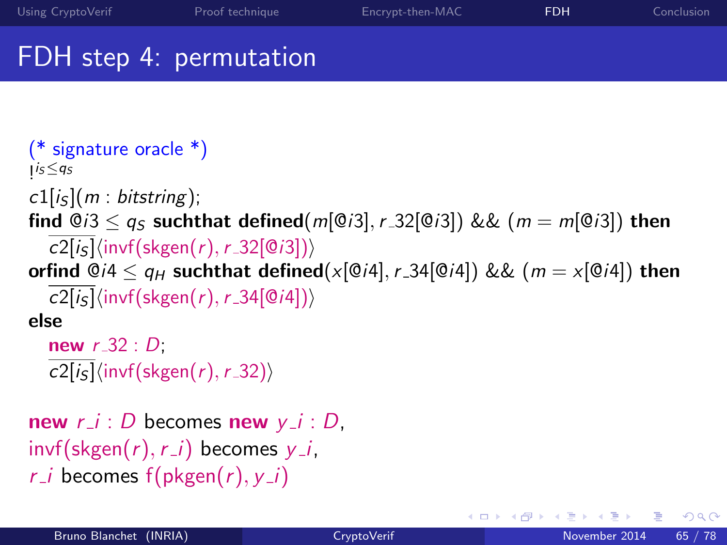# FDH step 4: permutation

```
(* signature oracle *)
!^{i_S ≤ q_S}
c1[i_S](m : bitstring);
find @i3 ≤ q_S suchthat defined(m[@i3], r_32[@i3]) && (m = m[@i3]) then
  c2[i_S]⟨invf(skgen(r), r_32[@i3])⟩
orfind @i4 ≤ q_H suchthat defined(x[@i4], r_34[@i4]) && (m = x[@i4]) then
  c2[i_S]⟨invf(skgen(r), r_34[@i4])⟩
else
  new r_32 : D;
  c2[i_S]⟨invf(skgen(r), r_32)⟩
```

**new** $r\_i : D$ becomes **new** $y\_i : D$,
invf(skgen($r$), $r\_i$) becomes $y\_i$,
$r\_i$ becomes f(pkgen($r$), $y\_i$)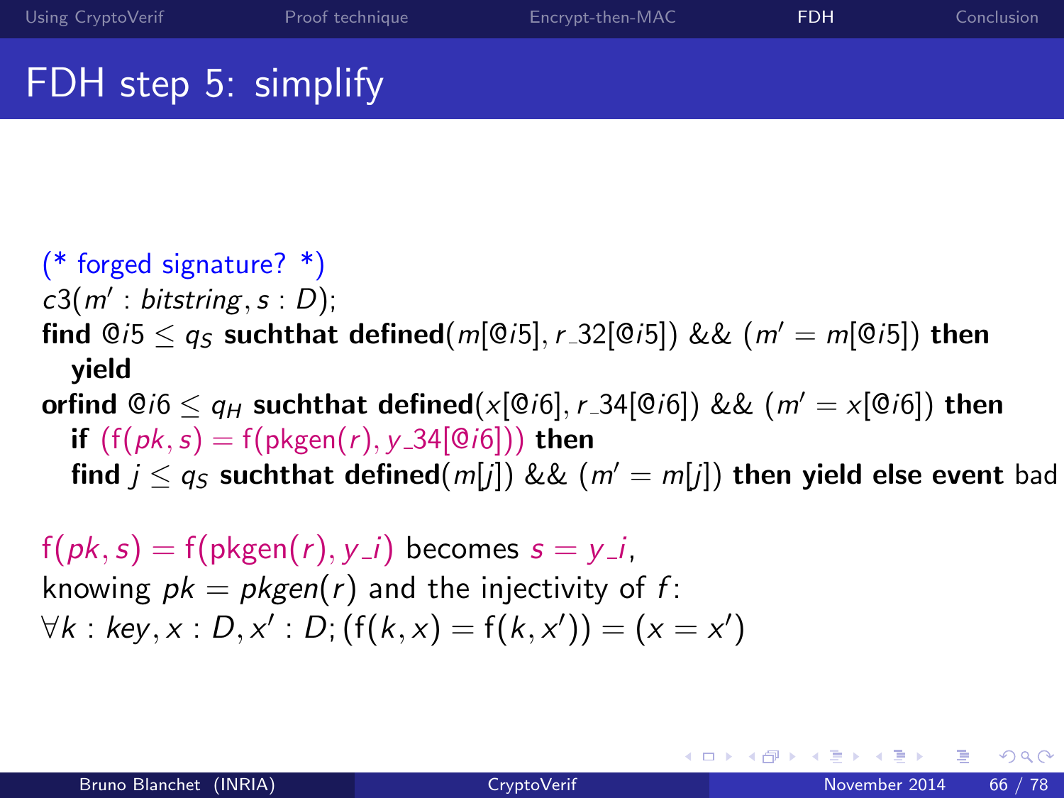# FDH step 5: simplify

```
(* forged signature? *)
c3(m' : bitstring, s : D);
find @i5 <= q_S suchthat defined(m[@i5], r_32[@i5]) && (m' = m[@i5]) then
  yield
orfind @i6 <= q_H suchthat defined(x[@i6], r_34[@i6]) && (m' = x[@i6]) then
  if (f(pk, s) = f(pkgen(r), y_34[@i6])) then
  find j <= q_S suchthat defined(m[j]) && (m' = m[j]) then yield else event bad
```

$f(pk, s) = f(pkgen(r), y\_i)$ becomes $s = y\_i$,
knowing $pk = pkgen(r)$ and the injectivity of $f$:
$\forall k : key, x : D, x' : D; (f(k, x) = f(k, x')) = (x = x')$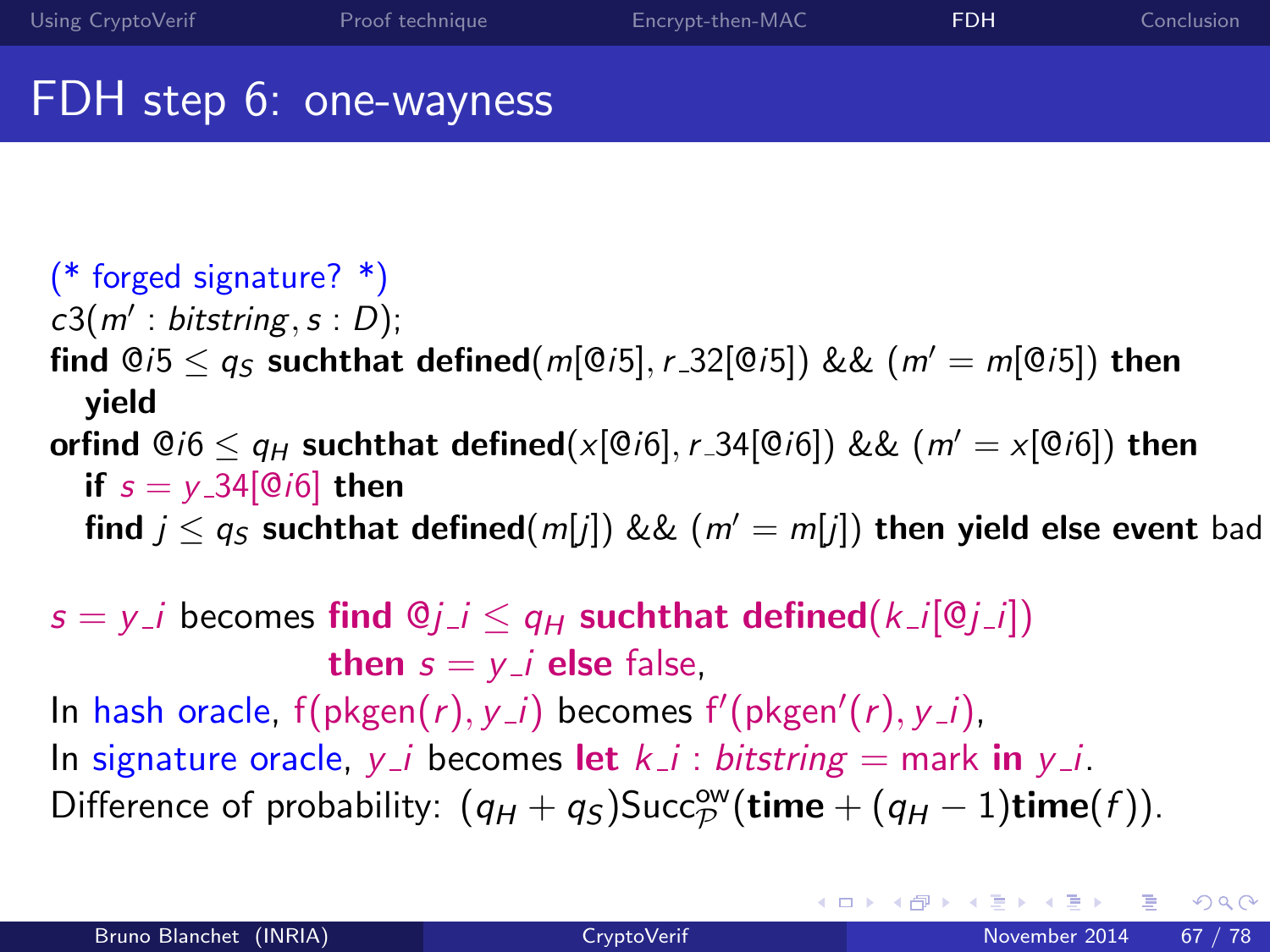# FDH step 6: one-wayness

```
(* forged signature? *)
c3(m' : bitstring, s : D);
find @i5 ≤ q_S suchthat defined(m[@i5], r_32[@i5]) && (m' = m[@i5]) then
  yield
orfind @i6 ≤ q_H suchthat defined(x[@i6], r_34[@i6]) && (m' = x[@i6]) then
  if s = y_34[@i6] then
  find j ≤ q_S suchthat defined(m[j]) && (m' = m[j]) then yield else event bad
```

$s = y\_i$ becomes **find** $@j\_i \leq q_H$ **suchthat defined**$(k\_i[@j\_i])$ **then** $s = y\_i$ **else** false,

In hash oracle, $\mathsf{f}(\mathsf{pkgen}(r), y\_i)$ becomes $\mathsf{f}'(\mathsf{pkgen}'(r), y\_i)$,

In signature oracle, $y\_i$ becomes **let** $k\_i : bitstring =$ mark **in** $y\_i$.

Difference of probability: $(q_H + q_S)\mathrm{Succ}^{\mathrm{ow}}_{\mathcal{P}}(\mathbf{time} + (q_H - 1)\mathbf{time}(f))$.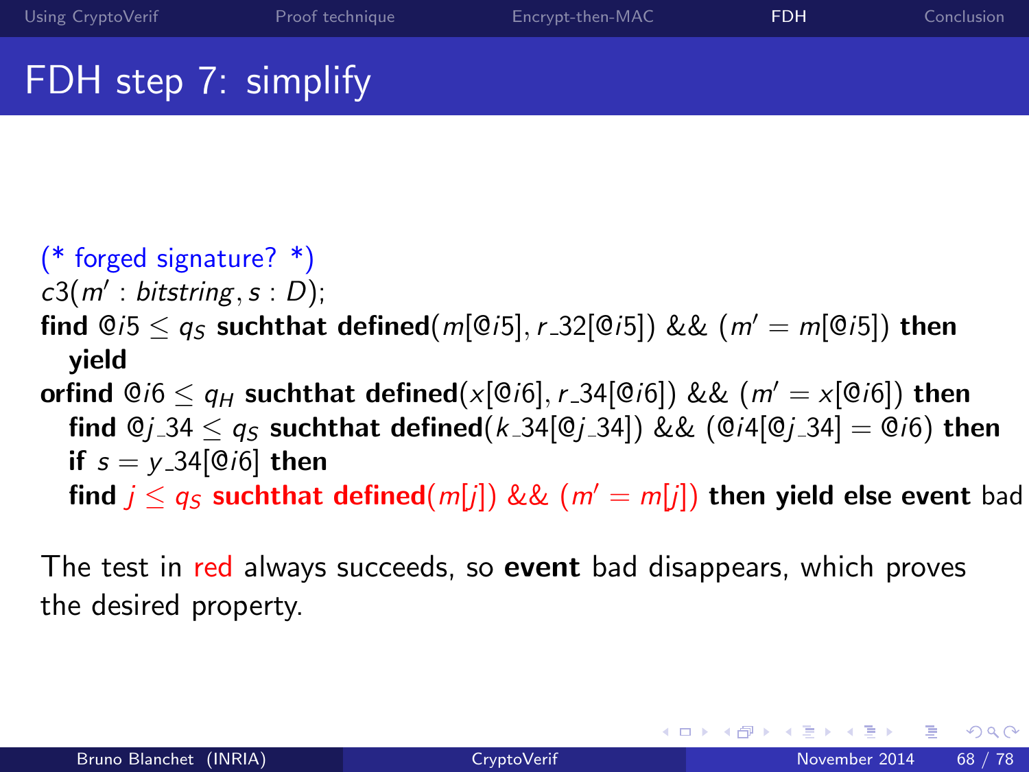# FDH step 7: simplify

```
(* forged signature? *)
c3(m' : bitstring, s : D);
find @i5 ≤ qS suchthat defined(m[@i5], r_32[@i5]) && (m' = m[@i5]) then
  yield
orfind @i6 ≤ qH suchthat defined(x[@i6], r_34[@i6]) && (m' = x[@i6]) then
  find @j_34 ≤ qS suchthat defined(k_34[@j_34]) && (@i4[@j_34] = @i6) then
  if s = y_34[@i6] then
  find j ≤ qS suchthat defined(m[j]) && (m' = m[j]) then yield else event bad
```

The test in red always succeeds, so **event** bad disappears, which proves the desired property.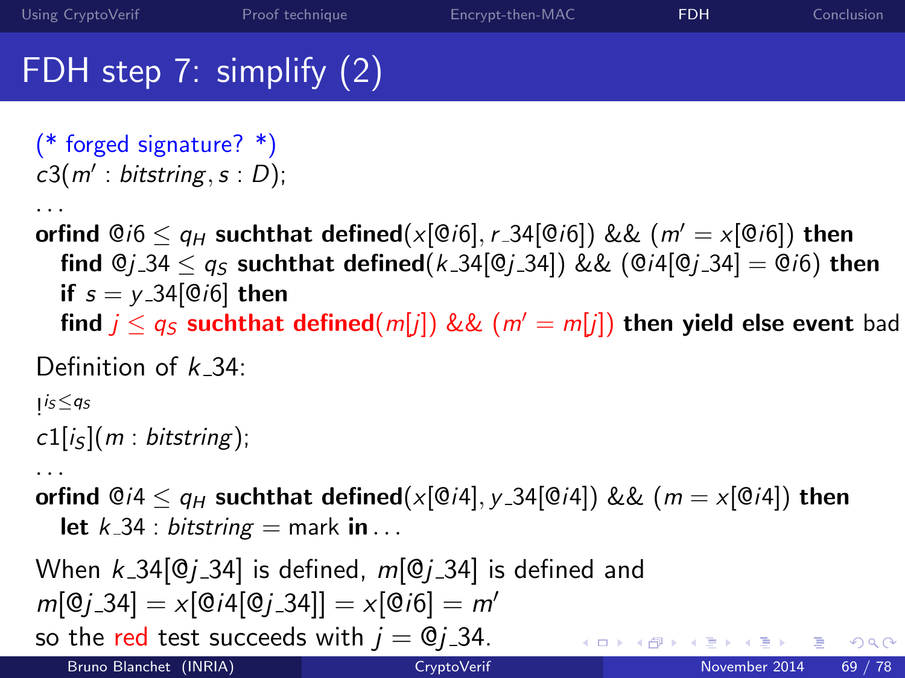# FDH step 7: simplify (2)

(* forged signature? *)

$c3(m' : bitstring, s : D);$

...

**orfind** $@i6 \leq q_H$ **suchthat defined**$(x[@i6], r\_34[@i6])$ && $(m' = x[@i6])$ **then**

  **find** $@j\_34 \leq q_S$ **suchthat defined**$(k\_34[@j\_34])$ && $(@i4[@j\_34] = @i6)$ **then**

  **if** $s = y\_34[@i6]$ **then**

  **find** $j \leq q_S$ **suchthat defined**$(m[j])$ && $(m' = m[j])$ **then yield else event** bad

Definition of $k\_34$:

$!^{i_S \leq q_S}$

$c1[i_S](m : bitstring);$

...

**orfind** $@i4 \leq q_H$ **suchthat defined**$(x[@i4], y\_34[@i4])$ && $(m = x[@i4])$ **then**

  **let** $k\_34 : bitstring =$ mark **in** ...

When $k\_34[@j\_34]$ is defined, $m[@j\_34]$ is defined and $m[@j\_34] = x[@i4[@j\_34]] = x[@i6] = m'$ so the red test succeeds with $j = @j\_34$.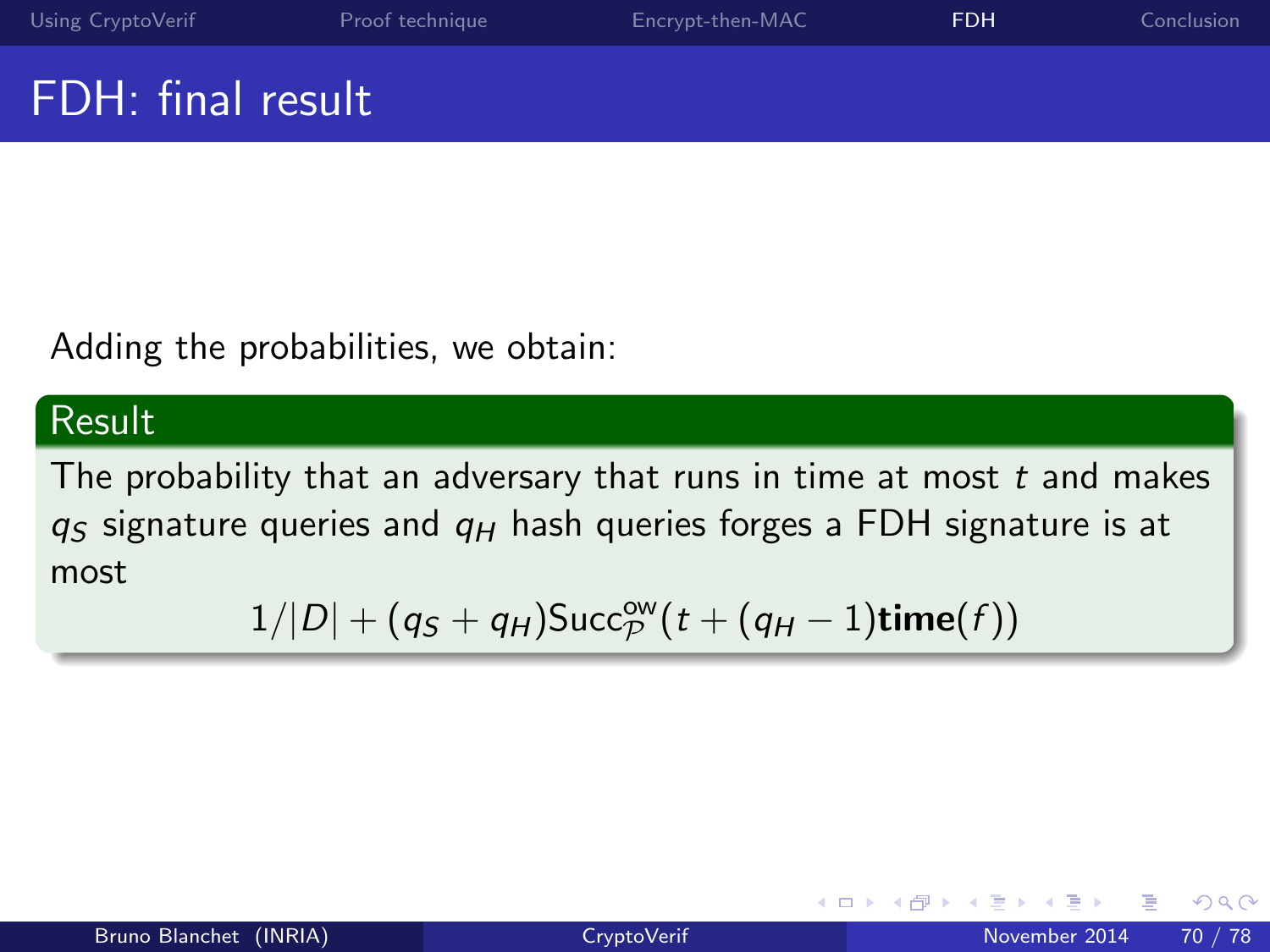# FDH: final result

Adding the probabilities, we obtain:

**Result**

The probability that an adversary that runs in time at most $t$ and makes $q_S$ signature queries and $q_H$ hash queries forges a FDH signature is at most

$$1/|D| + (q_S + q_H)\mathrm{Succ}_{\mathcal{P}}^{\mathrm{ow}}(t + (q_H - 1)\mathbf{time}(f))$$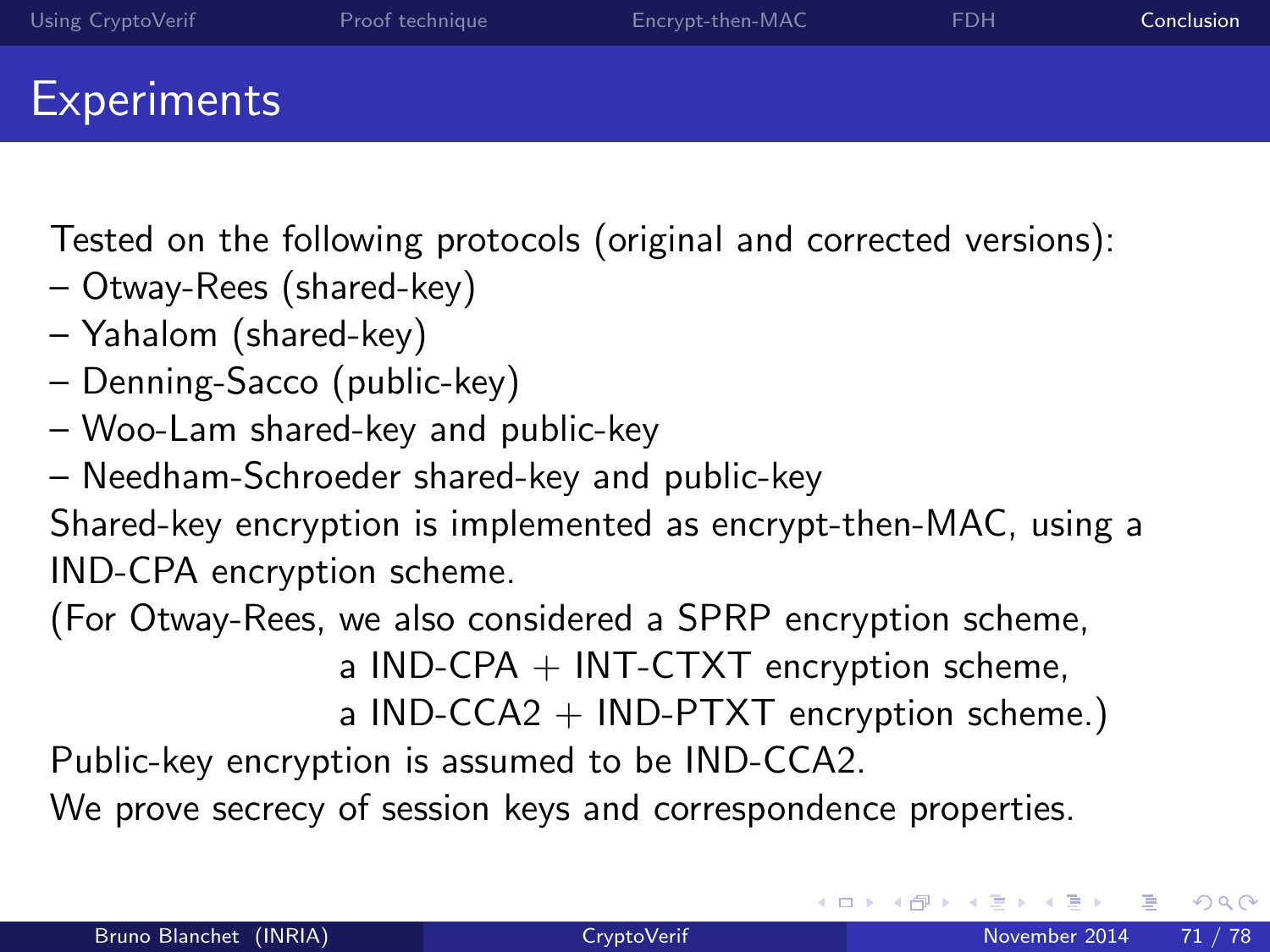# Experiments

Tested on the following protocols (original and corrected versions):

- Otway-Rees (shared-key)
- Yahalom (shared-key)
- Denning-Sacco (public-key)
- Woo-Lam shared-key and public-key
- Needham-Schroeder shared-key and public-key

Shared-key encryption is implemented as encrypt-then-MAC, using a IND-CPA encryption scheme.

(For Otway-Rees, we also considered a SPRP encryption scheme,
a IND-CPA + INT-CTXT encryption scheme,
a IND-CCA2 + IND-PTXT encryption scheme.)

Public-key encryption is assumed to be IND-CCA2.

We prove secrecy of session keys and correspondence properties.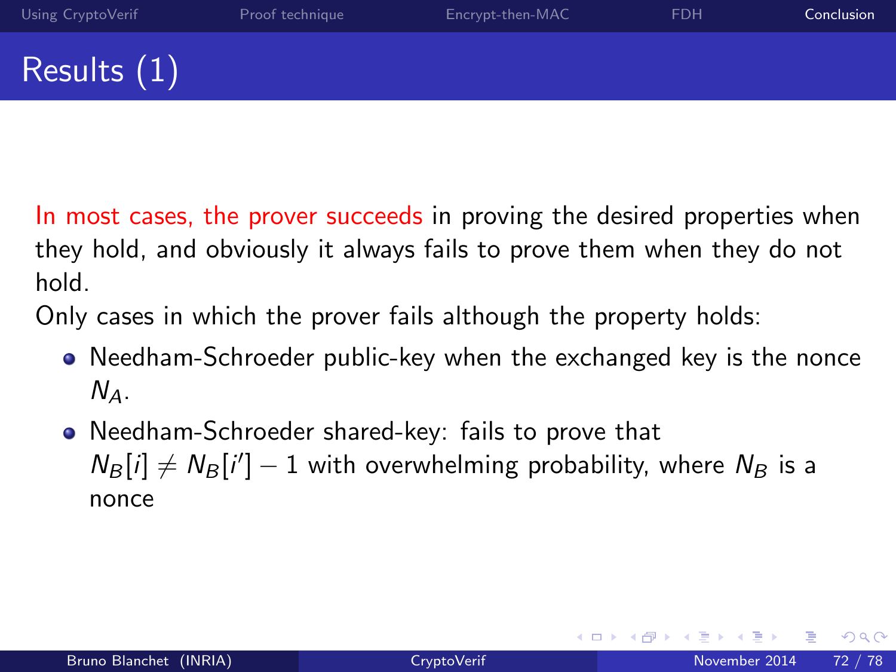# Results (1)

In most cases, the prover succeeds in proving the desired properties when they hold, and obviously it always fails to prove them when they do not hold.

Only cases in which the prover fails although the property holds:

- Needham-Schroeder public-key when the exchanged key is the nonce $N_A$.
- Needham-Schroeder shared-key: fails to prove that $N_B[i] \neq N_B[i'] - 1$ with overwhelming probability, where $N_B$ is a nonce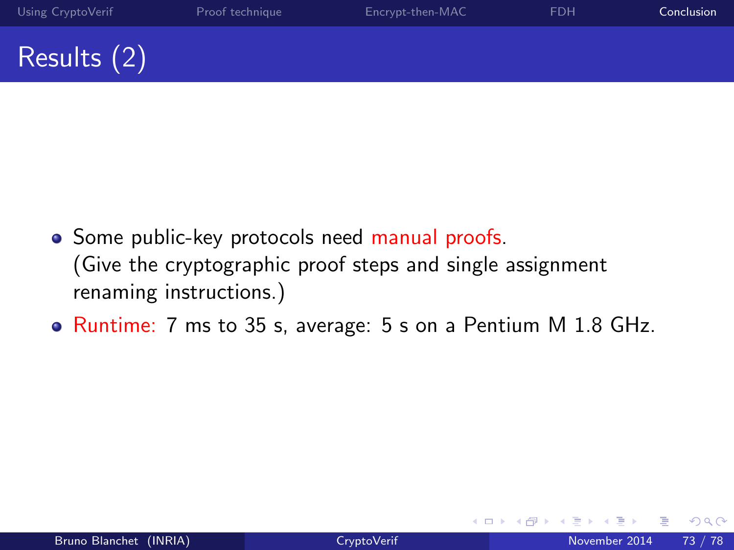# Results (2)

- Some public-key protocols need manual proofs.
  (Give the cryptographic proof steps and single assignment renaming instructions.)
- Runtime: 7 ms to 35 s, average: 5 s on a Pentium M 1.8 GHz.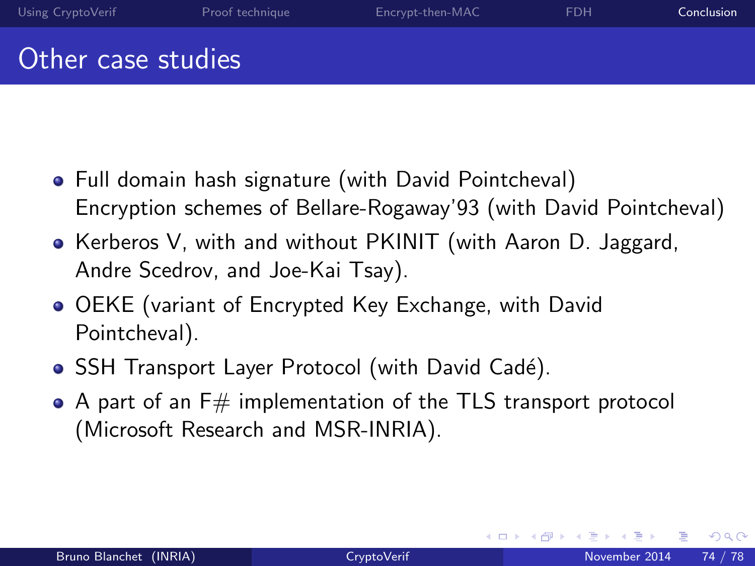# Other case studies

- Full domain hash signature (with David Pointcheval)
  Encryption schemes of Bellare-Rogaway'93 (with David Pointcheval)
- Kerberos V, with and without PKINIT (with Aaron D. Jaggard, Andre Scedrov, and Joe-Kai Tsay).
- OEKE (variant of Encrypted Key Exchange, with David Pointcheval).
- SSH Transport Layer Protocol (with David Cadé).
- A part of an F# implementation of the TLS transport protocol (Microsoft Research and MSR-INRIA).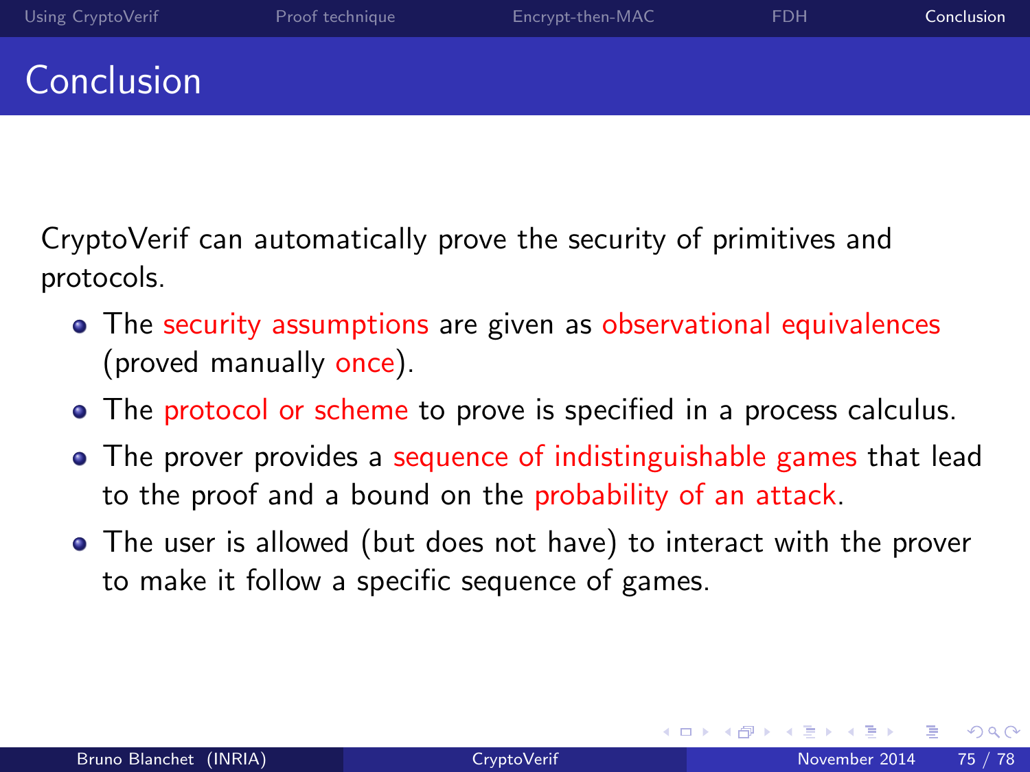# Conclusion

CryptoVerif can automatically prove the security of primitives and protocols.

- The security assumptions are given as observational equivalences (proved manually once).
- The protocol or scheme to prove is specified in a process calculus.
- The prover provides a sequence of indistinguishable games that lead to the proof and a bound on the probability of an attack.
- The user is allowed (but does not have) to interact with the prover to make it follow a specific sequence of games.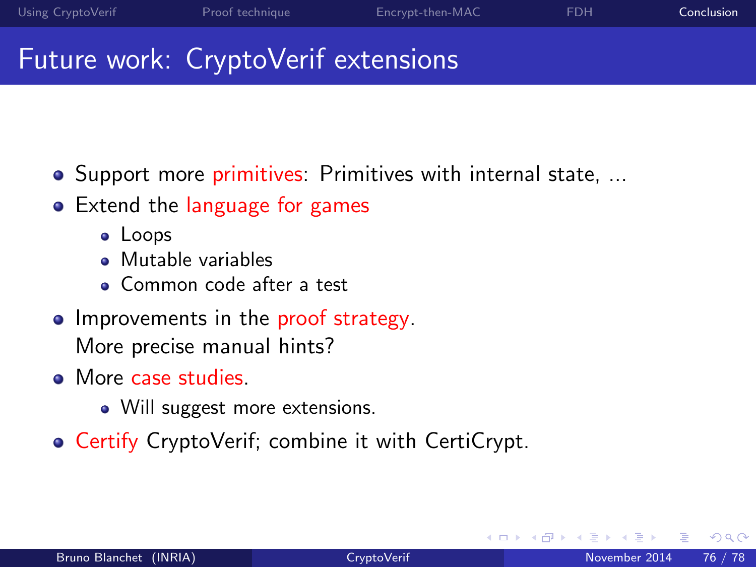# Future work: CryptoVerif extensions

- Support more primitives: Primitives with internal state, ...
- Extend the language for games
  - Loops
  - Mutable variables
  - Common code after a test
- Improvements in the proof strategy.
  More precise manual hints?
- More case studies.
  - Will suggest more extensions.
- Certify CryptoVerif; combine it with CertiCrypt.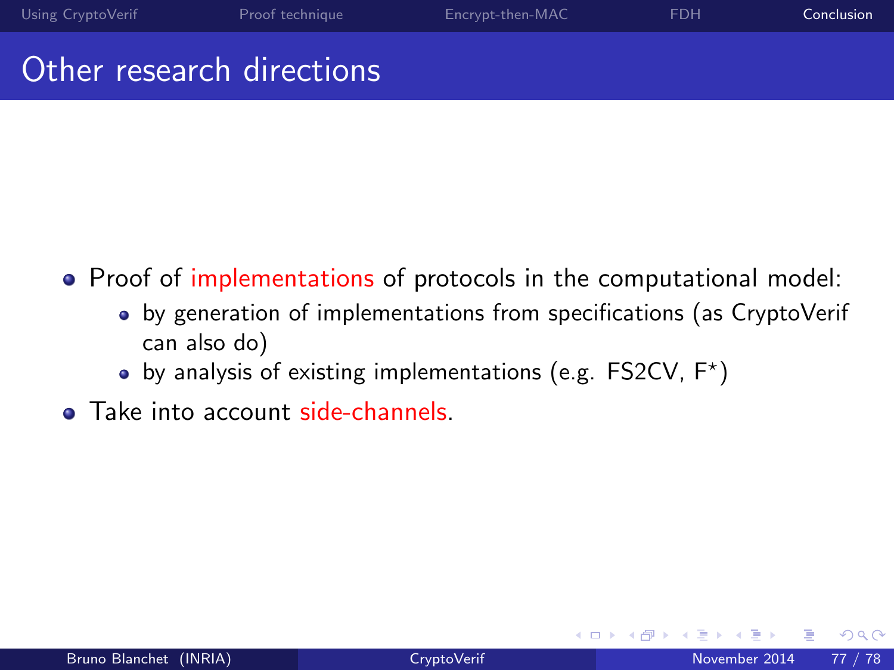## Other research directions

- Proof of implementations of protocols in the computational model:
  - by generation of implementations from specifications (as CryptoVerif can also do)
  - by analysis of existing implementations (e.g. FS2CV, F*)
- Take into account side-channels.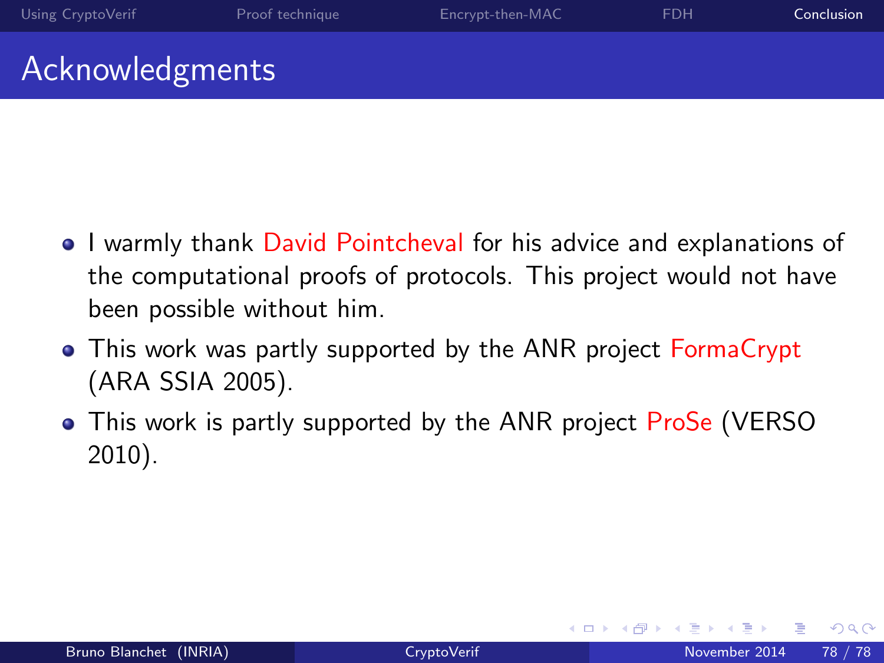# Acknowledgments

- I warmly thank David Pointcheval for his advice and explanations of the computational proofs of protocols. This project would not have been possible without him.
- This work was partly supported by the ANR project FormaCrypt (ARA SSIA 2005).
- This work is partly supported by the ANR project ProSe (VERSO 2010).